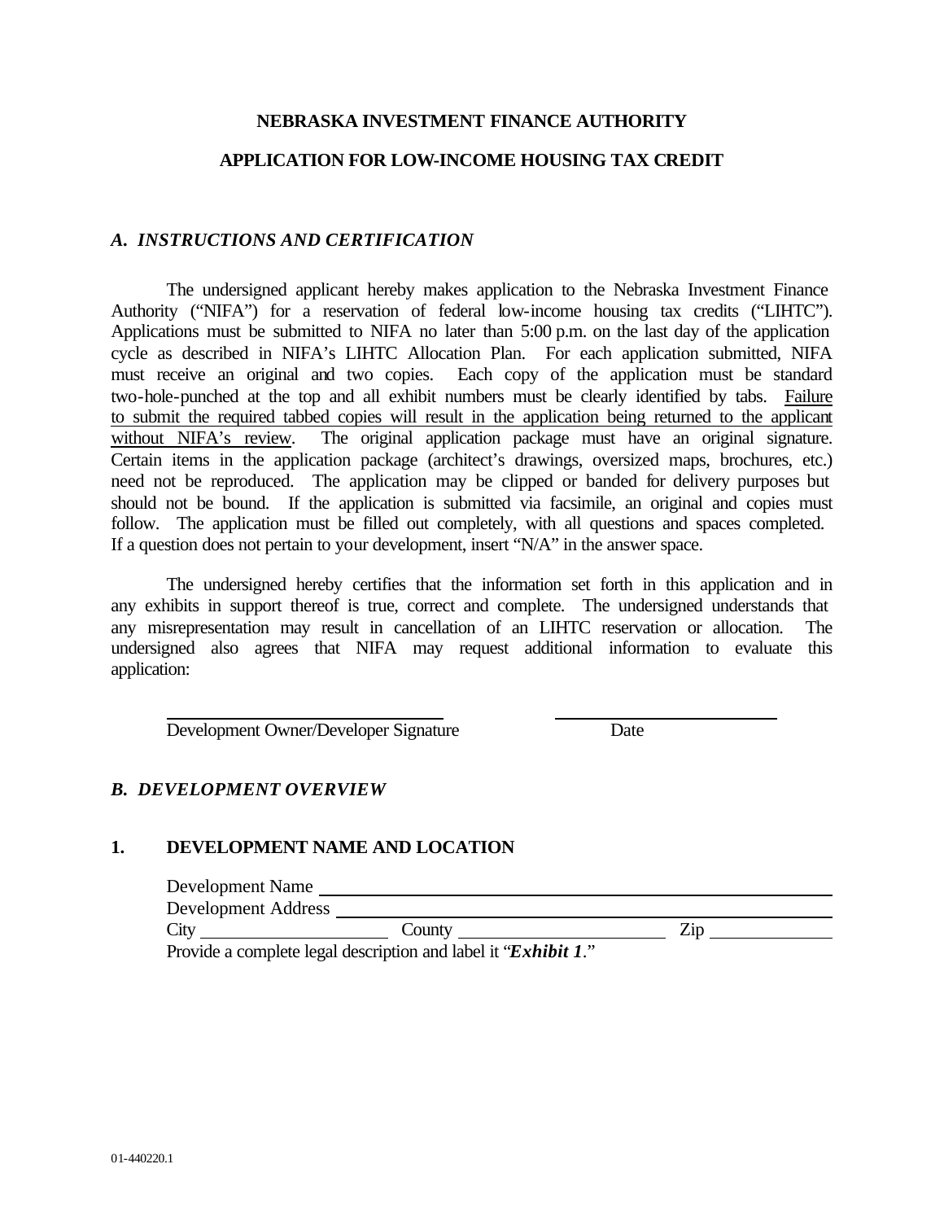**NEBRASKA INVESTMENT FINANCE AUTHORITY**

**APPLICATION FOR LOW-INCOME HOUSING TAX CREDIT**

## *A. INSTRUCTIONS AND CERTIFICATION*

The undersigned applicant hereby makes application to the Nebraska Investment Finance Authority ("NIFA") for a reservation of federal low-income housing tax credits ("LIHTC"). Applications must be submitted to NIFA no later than 5:00 p.m. on the last day of the application cycle as described in NIFA's LIHTC Allocation Plan. For each application submitted, NIFA must receive an original and two copies. Each copy of the application must be standard two-hole-punched at the top and all exhibit numbers must be clearly identified by tabs. <u>Failure to submit the required tabbed copies will result in the application being returned to the applicant without NIFA's review</u>. The original application package must have an original signature. Certain items in the application package (architect's drawings, oversized maps, brochures, etc.) need not be reproduced. The application may be clipped or banded for delivery purposes but should not be bound. If the application is submitted via facsimile, an original and copies must follow. The application must be filled out completely, with all questions and spaces completed. If a question does not pertain to your development, insert "N/A" in the answer space.

The undersigned hereby certifies that the information set forth in this application and in any exhibits in support thereof is true, correct and complete. The undersigned understands that any misrepresentation may result in cancellation of an LIHTC reservation or allocation. The undersigned also agrees that NIFA may request additional information to evaluate this application:

\_\_\_\_\_\_\_\_\_\_\_\_\_\_\_\_\_\_\_\_\_\_\_\_\_\_\_\_\_\_ \_\_\_\_\_\_\_\_\_\_\_\_\_\_\_\_\_\_\_\_\_\_\_\_

Development Owner/Developer Signature Date

## *B. DEVELOPMENT OVERVIEW*

### 1. DEVELOPMENT NAME AND LOCATION

Development Name \_\_\_\_\_\_\_\_\_\_\_\_\_\_\_\_\_\_\_\_\_\_\_\_\_\_\_\_\_\_\_\_\_\_\_\_\_\_\_\_\_\_\_\_\_\_\_\_

Development Address \_\_\_\_\_\_\_\_\_\_\_\_\_\_\_\_\_\_\_\_\_\_\_\_\_\_\_\_\_\_\_\_\_\_\_\_\_\_\_\_\_\_\_\_\_

City \_\_\_\_\_\_\_\_\_\_\_\_\_\_\_\_\_\_ County \_\_\_\_\_\_\_\_\_\_\_\_\_\_\_\_\_\_\_\_ Zip \_\_\_\_\_\_\_\_\_\_\_\_

Provide a complete legal description and label it "***Exhibit 1***."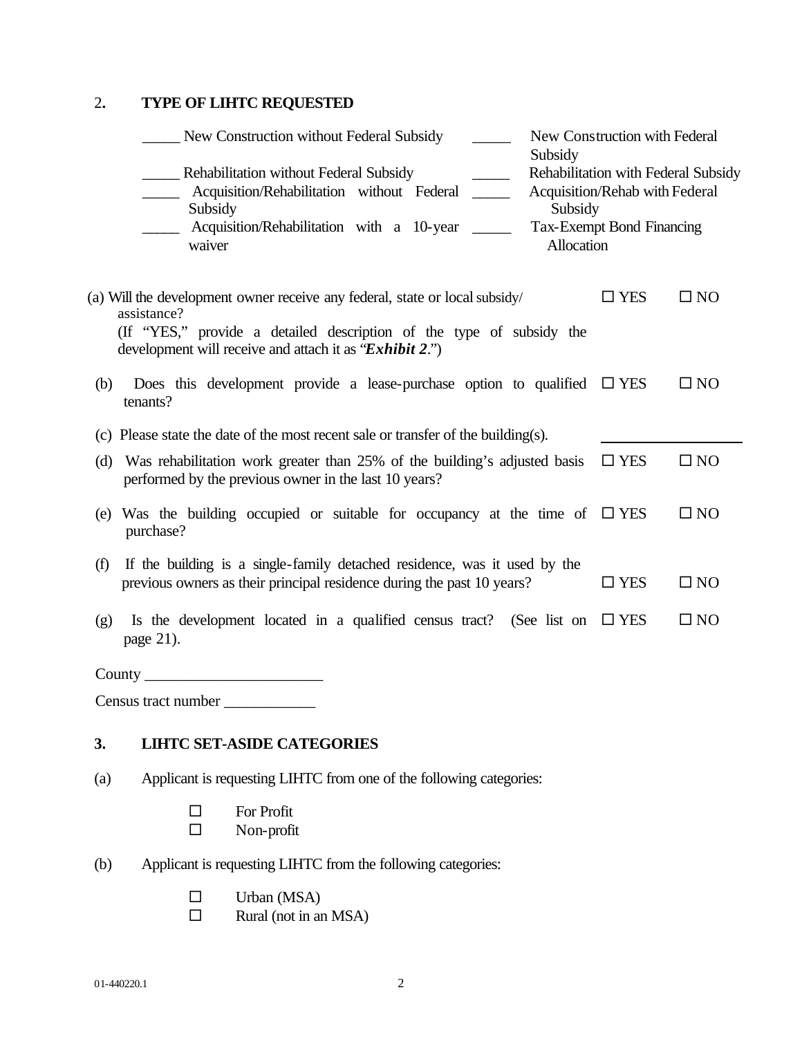## 2. TYPE OF LIHTC REQUESTED

| | |
|---|---|
| _____ New Construction without Federal Subsidy | _____ New Construction with Federal Subsidy |
| _____ Rehabilitation without Federal Subsidy | _____ Rehabilitation with Federal Subsidy |
| _____ Acquisition/Rehabilitation without Federal Subsidy | _____ Acquisition/Rehab with Federal Subsidy |
| _____ Acquisition/Rehabilitation with a 10-year waiver | _____ Tax-Exempt Bond Financing Allocation |

(a) Will the development owner receive any federal, state or local subsidy/ assistance? ☐ YES ☐ NO
(If "YES," provide a detailed description of the type of subsidy the development will receive and attach it as "***Exhibit 2***.")

(b) Does this development provide a lease-purchase option to qualified tenants? ☐ YES ☐ NO

(c) Please state the date of the most recent sale or transfer of the building(s). ____________________

(d) Was rehabilitation work greater than 25% of the building's adjusted basis performed by the previous owner in the last 10 years? ☐ YES ☐ NO

(e) Was the building occupied or suitable for occupancy at the time of purchase? ☐ YES ☐ NO

(f) If the building is a single-family detached residence, was it used by the previous owners as their principal residence during the past 10 years? ☐ YES ☐ NO

(g) Is the development located in a qualified census tract? (See list on page 21). ☐ YES ☐ NO

County _______________________

Census tract number ___________

## 3. LIHTC SET-ASIDE CATEGORIES

(a) Applicant is requesting LIHTC from one of the following categories:

- ☐ For Profit
- ☐ Non-profit

(b) Applicant is requesting LIHTC from the following categories:

- ☐ Urban (MSA)
- ☐ Rural (not in an MSA)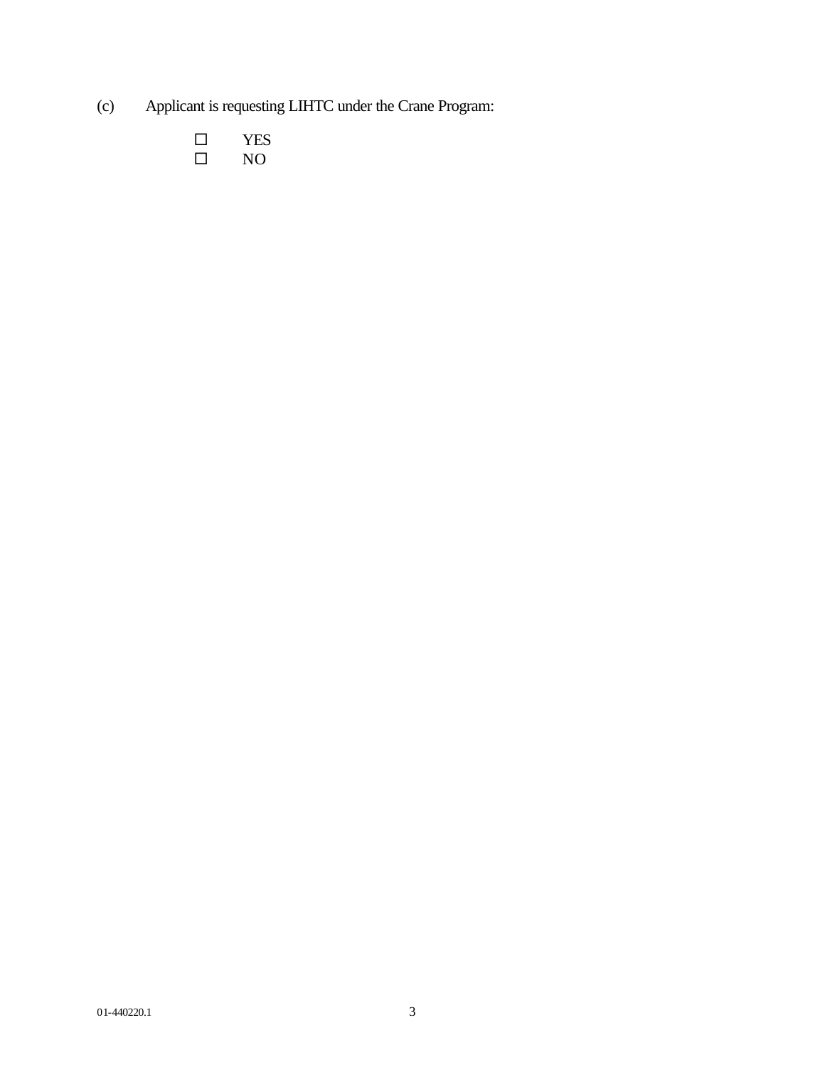(c) Applicant is requesting LIHTC under the Crane Program:

- ☐ YES
- ☐ NO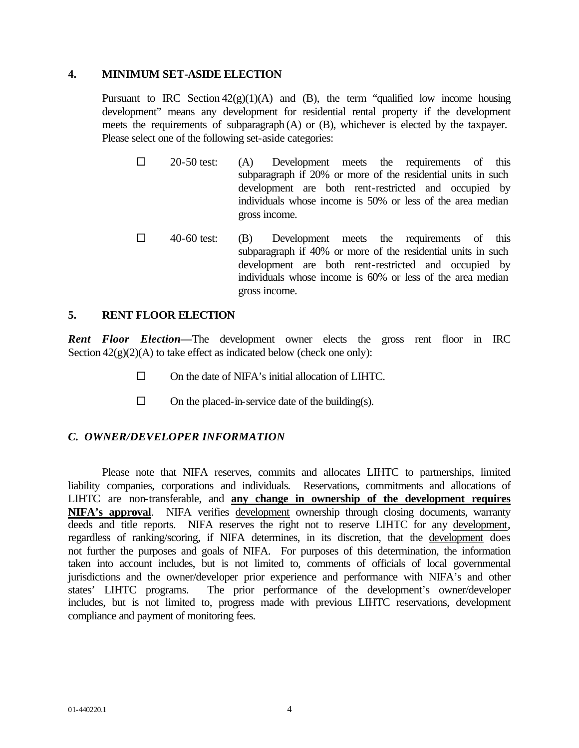## 4. MINIMUM SET-ASIDE ELECTION

Pursuant to IRC Section 42(g)(1)(A) and (B), the term "qualified low income housing development" means any development for residential rental property if the development meets the requirements of subparagraph (A) or (B), whichever is elected by the taxpayer. Please select one of the following set-aside categories:

- ☐ 20-50 test: (A) Development meets the requirements of this subparagraph if 20% or more of the residential units in such development are both rent-restricted and occupied by individuals whose income is 50% or less of the area median gross income.

- ☐ 40-60 test: (B) Development meets the requirements of this subparagraph if 40% or more of the residential units in such development are both rent-restricted and occupied by individuals whose income is 60% or less of the area median gross income.

## 5. RENT FLOOR ELECTION

***Rent Floor Election—***The development owner elects the gross rent floor in IRC Section 42(g)(2)(A) to take effect as indicated below (check one only):

- ☐ On the date of NIFA's initial allocation of LIHTC.
- ☐ On the placed-in-service date of the building(s).

## *C. OWNER/DEVELOPER INFORMATION*

Please note that NIFA reserves, commits and allocates LIHTC to partnerships, limited liability companies, corporations and individuals. Reservations, commitments and allocations of LIHTC are non-transferable, and **any change in ownership of the development requires NIFA's approval**. NIFA verifies development ownership through closing documents, warranty deeds and title reports. NIFA reserves the right not to reserve LIHTC for any development, regardless of ranking/scoring, if NIFA determines, in its discretion, that the development does not further the purposes and goals of NIFA. For purposes of this determination, the information taken into account includes, but is not limited to, comments of officials of local governmental jurisdictions and the owner/developer prior experience and performance with NIFA's and other states' LIHTC programs. The prior performance of the development's owner/developer includes, but is not limited to, progress made with previous LIHTC reservations, development compliance and payment of monitoring fees.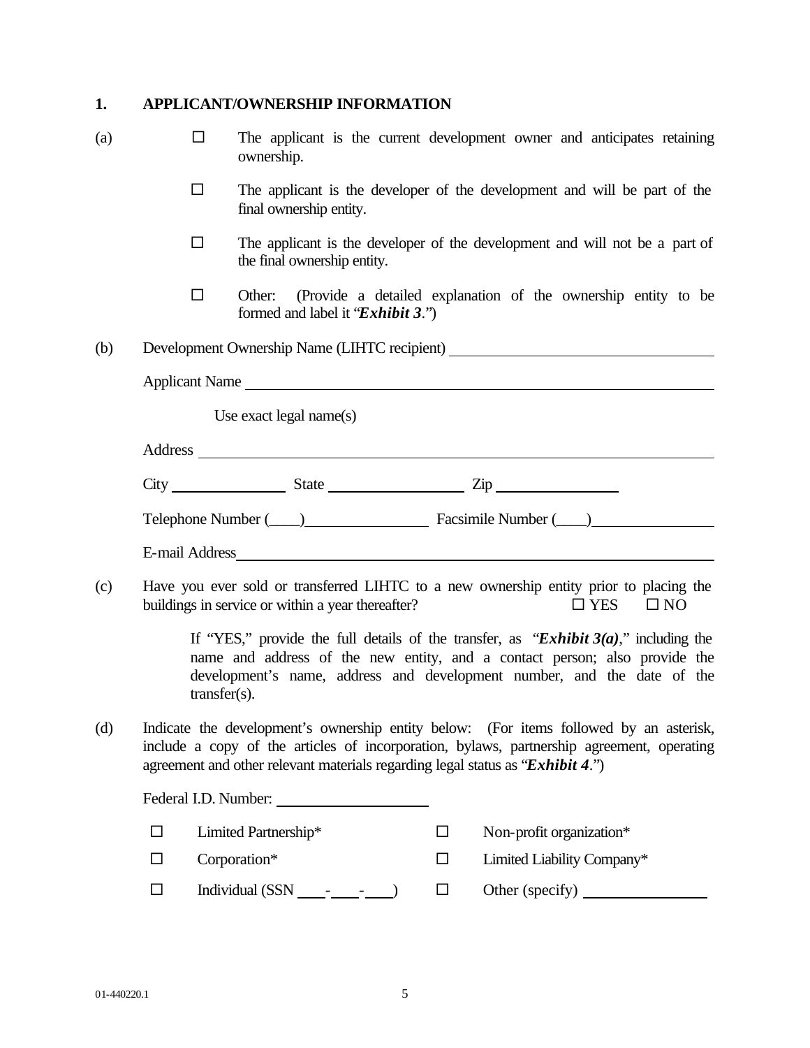## 1. APPLICANT/OWNERSHIP INFORMATION

(a)

- ☐ The applicant is the current development owner and anticipates retaining ownership.
- ☐ The applicant is the developer of the development and will be part of the final ownership entity.
- ☐ The applicant is the developer of the development and will not be a part of the final ownership entity.
- ☐ Other: (Provide a detailed explanation of the ownership entity to be formed and label it "***Exhibit 3***.")

(b) Development Ownership Name (LIHTC recipient) ______________________________

Applicant Name ______________________________

Use exact legal name(s)

Address ______________________________

City ______________ State ______________ Zip ______________

Telephone Number (____)______________ Facsimile Number (____)______________

E-mail Address ______________________________

(c) Have you ever sold or transferred LIHTC to a new ownership entity prior to placing the buildings in service or within a year thereafter? ☐ YES ☐ NO

If "YES," provide the full details of the transfer, as "***Exhibit 3(a)***," including the name and address of the new entity, and a contact person; also provide the development's name, address and development number, and the date of the transfer(s).

(d) Indicate the development's ownership entity below: (For items followed by an asterisk, include a copy of the articles of incorporation, bylaws, partnership agreement, operating agreement and other relevant materials regarding legal status as "***Exhibit 4***.")

Federal I.D. Number: ______________

- ☐ Limited Partnership*
- ☐ Corporation*
- ☐ Individual (SSN ____-____-____)
- ☐ Non-profit organization*
- ☐ Limited Liability Company*
- ☐ Other (specify) ______________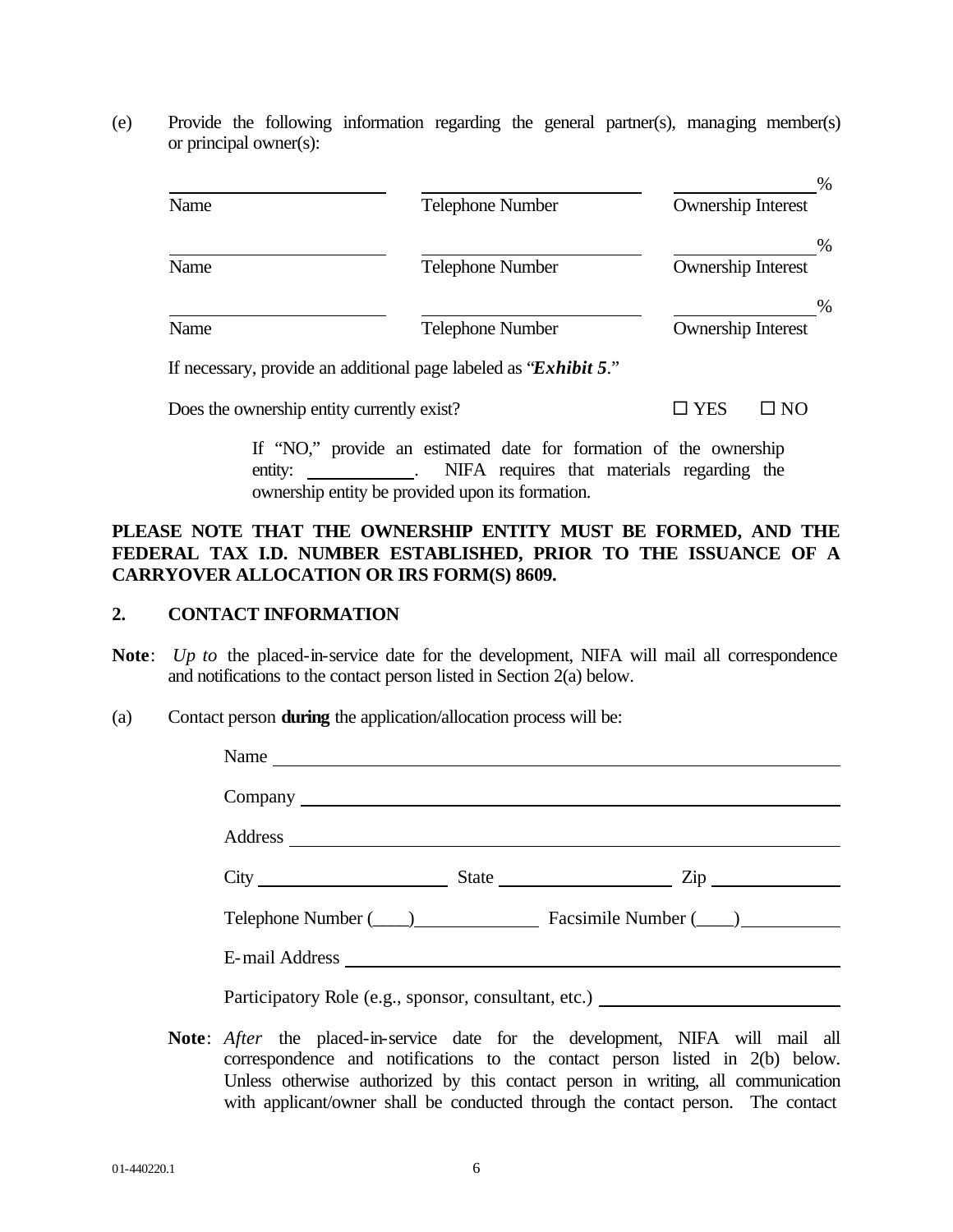(e) Provide the following information regarding the general partner(s), managing member(s) or principal owner(s):

| Name | Telephone Number | Ownership Interest |
|---|---|---|
| ______________________ | ______________________ | ______________% |
| ______________________ | ______________________ | ______________% |
| ______________________ | ______________________ | ______________% |

If necessary, provide an additional page labeled as "***Exhibit 5***."

Does the ownership entity currently exist? ☐ YES ☐ NO

If "NO," provide an estimated date for formation of the ownership entity: ____________. NIFA requires that materials regarding the ownership entity be provided upon its formation.

**PLEASE NOTE THAT THE OWNERSHIP ENTITY MUST BE FORMED, AND THE FEDERAL TAX I.D. NUMBER ESTABLISHED, PRIOR TO THE ISSUANCE OF A CARRYOVER ALLOCATION OR IRS FORM(S) 8609.**

## 2. CONTACT INFORMATION

**Note**: *Up to* the placed-in-service date for the development, NIFA will mail all correspondence and notifications to the contact person listed in Section 2(a) below.

(a) Contact person **during** the application/allocation process will be:

Name ______________________________________________

Company ______________________________________________

Address ______________________________________________

City ____________________ State ____________________ Zip ______________

Telephone Number (____)______________ Facsimile Number (____)__________

E-mail Address ______________________________________________

Participatory Role (e.g., sponsor, consultant, etc.) ________________________

**Note**: *After* the placed-in-service date for the development, NIFA will mail all correspondence and notifications to the contact person listed in 2(b) below. Unless otherwise authorized by this contact person in writing, all communication with applicant/owner shall be conducted through the contact person. The contact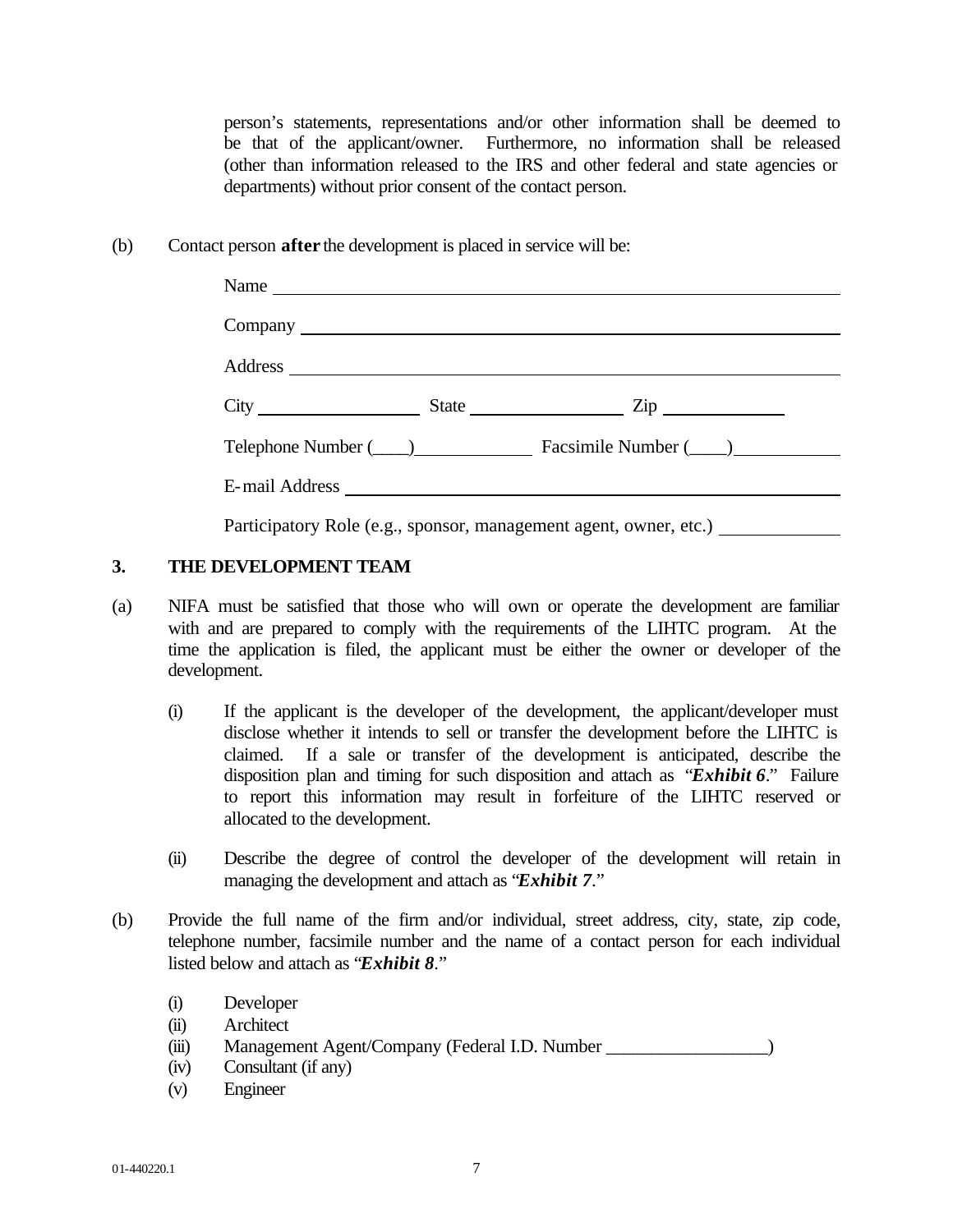person's statements, representations and/or other information shall be deemed to be that of the applicant/owner. Furthermore, no information shall be released (other than information released to the IRS and other federal and state agencies or departments) without prior consent of the contact person.

(b) Contact person **after** the development is placed in service will be:

Name ______________________________________________

Company ______________________________________________

Address ______________________________________________

City ________________ State ________________ Zip ____________

Telephone Number (____)____________ Facsimile Number (____)__________

E-mail Address ______________________________________________

Participatory Role (e.g., sponsor, management agent, owner, etc.) ____________

## 3. THE DEVELOPMENT TEAM

(a) NIFA must be satisfied that those who will own or operate the development are familiar with and are prepared to comply with the requirements of the LIHTC program. At the time the application is filed, the applicant must be either the owner or developer of the development.

(i) If the applicant is the developer of the development, the applicant/developer must disclose whether it intends to sell or transfer the development before the LIHTC is claimed. If a sale or transfer of the development is anticipated, describe the disposition plan and timing for such disposition and attach as "***Exhibit 6***." Failure to report this information may result in forfeiture of the LIHTC reserved or allocated to the development.

(ii) Describe the degree of control the developer of the development will retain in managing the development and attach as "***Exhibit 7***."

(b) Provide the full name of the firm and/or individual, street address, city, state, zip code, telephone number, facsimile number and the name of a contact person for each individual listed below and attach as "***Exhibit 8***."

(i) Developer
(ii) Architect
(iii) Management Agent/Company (Federal I.D. Number _________________)
(iv) Consultant (if any)
(v) Engineer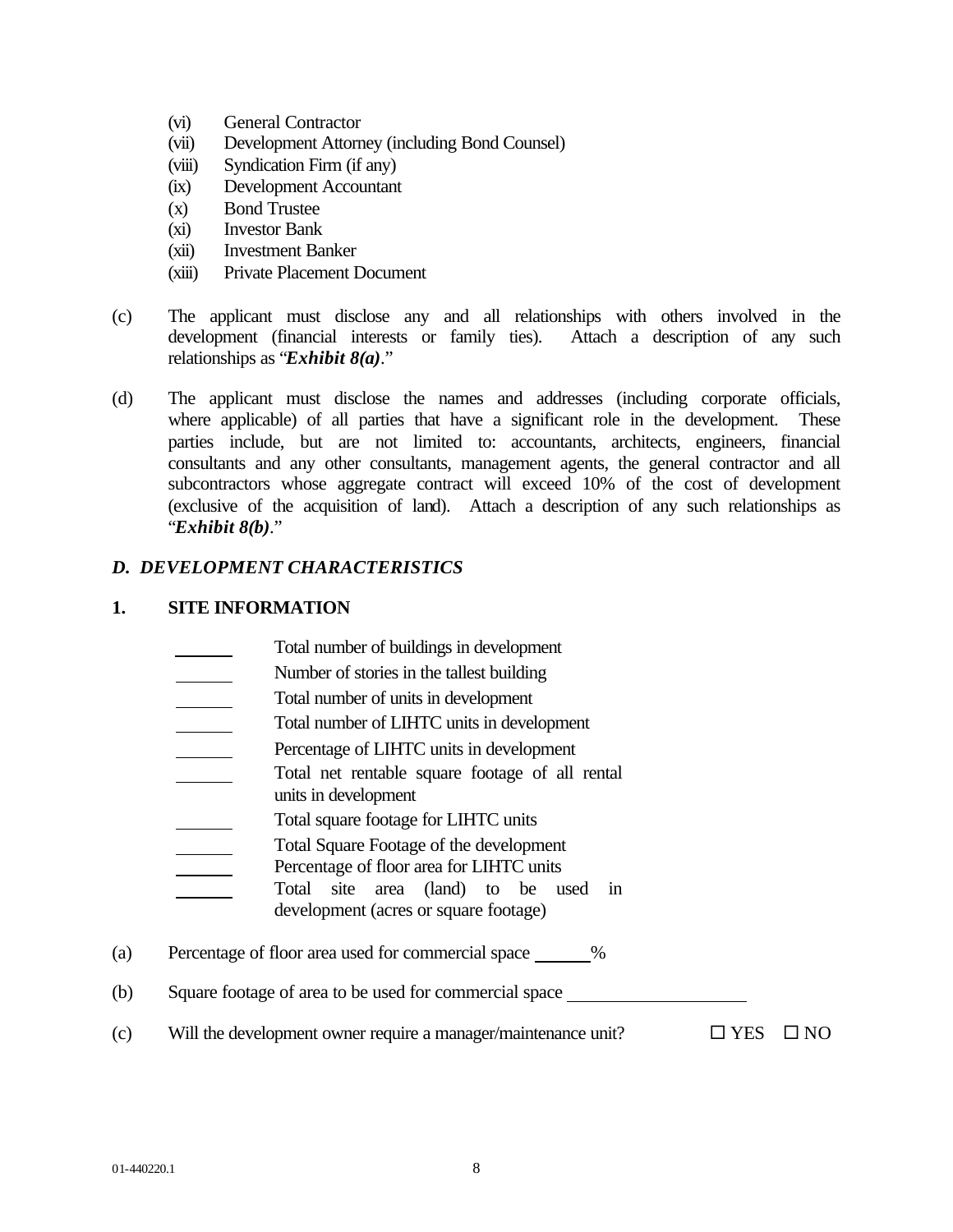(vi) General Contractor
(vii) Development Attorney (including Bond Counsel)
(viii) Syndication Firm (if any)
(ix) Development Accountant
(x) Bond Trustee
(xi) Investor Bank
(xii) Investment Banker
(xiii) Private Placement Document

(c) The applicant must disclose any and all relationships with others involved in the development (financial interests or family ties). Attach a description of any such relationships as "***Exhibit 8(a)***."

(d) The applicant must disclose the names and addresses (including corporate officials, where applicable) of all parties that have a significant role in the development. These parties include, but are not limited to: accountants, architects, engineers, financial consultants and any other consultants, management agents, the general contractor and all subcontractors whose aggregate contract will exceed 10% of the cost of development (exclusive of the acquisition of land). Attach a description of any such relationships as "***Exhibit 8(b)***."

## *D. DEVELOPMENT CHARACTERISTICS*

### 1. SITE INFORMATION

______ Total number of buildings in development
______ Number of stories in the tallest building
______ Total number of units in development
______ Total number of LIHTC units in development
______ Percentage of LIHTC units in development
______ Total net rentable square footage of all rental units in development
______ Total square footage for LIHTC units
______ Total Square Footage of the development
______ Percentage of floor area for LIHTC units
______ Total site area (land) to be used in development (acres or square footage)

(a) Percentage of floor area used for commercial space ______%

(b) Square footage of area to be used for commercial space ____________________

(c) Will the development owner require a manager/maintenance unit? ☐ YES ☐ NO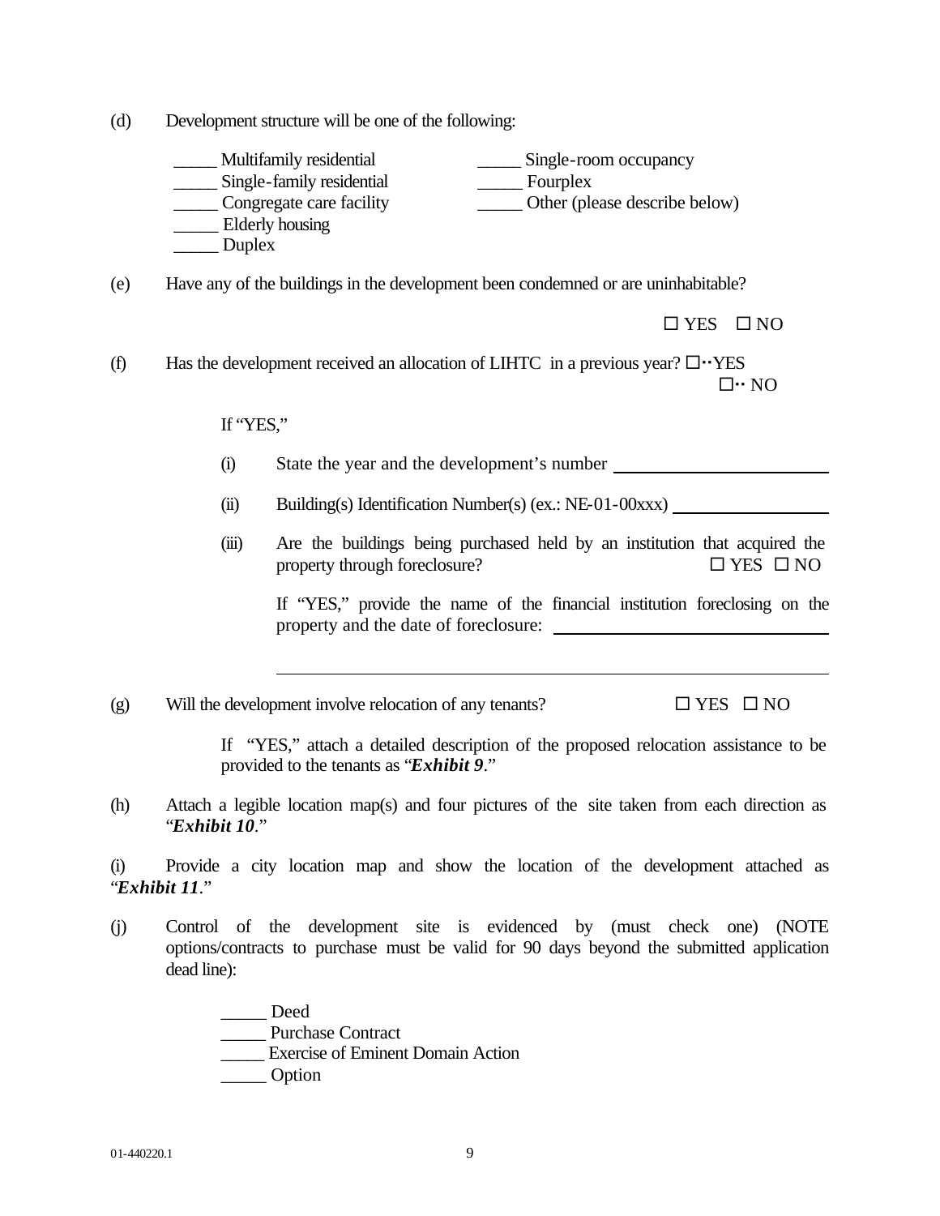(d) Development structure will be one of the following:

_____ Multifamily residential
_____ Single-family residential
_____ Congregate care facility
_____ Elderly housing
_____ Duplex
_____ Single-room occupancy
_____ Fourplex
_____ Other (please describe below)

(e) Have any of the buildings in the development been condemned or are uninhabitable?

☐ YES ☐ NO

(f) Has the development received an allocation of LIHTC in a previous year? ☐ YES ☐ NO

If "YES,"

(i) State the year and the development's number ________________________

(ii) Building(s) Identification Number(s) (ex.: NE-01-00xxx) __________________

(iii) Are the buildings being purchased held by an institution that acquired the property through foreclosure? ☐ YES ☐ NO

If "YES," provide the name of the financial institution foreclosing on the property and the date of foreclosure: ________________________________

________________________________________________________________

(g) Will the development involve relocation of any tenants? ☐ YES ☐ NO

If "YES," attach a detailed description of the proposed relocation assistance to be provided to the tenants as "***Exhibit 9***."

(h) Attach a legible location map(s) and four pictures of the site taken from each direction as "***Exhibit 10***."

(i) Provide a city location map and show the location of the development attached as "***Exhibit 11***."

(j) Control of the development site is evidenced by (must check one) (NOTE options/contracts to purchase must be valid for 90 days beyond the submitted application dead line):

_____ Deed
_____ Purchase Contract
_____ Exercise of Eminent Domain Action
_____ Option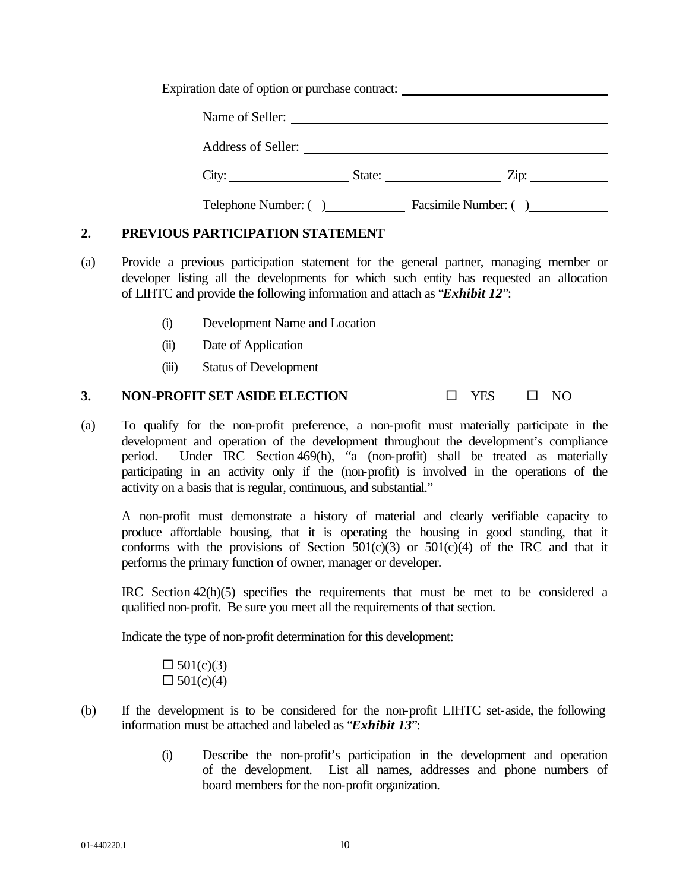Expiration date of option or purchase contract: ______________________________

Name of Seller: ______________________________

Address of Seller: ______________________________

City: ______________ State: ______________ Zip: __________

Telephone Number: ( ) __________ Facsimile Number: ( ) __________

## 2. PREVIOUS PARTICIPATION STATEMENT

(a) Provide a previous participation statement for the general partner, managing member or developer listing all the developments for which such entity has requested an allocation of LIHTC and provide the following information and attach as "***Exhibit 12***":

- (i) Development Name and Location
- (ii) Date of Application
- (iii) Status of Development

## 3. NON-PROFIT SET ASIDE ELECTION ☐ YES ☐ NO

(a) To qualify for the non-profit preference, a non-profit must materially participate in the development and operation of the development throughout the development's compliance period. Under IRC Section 469(h), "a (non-profit) shall be treated as materially participating in an activity only if the (non-profit) is involved in the operations of the activity on a basis that is regular, continuous, and substantial."

A non-profit must demonstrate a history of material and clearly verifiable capacity to produce affordable housing, that it is operating the housing in good standing, that it conforms with the provisions of Section 501(c)(3) or 501(c)(4) of the IRC and that it performs the primary function of owner, manager or developer.

IRC Section 42(h)(5) specifies the requirements that must be met to be considered a qualified non-profit. Be sure you meet all the requirements of that section.

Indicate the type of non-profit determination for this development:

☐ 501(c)(3)
☐ 501(c)(4)

(b) If the development is to be considered for the non-profit LIHTC set-aside, the following information must be attached and labeled as "***Exhibit 13***":

- (i) Describe the non-profit's participation in the development and operation of the development. List all names, addresses and phone numbers of board members for the non-profit organization.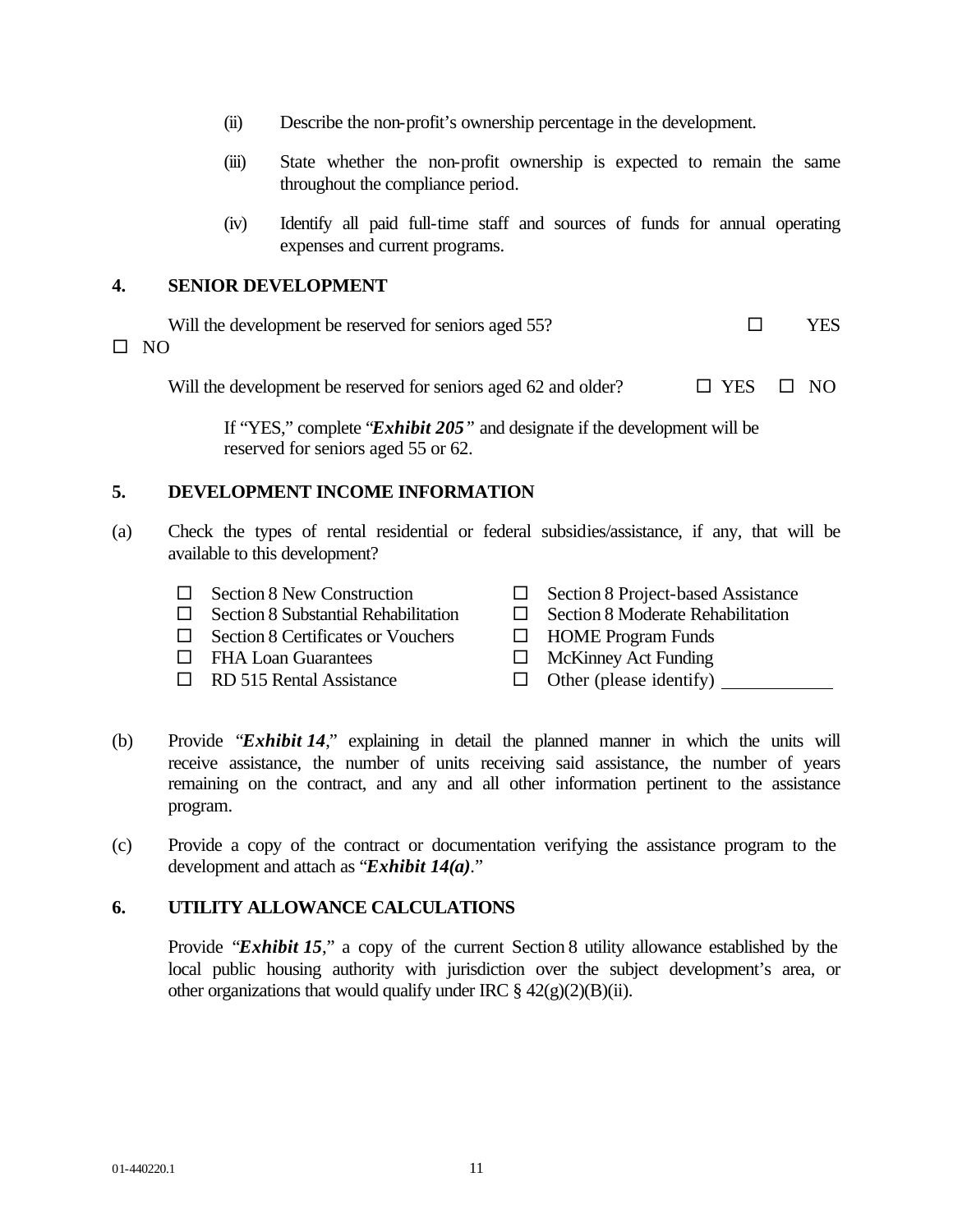(ii) Describe the non-profit's ownership percentage in the development.

(iii) State whether the non-profit ownership is expected to remain the same throughout the compliance period.

(iv) Identify all paid full-time staff and sources of funds for annual operating expenses and current programs.

## 4. SENIOR DEVELOPMENT

Will the development be reserved for seniors aged 55? ☐ YES ☐ NO

Will the development be reserved for seniors aged 62 and older? ☐ YES ☐ NO

If "YES," complete "***Exhibit 205***" and designate if the development will be reserved for seniors aged 55 or 62.

## 5. DEVELOPMENT INCOME INFORMATION

(a) Check the types of rental residential or federal subsidies/assistance, if any, that will be available to this development?

- ☐ Section 8 New Construction
- ☐ Section 8 Substantial Rehabilitation
- ☐ Section 8 Certificates or Vouchers
- ☐ FHA Loan Guarantees
- ☐ RD 515 Rental Assistance
- ☐ Section 8 Project-based Assistance
- ☐ Section 8 Moderate Rehabilitation
- ☐ HOME Program Funds
- ☐ McKinney Act Funding
- ☐ Other (please identify) ____________

(b) Provide "***Exhibit 14***," explaining in detail the planned manner in which the units will receive assistance, the number of units receiving said assistance, the number of years remaining on the contract, and any and all other information pertinent to the assistance program.

(c) Provide a copy of the contract or documentation verifying the assistance program to the development and attach as "***Exhibit 14(a)***."

## 6. UTILITY ALLOWANCE CALCULATIONS

Provide "***Exhibit 15***," a copy of the current Section 8 utility allowance established by the local public housing authority with jurisdiction over the subject development's area, or other organizations that would qualify under IRC § 42(g)(2)(B)(ii).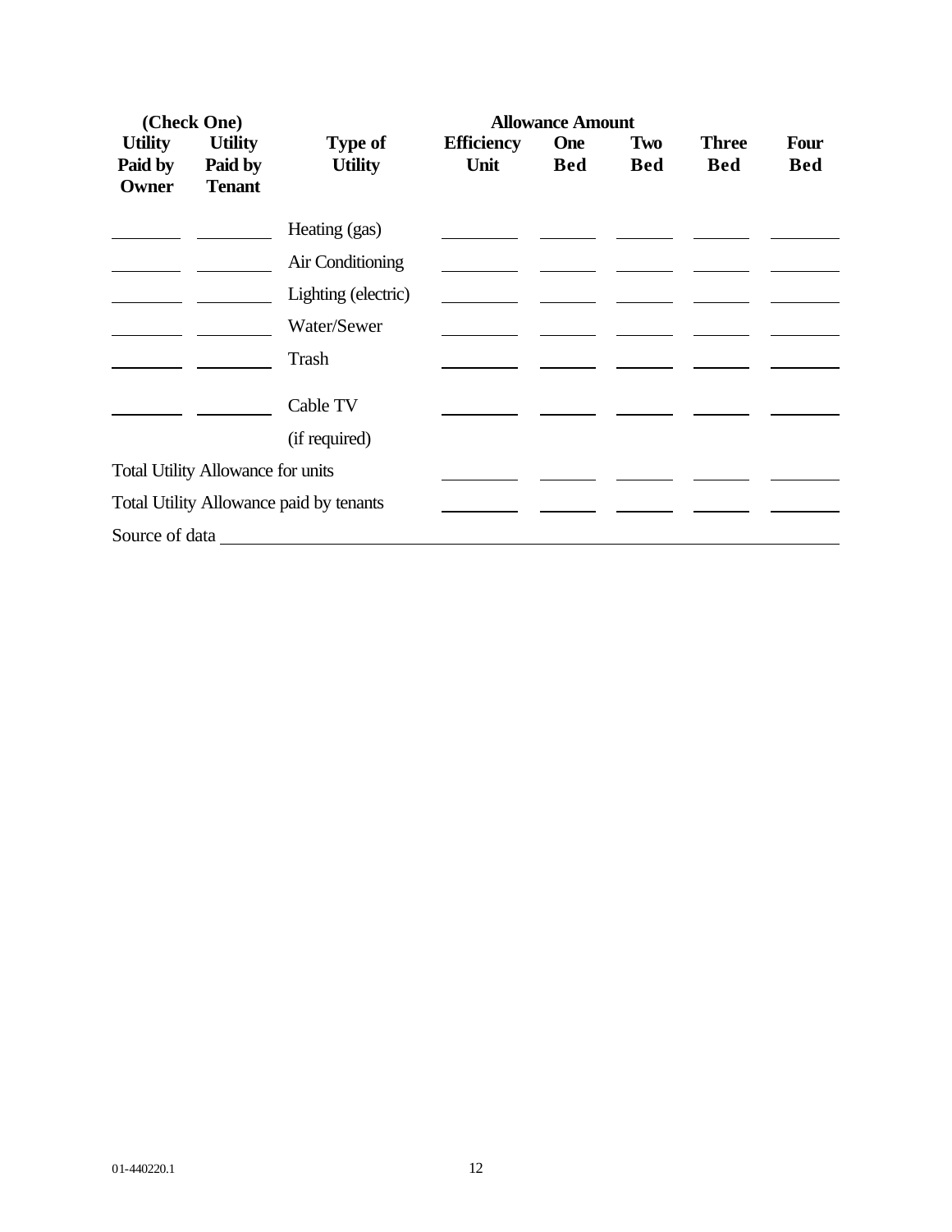| (Check One) | | | Allowance Amount | | | | |
|---|---|---|---|---|---|---|---|
| **Utility Paid by Owner** | **Utility Paid by Tenant** | **Type of Utility** | **Efficiency Unit** | **One Bed** | **Two Bed** | **Three Bed** | **Four Bed** |
| ______ | ______ | Heating (gas) | ______ | ______ | ______ | ______ | ______ |
| ______ | ______ | Air Conditioning | ______ | ______ | ______ | ______ | ______ |
| ______ | ______ | Lighting (electric) | ______ | ______ | ______ | ______ | ______ |
| ______ | ______ | Water/Sewer | ______ | ______ | ______ | ______ | ______ |
| ______ | ______ | Trash | ______ | ______ | ______ | ______ | ______ |
| ______ | ______ | Cable TV (if required) | ______ | ______ | ______ | ______ | ______ |
| Total Utility Allowance for units | | | ______ | ______ | ______ | ______ | ______ |
| Total Utility Allowance paid by tenants | | | ______ | ______ | ______ | ______ | ______ |

Source of data ____________________________________________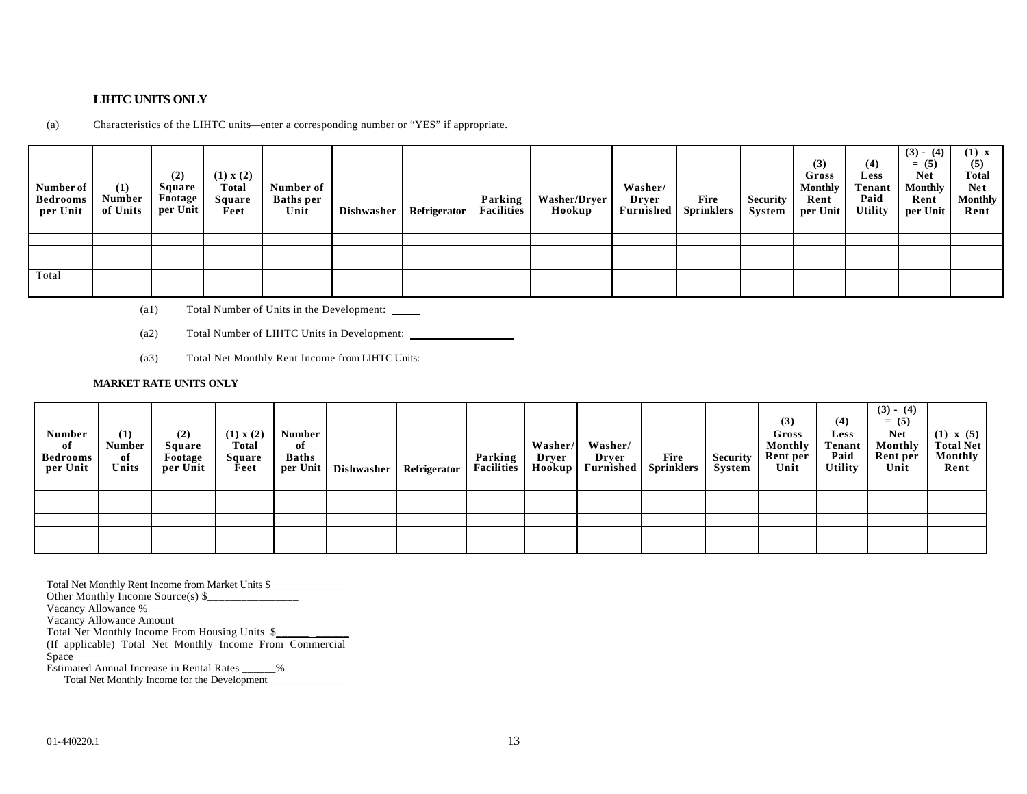**LIHTC UNITS ONLY**

(a) Characteristics of the LIHTC units—enter a corresponding number or "YES" if appropriate.

| Number of Bedrooms per Unit | (1) Number of Units | (2) Square Footage per Unit | (1) x (2) Total Square Feet | Number of Baths per Unit | Dishwasher | Refrigerator | Parking Facilities | Washer/Dryer Hookup | Washer/ Dryer Furnished | Fire Sprinklers | Security System | (3) Gross Monthly Rent per Unit | (4) Less Tenant Paid Utility | (3) - (4) = (5) Net Monthly Rent per Unit | (1) x (5) Total Net Monthly Rent |
|---|---|---|---|---|---|---|---|---|---|---|---|---|---|---|---|
| | | | | | | | | | | | | | | | |
| | | | | | | | | | | | | | | | |
| | | | | | | | | | | | | | | | |
| Total | | | | | | | | | | | | | | | |

(a1) Total Number of Units in the Development: _____

(a2) Total Number of LIHTC Units in Development: __________________

(a3) Total Net Monthly Rent Income from LIHTC Units: ________________

**MARKET RATE UNITS ONLY**

| Number of Bedrooms per Unit | (1) Number of Units | (2) Square Footage per Unit | (1) x (2) Total Square Feet | Number of Baths per Unit | Dishwasher | Refrigerator | Parking Facilities | Washer/ Dryer Hookup | Washer/ Dryer Furnished | Fire Sprinklers | Security System | (3) Gross Monthly Rent per Unit | (4) Less Tenant Paid Utility | (3) - (4) = (5) Net Monthly Rent per Unit | (1) x (5) Total Net Monthly Rent |
|---|---|---|---|---|---|---|---|---|---|---|---|---|---|---|---|
| | | | | | | | | | | | | | | | |
| | | | | | | | | | | | | | | | |
| | | | | | | | | | | | | | | | |
| | | | | | | | | | | | | | | | |

Total Net Monthly Rent Income from Market Units $_______________
Other Monthly Income Source(s) $_________________
Vacancy Allowance %_____
Vacancy Allowance Amount
Total Net Monthly Income From Housing Units $_____________
(If applicable) Total Net Monthly Income From Commercial Space______
Estimated Annual Increase in Rental Rates ______%
Total Net Monthly Income for the Development _______________

01-440220.1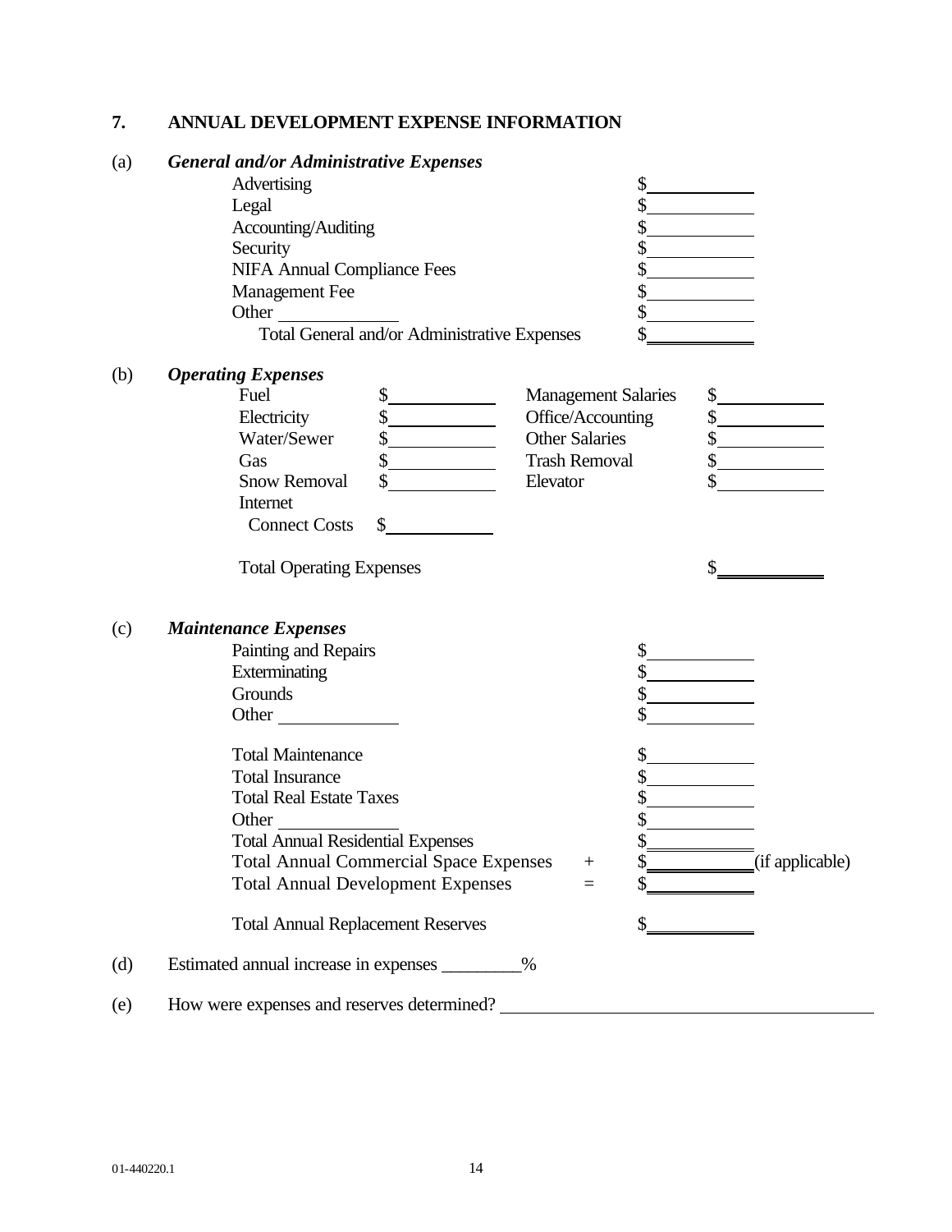## 7. ANNUAL DEVELOPMENT EXPENSE INFORMATION

(a) ***General and/or Administrative Expenses***

| | |
|---|---|
| Advertising | $\_\_\_\_\_\_\_\_\_\_ |
| Legal | $\_\_\_\_\_\_\_\_\_\_ |
| Accounting/Auditing | $\_\_\_\_\_\_\_\_\_\_ |
| Security | $\_\_\_\_\_\_\_\_\_\_ |
| NIFA Annual Compliance Fees | $\_\_\_\_\_\_\_\_\_\_ |
| Management Fee | $\_\_\_\_\_\_\_\_\_\_ |
| Other \_\_\_\_\_\_\_\_\_\_ | $\_\_\_\_\_\_\_\_\_\_ |
| Total General and/or Administrative Expenses | $\_\_\_\_\_\_\_\_\_\_ |

(b) ***Operating Expenses***

| | | | |
|---|---|---|---|
| Fuel | $\_\_\_\_\_\_\_\_\_\_ | Management Salaries | $\_\_\_\_\_\_\_\_\_\_ |
| Electricity | $\_\_\_\_\_\_\_\_\_\_ | Office/Accounting | $\_\_\_\_\_\_\_\_\_\_ |
| Water/Sewer | $\_\_\_\_\_\_\_\_\_\_ | Other Salaries | $\_\_\_\_\_\_\_\_\_\_ |
| Gas | $\_\_\_\_\_\_\_\_\_\_ | Trash Removal | $\_\_\_\_\_\_\_\_\_\_ |
| Snow Removal | $\_\_\_\_\_\_\_\_\_\_ | Elevator | $\_\_\_\_\_\_\_\_\_\_ |
| Internet Connect Costs | $\_\_\_\_\_\_\_\_\_\_ | | |

Total Operating Expenses $\_\_\_\_\_\_\_\_\_\_

(c) ***Maintenance Expenses***

| | | |
|---|---|---|
| Painting and Repairs | | $\_\_\_\_\_\_\_\_\_\_ |
| Exterminating | | $\_\_\_\_\_\_\_\_\_\_ |
| Grounds | | $\_\_\_\_\_\_\_\_\_\_ |
| Other \_\_\_\_\_\_\_\_\_\_ | | $\_\_\_\_\_\_\_\_\_\_ |
| Total Maintenance | | $\_\_\_\_\_\_\_\_\_\_ |
| Total Insurance | | $\_\_\_\_\_\_\_\_\_\_ |
| Total Real Estate Taxes | | $\_\_\_\_\_\_\_\_\_\_ |
| Other \_\_\_\_\_\_\_\_\_\_ | | $\_\_\_\_\_\_\_\_\_\_ |
| Total Annual Residential Expenses | | $\_\_\_\_\_\_\_\_\_\_ |
| Total Annual Commercial Space Expenses | + | $\_\_\_\_\_\_\_\_\_\_ (if applicable) |
| Total Annual Development Expenses | = | $\_\_\_\_\_\_\_\_\_\_ |
| Total Annual Replacement Reserves | | $\_\_\_\_\_\_\_\_\_\_ |

(d) Estimated annual increase in expenses \_\_\_\_\_\_\_\_\_%

(e) How were expenses and reserves determined? \_\_\_\_\_\_\_\_\_\_\_\_\_\_\_\_\_\_\_\_\_\_\_\_\_\_\_\_\_\_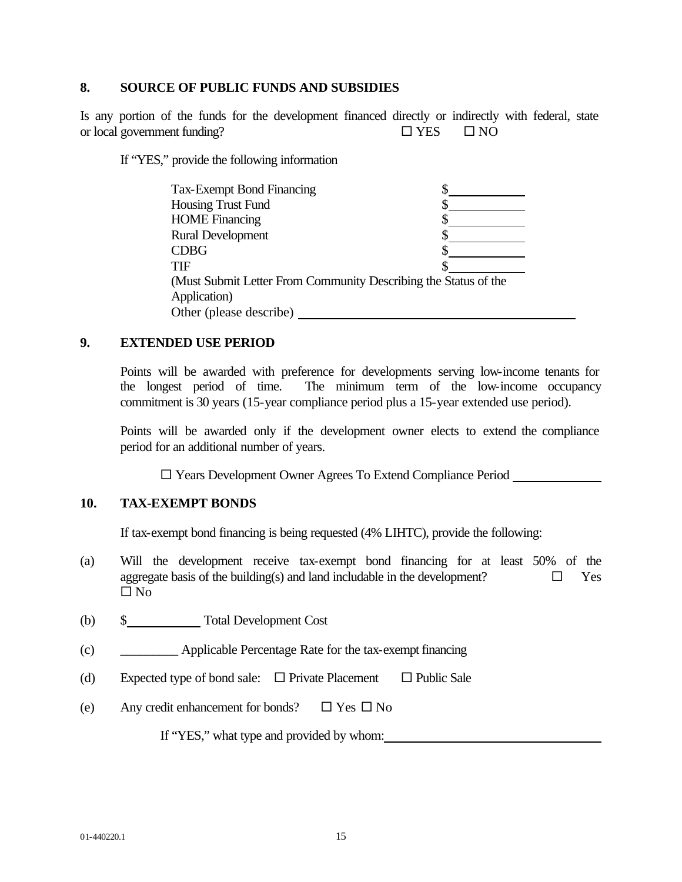## 8. SOURCE OF PUBLIC FUNDS AND SUBSIDIES

Is any portion of the funds for the development financed directly or indirectly with federal, state or local government funding? ☐ YES ☐ NO

If "YES," provide the following information

| | |
|---|---|
| Tax-Exempt Bond Financing | $\_\_\_\_\_\_\_\_\_\_ |
| Housing Trust Fund | $\_\_\_\_\_\_\_\_\_\_ |
| HOME Financing | $\_\_\_\_\_\_\_\_\_\_ |
| Rural Development | $\_\_\_\_\_\_\_\_\_\_ |
| CDBG | $\_\_\_\_\_\_\_\_\_\_ |
| TIF | $\_\_\_\_\_\_\_\_\_\_ |

(Must Submit Letter From Community Describing the Status of the Application)

Other (please describe) \_\_\_\_\_\_\_\_\_\_\_\_\_\_\_\_\_\_\_\_\_\_\_\_\_\_\_\_\_\_\_\_\_\_\_\_\_\_\_\_

## 9. EXTENDED USE PERIOD

Points will be awarded with preference for developments serving low-income tenants for the longest period of time. The minimum term of the low-income occupancy commitment is 30 years (15-year compliance period plus a 15-year extended use period).

Points will be awarded only if the development owner elects to extend the compliance period for an additional number of years.

☐ Years Development Owner Agrees To Extend Compliance Period \_\_\_\_\_\_\_\_\_\_\_\_

## 10. TAX-EXEMPT BONDS

If tax-exempt bond financing is being requested (4% LIHTC), provide the following:

(a) Will the development receive tax-exempt bond financing for at least 50% of the aggregate basis of the building(s) and land includable in the development? ☐ Yes ☐ No

(b) $\_\_\_\_\_\_\_\_\_\_ Total Development Cost

(c) \_\_\_\_\_\_\_\_\_ Applicable Percentage Rate for the tax-exempt financing

(d) Expected type of bond sale: ☐ Private Placement ☐ Public Sale

(e) Any credit enhancement for bonds? ☐ Yes ☐ No

If "YES," what type and provided by whom: \_\_\_\_\_\_\_\_\_\_\_\_\_\_\_\_\_\_\_\_\_\_\_\_\_\_\_\_\_\_\_\_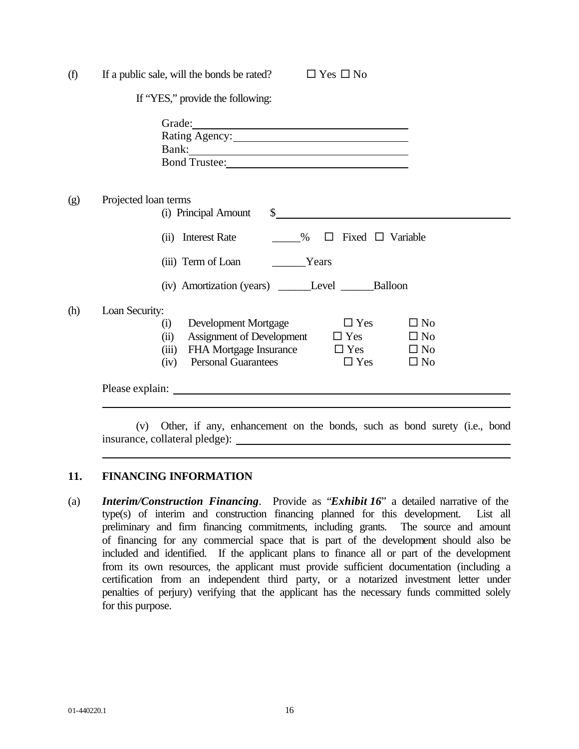(f) If a public sale, will the bonds be rated? ☐ Yes ☐ No

If "YES," provide the following:

Grade: ______________________________

Rating Agency: ______________________________

Bank: ______________________________

Bond Trustee: ______________________________

(g) Projected loan terms

(i) Principal Amount $ ______________________________

(ii) Interest Rate _____% ☐ Fixed ☐ Variable

(iii) Term of Loan ______Years

(iv) Amortization (years) ______Level ______Balloon

(h) Loan Security:

| | | | |
|---|---|---|---|
| (i) | Development Mortgage | ☐ Yes | ☐ No |
| (ii) | Assignment of Development | ☐ Yes | ☐ No |
| (iii) | FHA Mortgage Insurance | ☐ Yes | ☐ No |
| (iv) | Personal Guarantees | ☐ Yes | ☐ No |

Please explain: ______________________________

______________________________

(v) Other, if any, enhancement on the bonds, such as bond surety (i.e., bond insurance, collateral pledge): ______________________________

______________________________

## 11. FINANCING INFORMATION

(a) ***Interim/Construction Financing***. Provide as "***Exhibit 16***" a detailed narrative of the type(s) of interim and construction financing planned for this development. List all preliminary and firm financing commitments, including grants. The source and amount of financing for any commercial space that is part of the development should also be included and identified. If the applicant plans to finance all or part of the development from its own resources, the applicant must provide sufficient documentation (including a certification from an independent third party, or a notarized investment letter under penalties of perjury) verifying that the applicant has the necessary funds committed solely for this purpose.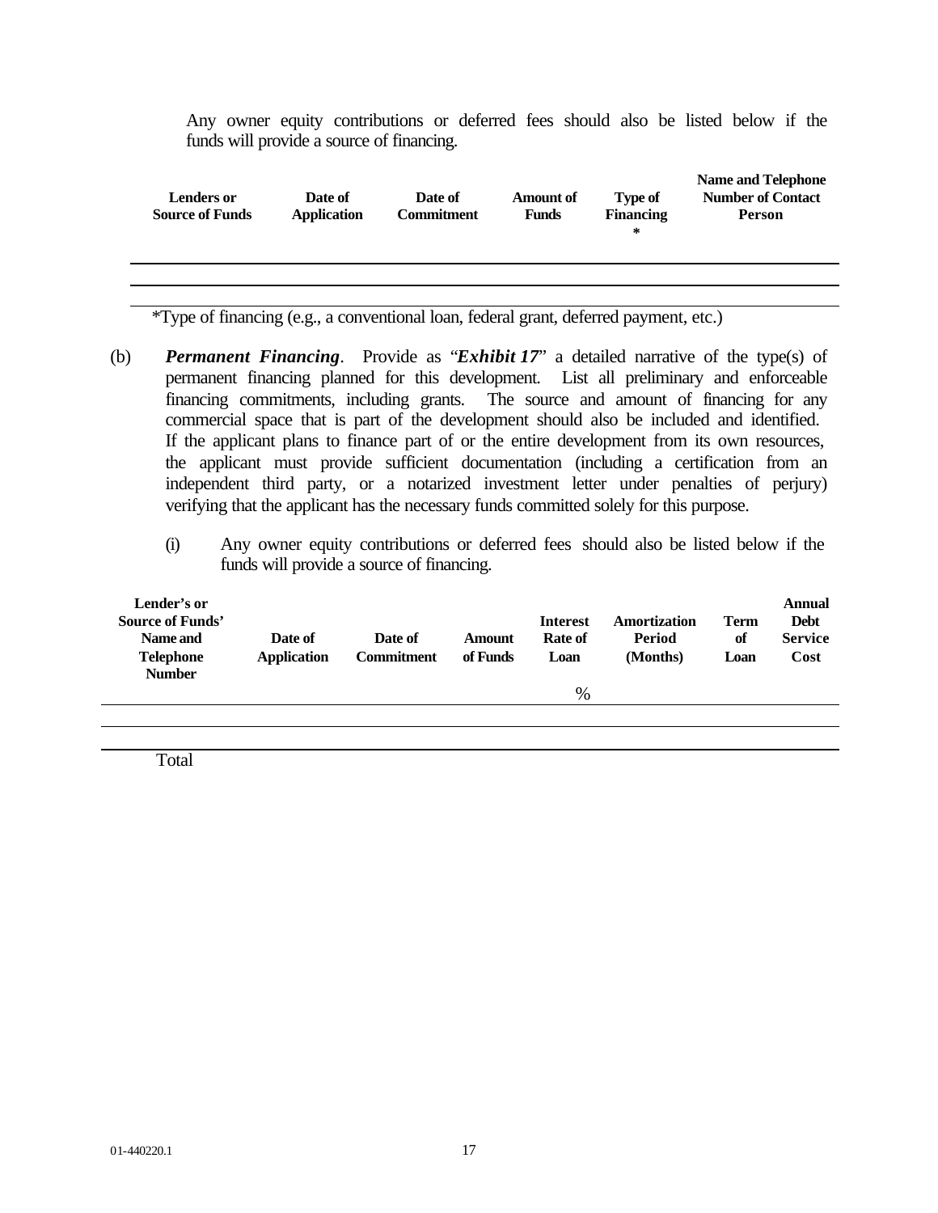Any owner equity contributions or deferred fees should also be listed below if the funds will provide a source of financing.

| Lenders or Source of Funds | Date of Application | Date of Commitment | Amount of Funds | Type of Financing * | Name and Telephone Number of Contact Person |
|---|---|---|---|---|---|
| | | | | | |
| | | | | | |

*Type of financing (e.g., a conventional loan, federal grant, deferred payment, etc.)

(b) ***Permanent Financing***. Provide as "***Exhibit 17***" a detailed narrative of the type(s) of permanent financing planned for this development. List all preliminary and enforceable financing commitments, including grants. The source and amount of financing for any commercial space that is part of the development should also be included and identified. If the applicant plans to finance part of or the entire development from its own resources, the applicant must provide sufficient documentation (including a certification from an independent third party, or a notarized investment letter under penalties of perjury) verifying that the applicant has the necessary funds committed solely for this purpose.

(i) Any owner equity contributions or deferred fees should also be listed below if the funds will provide a source of financing.

| Lender's or Source of Funds' Name and Telephone Number | Date of Application | Date of Commitment | Amount of Funds | Interest Rate of Loan | Amortization Period (Months) | Term of Loan | Annual Debt Service Cost |
|---|---|---|---|---|---|---|---|
| | | | | % | | | |
| | | | | | | | |
| Total | | | | | | | |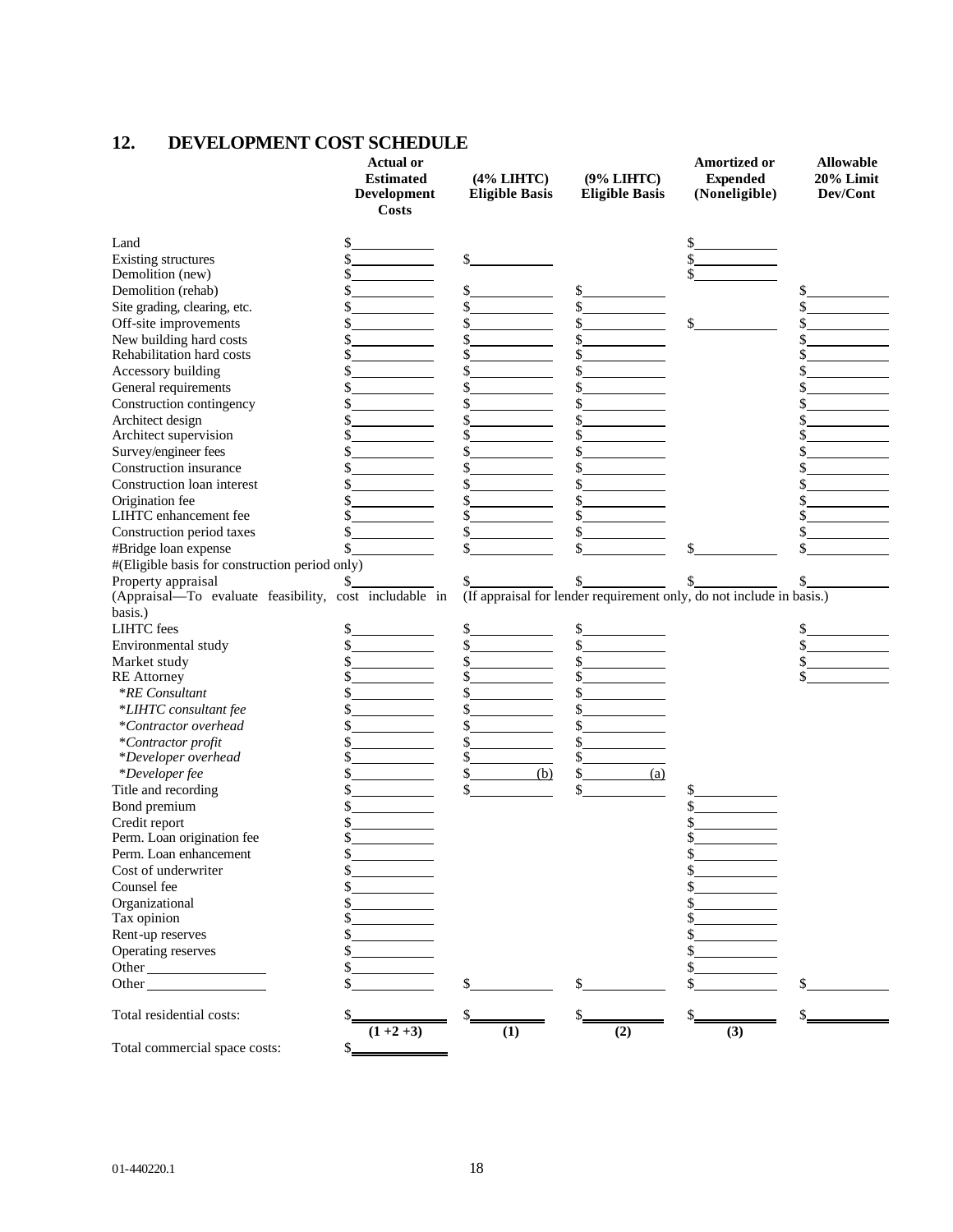## 12. DEVELOPMENT COST SCHEDULE

| | Actual or Estimated Development Costs | (4% LIHTC) Eligible Basis | (9% LIHTC) Eligible Basis | Amortized or Expended (Noneligible) | Allowable 20% Limit Dev/Cont |
|---|---|---|---|---|---|
| Land | $ | | | $ | |
| Existing structures | $ | $ | | $ | |
| Demolition (new) | $ | | | $ | |
| Demolition (rehab) | $ | $ | $ | | $ |
| Site grading, clearing, etc. | $ | $ | $ | | $ |
| Off-site improvements | $ | $ | $ | $ | $ |
| New building hard costs | $ | $ | $ | | $ |
| Rehabilitation hard costs | $ | $ | $ | | $ |
| Accessory building | $ | $ | $ | | $ |
| General requirements | $ | $ | $ | | $ |
| Construction contingency | $ | $ | $ | | $ |
| Architect design | $ | $ | $ | | $ |
| Architect supervision | $ | $ | $ | | $ |
| Survey/engineer fees | $ | $ | $ | | $ |
| Construction insurance | $ | $ | $ | | $ |
| Construction loan interest | $ | $ | $ | | $ |
| Origination fee | $ | $ | $ | | $ |
| LIHTC enhancement fee | $ | $ | $ | | $ |
| Construction period taxes | $ | $ | $ | | $ |
| #Bridge loan expense | $ | $ | $ | $ | $ |
| #(Eligible basis for construction period only) | | | | | |
| Property appraisal | $ | $ | $ | $ | $ |
| (Appraisal—To evaluate feasibility, cost includable in basis.) | | (If appraisal for lender requirement only, do not include in basis.) | | | |
| LIHTC fees | $ | $ | $ | | $ |
| Environmental study | $ | $ | $ | | $ |
| Market study | $ | $ | $ | | $ |
| RE Attorney | $ | $ | $ | | $ |
| *RE Consultant* | $ | $ | $ | | |
| *LIHTC consultant fee* | $ | $ | $ | | |
| *Contractor overhead* | $ | $ | $ | | |
| *Contractor profit* | $ | $ | $ | | |
| *Developer overhead* | $ | $ | $ | | |
| *Developer fee* | $ | $ (b) | $ (a) | | |
| Title and recording | $ | $ | $ | $ | |
| Bond premium | $ | | | $ | |
| Credit report | $ | | | $ | |
| Perm. Loan origination fee | $ | | | $ | |
| Perm. Loan enhancement | $ | | | $ | |
| Cost of underwriter | $ | | | $ | |
| Counsel fee | $ | | | $ | |
| Organizational | $ | | | $ | |
| Tax opinion | $ | | | $ | |
| Rent-up reserves | $ | | | $ | |
| Operating reserves | $ | | | $ | |
| Other ____________ | $ | | | $ | |
| Other ____________ | $ | $ | $ | $ | $ |
| Total residential costs: | $ (1 +2 +3) | $ (1) | $ (2) | $ (3) | $ |
| Total commercial space costs: | $ | | | | |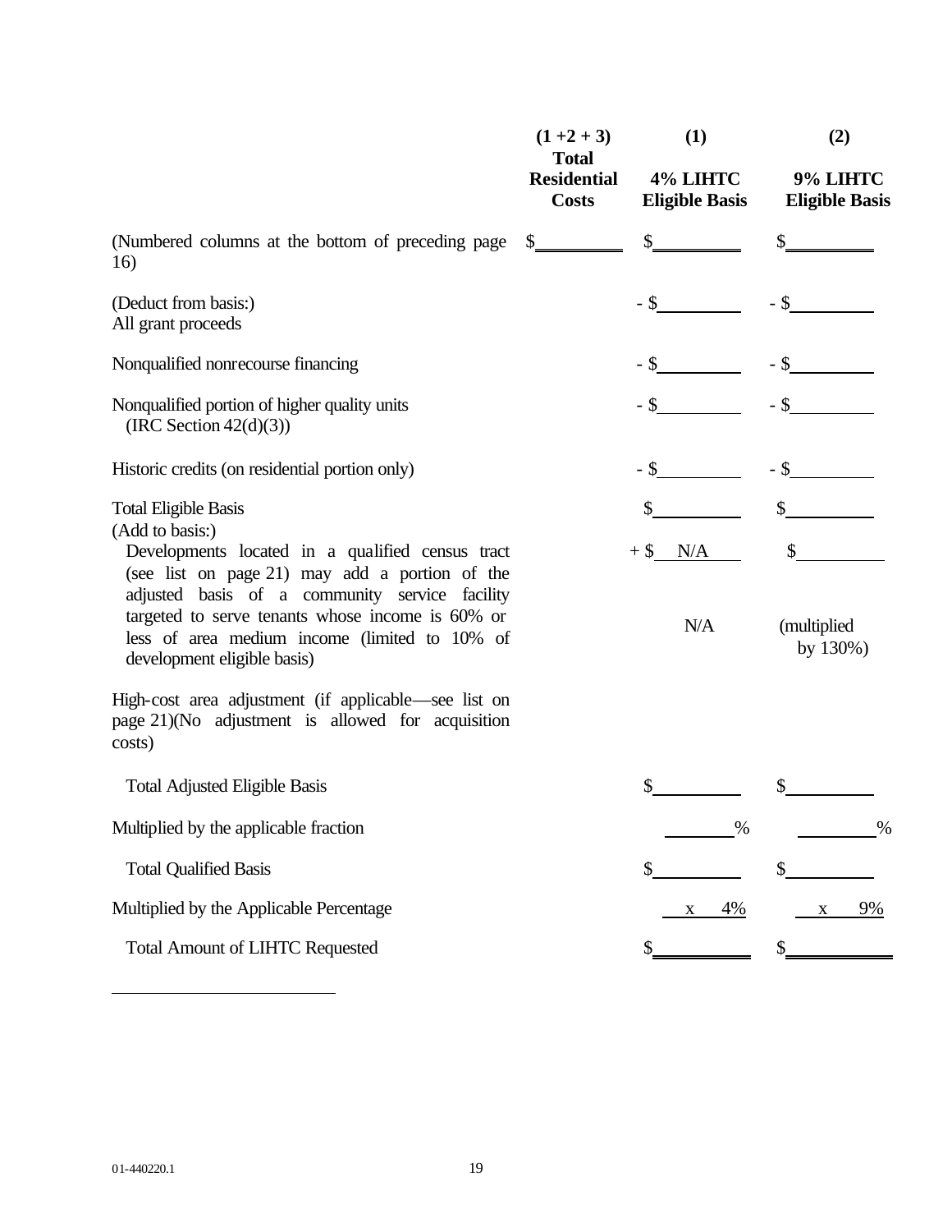| | (1 +2 + 3) Total Residential Costs | (1) 4% LIHTC Eligible Basis | (2) 9% LIHTC Eligible Basis |
|---|---|---|---|
| (Numbered columns at the bottom of preceding page 16) | $______ | $______ | $______ |
| (Deduct from basis:) All grant proceeds | | - $______ | - $______ |
| Nonqualified nonrecourse financing | | - $______ | - $______ |
| Nonqualified portion of higher quality units (IRC Section 42(d)(3)) | | - $______ | - $______ |
| Historic credits (on residential portion only) | | - $______ | - $______ |
| Total Eligible Basis | | $______ | $______ |
| (Add to basis:) Developments located in a qualified census tract (see list on page 21) may add a portion of the adjusted basis of a community service facility targeted to serve tenants whose income is 60% or less of area medium income (limited to 10% of development eligible basis) | | + $ N/A | $______ |
| | | N/A | (multiplied by 130%) |
| High-cost area adjustment (if applicable—see list on page 21)(No adjustment is allowed for acquisition costs) | | | |
| Total Adjusted Eligible Basis | | $______ | $______ |
| Multiplied by the applicable fraction | | ______% | ______% |
| Total Qualified Basis | | $______ | $______ |
| Multiplied by the Applicable Percentage | | x 4% | x 9% |
| Total Amount of LIHTC Requested | | $______ | $______ |

01-440220.1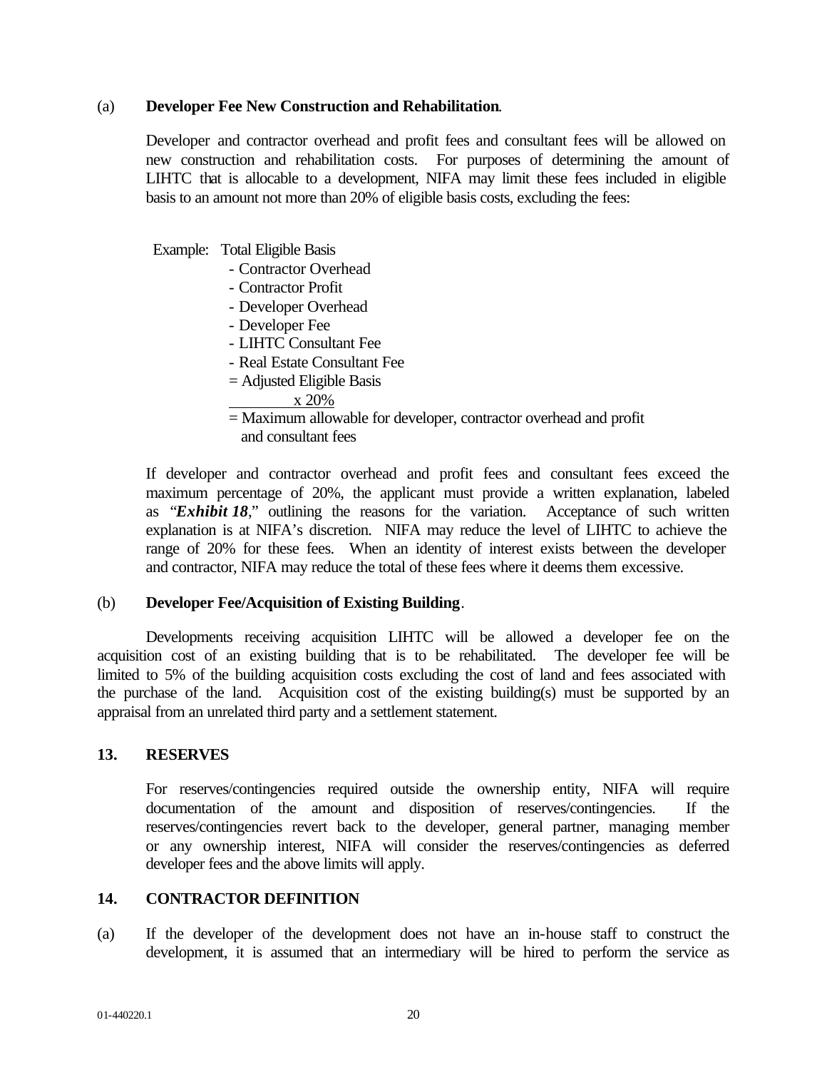(a) **Developer Fee New Construction and Rehabilitation**.

Developer and contractor overhead and profit fees and consultant fees will be allowed on new construction and rehabilitation costs. For purposes of determining the amount of LIHTC that is allocable to a development, NIFA may limit these fees included in eligible basis to an amount not more than 20% of eligible basis costs, excluding the fees:

Example: Total Eligible Basis
- Contractor Overhead
- Contractor Profit
- Developer Overhead
- Developer Fee
- LIHTC Consultant Fee
- Real Estate Consultant Fee
= Adjusted Eligible Basis
x 20%
= Maximum allowable for developer, contractor overhead and profit and consultant fees

If developer and contractor overhead and profit fees and consultant fees exceed the maximum percentage of 20%, the applicant must provide a written explanation, labeled as "***Exhibit 18***," outlining the reasons for the variation. Acceptance of such written explanation is at NIFA's discretion. NIFA may reduce the level of LIHTC to achieve the range of 20% for these fees. When an identity of interest exists between the developer and contractor, NIFA may reduce the total of these fees where it deems them excessive.

(b) **Developer Fee/Acquisition of Existing Building**.

Developments receiving acquisition LIHTC will be allowed a developer fee on the acquisition cost of an existing building that is to be rehabilitated. The developer fee will be limited to 5% of the building acquisition costs excluding the cost of land and fees associated with the purchase of the land. Acquisition cost of the existing building(s) must be supported by an appraisal from an unrelated third party and a settlement statement.

## 13. RESERVES

For reserves/contingencies required outside the ownership entity, NIFA will require documentation of the amount and disposition of reserves/contingencies. If the reserves/contingencies revert back to the developer, general partner, managing member or any ownership interest, NIFA will consider the reserves/contingencies as deferred developer fees and the above limits will apply.

## 14. CONTRACTOR DEFINITION

(a) If the developer of the development does not have an in-house staff to construct the development, it is assumed that an intermediary will be hired to perform the service as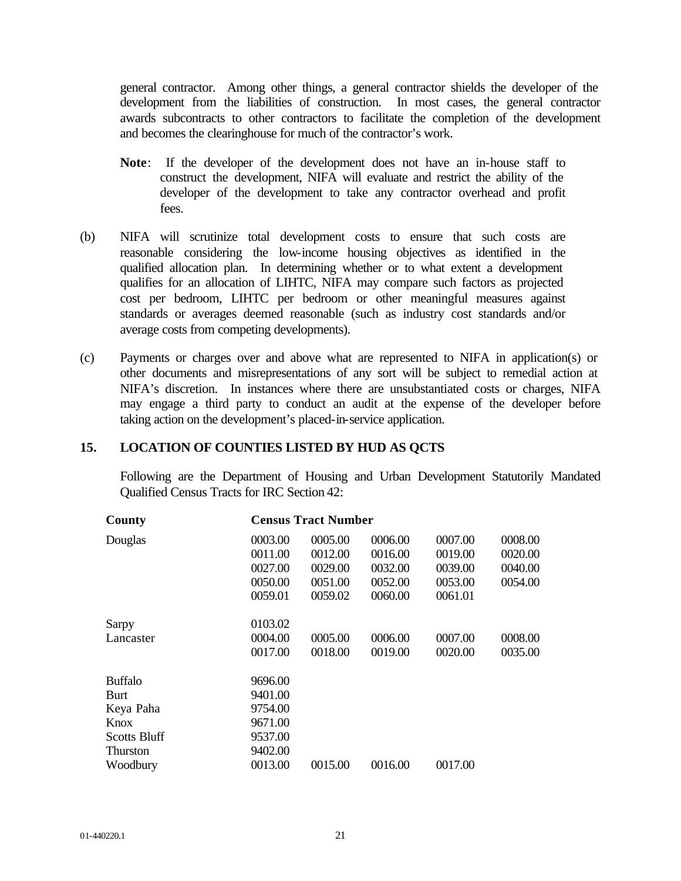general contractor. Among other things, a general contractor shields the developer of the development from the liabilities of construction. In most cases, the general contractor awards subcontracts to other contractors to facilitate the completion of the development and becomes the clearinghouse for much of the contractor's work.

**Note**: If the developer of the development does not have an in-house staff to construct the development, NIFA will evaluate and restrict the ability of the developer of the development to take any contractor overhead and profit fees.

(b) NIFA will scrutinize total development costs to ensure that such costs are reasonable considering the low-income housing objectives as identified in the qualified allocation plan. In determining whether or to what extent a development qualifies for an allocation of LIHTC, NIFA may compare such factors as projected cost per bedroom, LIHTC per bedroom or other meaningful measures against standards or averages deemed reasonable (such as industry cost standards and/or average costs from competing developments).

(c) Payments or charges over and above what are represented to NIFA in application(s) or other documents and misrepresentations of any sort will be subject to remedial action at NIFA's discretion. In instances where there are unsubstantiated costs or charges, NIFA may engage a third party to conduct an audit at the expense of the developer before taking action on the development's placed-in-service application.

## 15. LOCATION OF COUNTIES LISTED BY HUD AS QCTS

Following are the Department of Housing and Urban Development Statutorily Mandated Qualified Census Tracts for IRC Section 42:

| County | Census Tract Number | | | | |
|---|---|---|---|---|---|
| Douglas | 0003.00 | 0005.00 | 0006.00 | 0007.00 | 0008.00 |
| | 0011.00 | 0012.00 | 0016.00 | 0019.00 | 0020.00 |
| | 0027.00 | 0029.00 | 0032.00 | 0039.00 | 0040.00 |
| | 0050.00 | 0051.00 | 0052.00 | 0053.00 | 0054.00 |
| | 0059.01 | 0059.02 | 0060.00 | 0061.01 | |
| Sarpy | 0103.02 | | | | |
| Lancaster | 0004.00 | 0005.00 | 0006.00 | 0007.00 | 0008.00 |
| | 0017.00 | 0018.00 | 0019.00 | 0020.00 | 0035.00 |
| Buffalo | 9696.00 | | | | |
| Burt | 9401.00 | | | | |
| Keya Paha | 9754.00 | | | | |
| Knox | 9671.00 | | | | |
| Scotts Bluff | 9537.00 | | | | |
| Thurston | 9402.00 | | | | |
| Woodbury | 0013.00 | 0015.00 | 0016.00 | 0017.00 | |

01-440220.1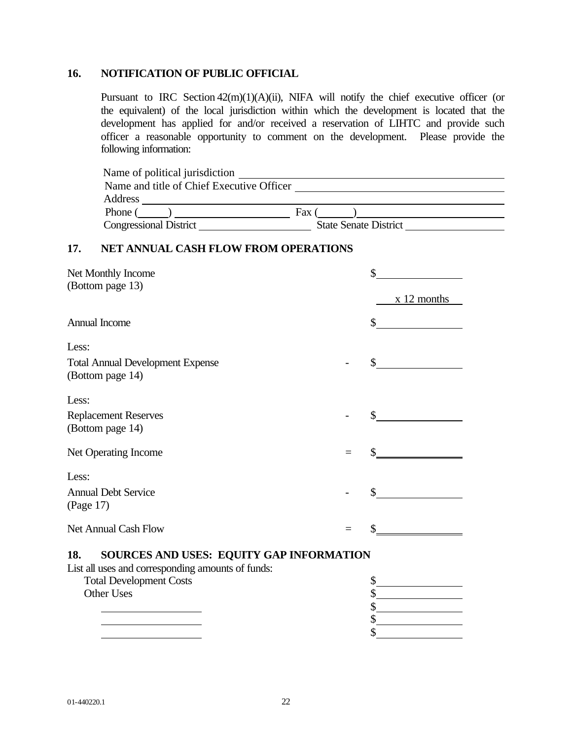## 16. NOTIFICATION OF PUBLIC OFFICIAL

Pursuant to IRC Section 42(m)(1)(A)(ii), NIFA will notify the chief executive officer (or the equivalent) of the local jurisdiction within which the development is located that the development has applied for and/or received a reservation of LIHTC and provide such officer a reasonable opportunity to comment on the development. Please provide the following information:

Name of political jurisdiction ______________________________

Name and title of Chief Executive Officer ______________________________

Address ______________________________

Phone (____) ______________ Fax (____) ______________

Congressional District ______________ State Senate District ______________

## 17. NET ANNUAL CASH FLOW FROM OPERATIONS

| | | |
|---|---|---|
| Net Monthly Income (Bottom page 13) | | $________ |
| | | x 12 months |
| Annual Income | | $________ |
| Less: | | |
| Total Annual Development Expense (Bottom page 14) | - | $________ |
| Less: | | |
| Replacement Reserves (Bottom page 14) | - | $________ |
| Net Operating Income | = | $________ |
| Less: | | |
| Annual Debt Service (Page 17) | - | $________ |
| Net Annual Cash Flow | = | $________ |

## 18. SOURCES AND USES: EQUITY GAP INFORMATION

List all uses and corresponding amounts of funds:

| | |
|---|---|
| Total Development Costs | $________ |
| Other Uses | $________ |
| ________ | $________ |
| ________ | $________ |
| ________ | $________ |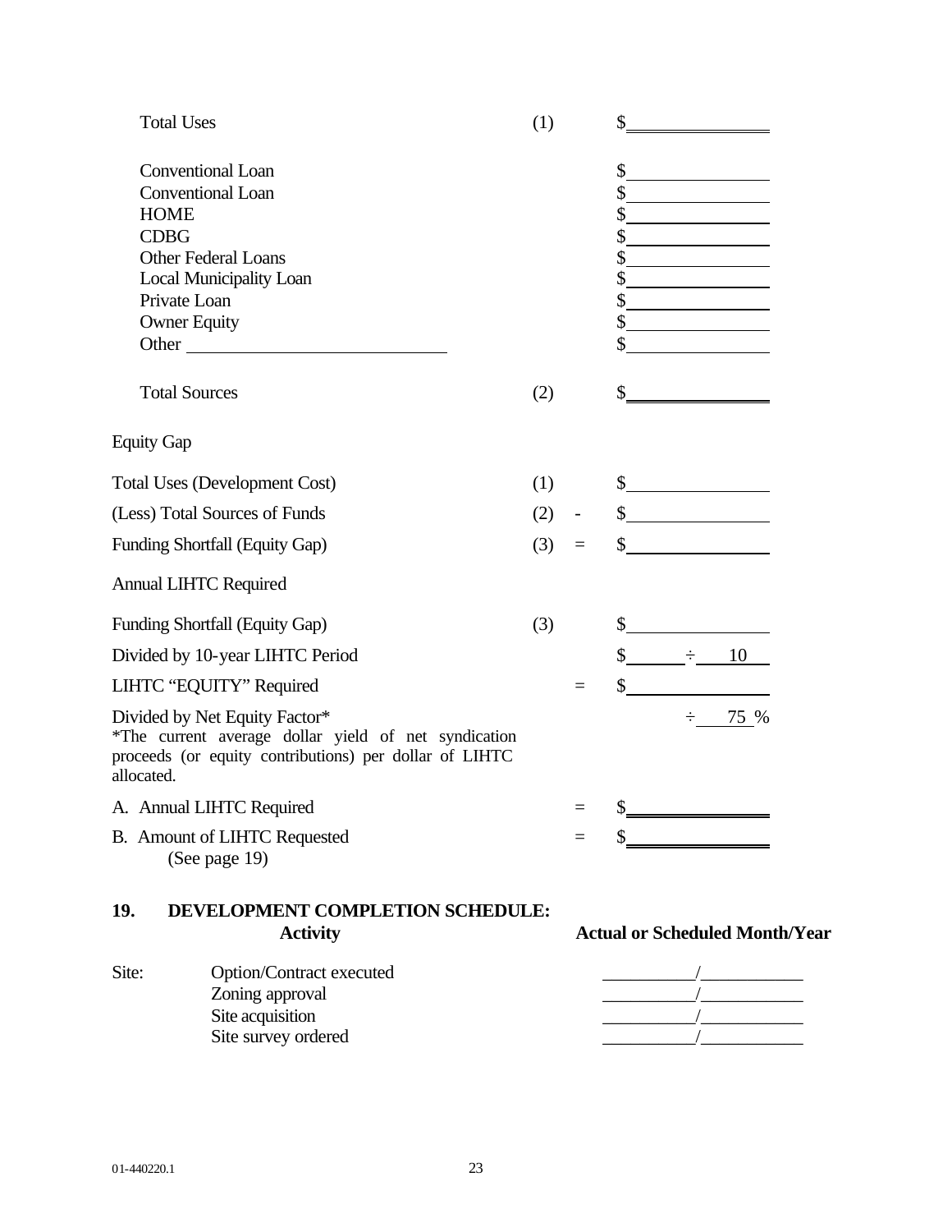| | | |
|---|---|---|
| Total Uses | (1) | $\_\_\_\_\_\_\_\_\_\_\_\_\_\_\_\_ |
| | | |
| Conventional Loan | | $\_\_\_\_\_\_\_\_\_\_\_\_\_\_\_\_ |
| Conventional Loan | | $\_\_\_\_\_\_\_\_\_\_\_\_\_\_\_\_ |
| HOME | | $\_\_\_\_\_\_\_\_\_\_\_\_\_\_\_\_ |
| CDBG | | $\_\_\_\_\_\_\_\_\_\_\_\_\_\_\_\_ |
| Other Federal Loans | | $\_\_\_\_\_\_\_\_\_\_\_\_\_\_\_\_ |
| Local Municipality Loan | | $\_\_\_\_\_\_\_\_\_\_\_\_\_\_\_\_ |
| Private Loan | | $\_\_\_\_\_\_\_\_\_\_\_\_\_\_\_\_ |
| Owner Equity | | $\_\_\_\_\_\_\_\_\_\_\_\_\_\_\_\_ |
| Other \_\_\_\_\_\_\_\_\_\_\_\_\_\_\_\_\_\_\_\_\_\_\_\_ | | $\_\_\_\_\_\_\_\_\_\_\_\_\_\_\_\_ |
| | | |
| Total Sources | (2) | $\_\_\_\_\_\_\_\_\_\_\_\_\_\_\_\_ |

Equity Gap

| | | | |
|---|---|---|---|
| Total Uses (Development Cost) | (1) | | $\_\_\_\_\_\_\_\_\_\_\_\_\_\_\_\_ |
| (Less) Total Sources of Funds | (2) | - | $\_\_\_\_\_\_\_\_\_\_\_\_\_\_\_\_ |
| Funding Shortfall (Equity Gap) | (3) | = | $\_\_\_\_\_\_\_\_\_\_\_\_\_\_\_\_ |

Annual LIHTC Required

| | | | |
|---|---|---|---|
| Funding Shortfall (Equity Gap) | (3) | | $\_\_\_\_\_\_\_\_\_\_\_\_\_\_\_\_ |
| Divided by 10-year LIHTC Period | | | $\_\_\_\_\_\_ ÷ 10 |
| LIHTC "EQUITY" Required | | = | $\_\_\_\_\_\_\_\_\_\_\_\_\_\_\_\_ |
| Divided by Net Equity Factor*<br>*The current average dollar yield of net syndication proceeds (or equity contributions) per dollar of LIHTC allocated. | | | ÷ 75 % |
| A. Annual LIHTC Required | | = | $\_\_\_\_\_\_\_\_\_\_\_\_\_\_\_\_ |
| B. Amount of LIHTC Requested<br>(See page 19) | | = | $\_\_\_\_\_\_\_\_\_\_\_\_\_\_\_\_ |

## 19. DEVELOPMENT COMPLETION SCHEDULE:

| | **Activity** | **Actual or Scheduled Month/Year** |
|---|---|---|
| Site: | Option/Contract executed | \_\_\_\_\_\_\_\_\_\_/\_\_\_\_\_\_\_\_\_\_ |
| | Zoning approval | \_\_\_\_\_\_\_\_\_\_/\_\_\_\_\_\_\_\_\_\_ |
| | Site acquisition | \_\_\_\_\_\_\_\_\_\_/\_\_\_\_\_\_\_\_\_\_ |
| | Site survey ordered | \_\_\_\_\_\_\_\_\_\_/\_\_\_\_\_\_\_\_\_\_ |

01-440220.1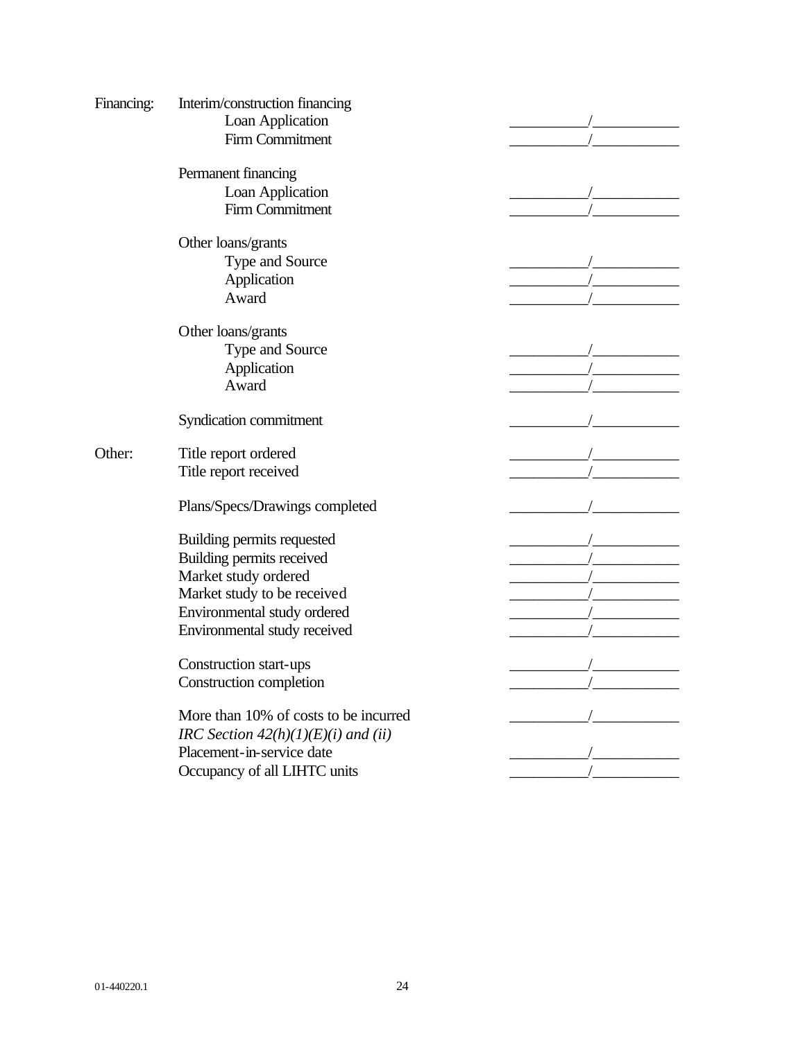| | | |
|---|---|---|
| Financing: | Interim/construction financing | |
| | Loan Application | __________/___________ |
| | Firm Commitment | __________/___________ |
| | | |
| | Permanent financing | |
| | Loan Application | __________/___________ |
| | Firm Commitment | __________/___________ |
| | | |
| | Other loans/grants | |
| | Type and Source | __________/___________ |
| | Application | __________/___________ |
| | Award | __________/___________ |
| | | |
| | Other loans/grants | |
| | Type and Source | __________/___________ |
| | Application | __________/___________ |
| | Award | __________/___________ |
| | | |
| | Syndication commitment | __________/___________ |
| | | |
| Other: | Title report ordered | __________/___________ |
| | Title report received | __________/___________ |
| | | |
| | Plans/Specs/Drawings completed | __________/___________ |
| | | |
| | Building permits requested | __________/___________ |
| | Building permits received | __________/___________ |
| | Market study ordered | __________/___________ |
| | Market study to be received | __________/___________ |
| | Environmental study ordered | __________/___________ |
| | Environmental study received | __________/___________ |
| | | |
| | Construction start-ups | __________/___________ |
| | Construction completion | __________/___________ |
| | | |
| | More than 10% of costs to be incurred *IRC Section 42(h)(1)(E)(i) and (ii)* | __________/___________ |
| | Placement-in-service date | __________/___________ |
| | Occupancy of all LIHTC units | __________/___________ |

01-440220.1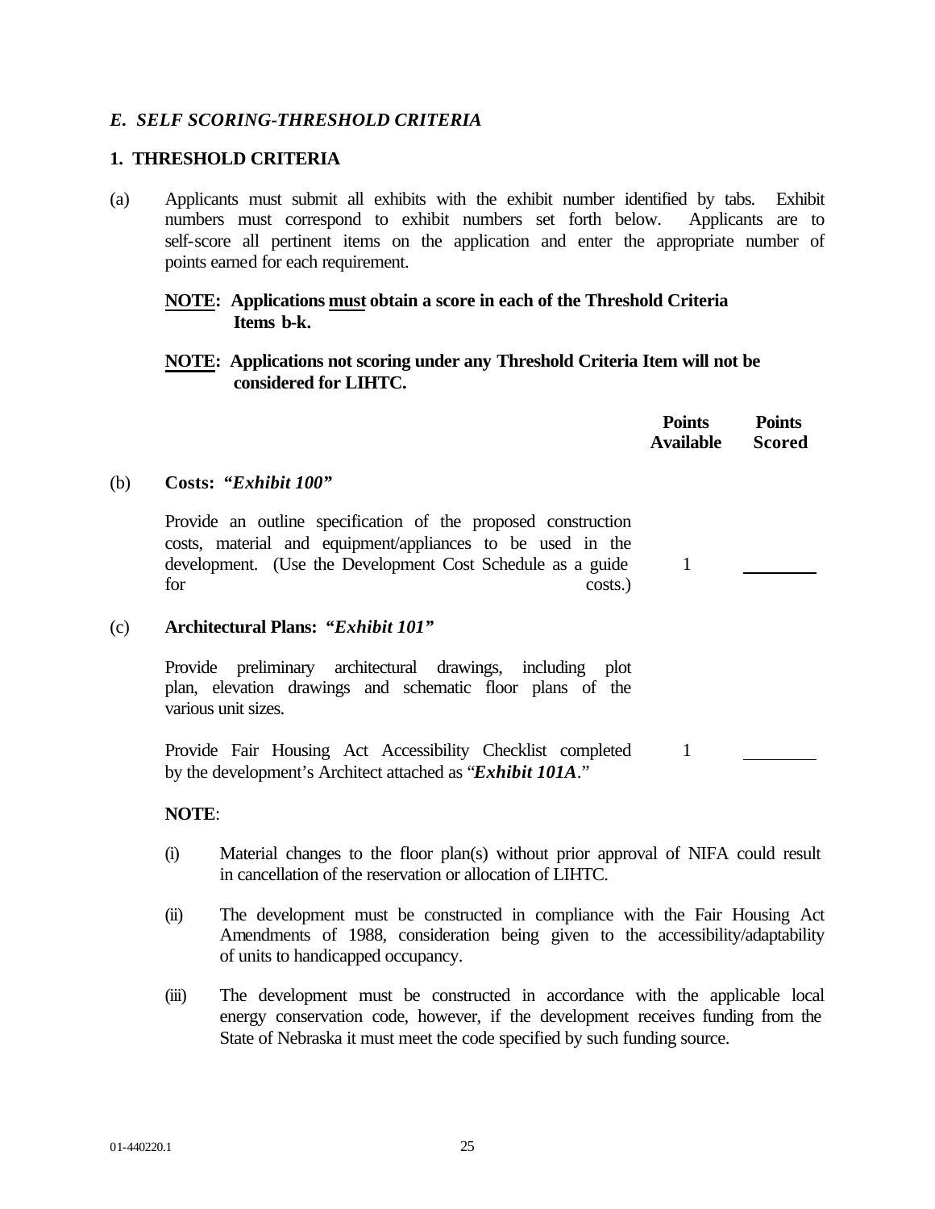## *E. SELF SCORING-THRESHOLD CRITERIA*

### 1. THRESHOLD CRITERIA

(a) Applicants must submit all exhibits with the exhibit number identified by tabs. Exhibit numbers must correspond to exhibit numbers set forth below. Applicants are to self-score all pertinent items on the application and enter the appropriate number of points earned for each requirement.

**<u>NOTE</u>: Applications <u>must</u> obtain a score in each of the Threshold Criteria Items b-k.**

**<u>NOTE</u>: Applications not scoring under any Threshold Criteria Item will not be considered for LIHTC.**

| | Points Available | Points Scored |
|---|---|---|
| (b) **Costs: *"Exhibit 100"*** | | |
| Provide an outline specification of the proposed construction costs, material and equipment/appliances to be used in the development. (Use the Development Cost Schedule as a guide for costs.) | 1 | ________ |
| (c) **Architectural Plans: *"Exhibit 101"*** | | |
| Provide preliminary architectural drawings, including plot plan, elevation drawings and schematic floor plans of the various unit sizes. | | |
| Provide Fair Housing Act Accessibility Checklist completed by the development's Architect attached as "***Exhibit 101A***." | 1 | ________ |

**NOTE**:

(i) Material changes to the floor plan(s) without prior approval of NIFA could result in cancellation of the reservation or allocation of LIHTC.

(ii) The development must be constructed in compliance with the Fair Housing Act Amendments of 1988, consideration being given to the accessibility/adaptability of units to handicapped occupancy.

(iii) The development must be constructed in accordance with the applicable local energy conservation code, however, if the development receives funding from the State of Nebraska it must meet the code specified by such funding source.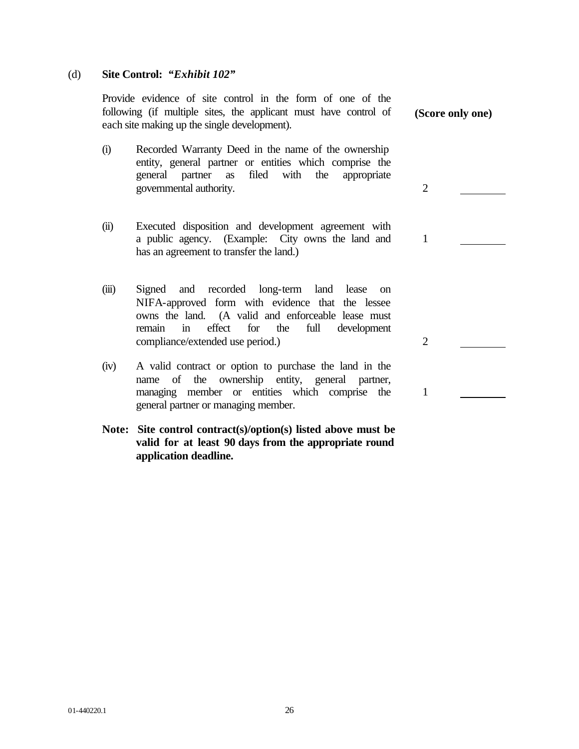(d) **Site Control:** ***"Exhibit 102"***

Provide evidence of site control in the form of one of the following (if multiple sites, the applicant must have control of each site making up the single development). **(Score only one)**

| | | Points | Score |
|---|---|---|---|
| (i) | Recorded Warranty Deed in the name of the ownership entity, general partner or entities which comprise the general partner as filed with the appropriate governmental authority. | 2 | ________ |
| (ii) | Executed disposition and development agreement with a public agency. (Example: City owns the land and has an agreement to transfer the land.) | 1 | ________ |
| (iii) | Signed and recorded long-term land lease on NIFA-approved form with evidence that the lessee owns the land. (A valid and enforceable lease must remain in effect for the full development compliance/extended use period.) | 2 | ________ |
| (iv) | A valid contract or option to purchase the land in the name of the ownership entity, general partner, managing member or entities which comprise the general partner or managing member. | 1 | ________ |

**Note: Site control contract(s)/option(s) listed above must be valid for at least 90 days from the appropriate round application deadline.**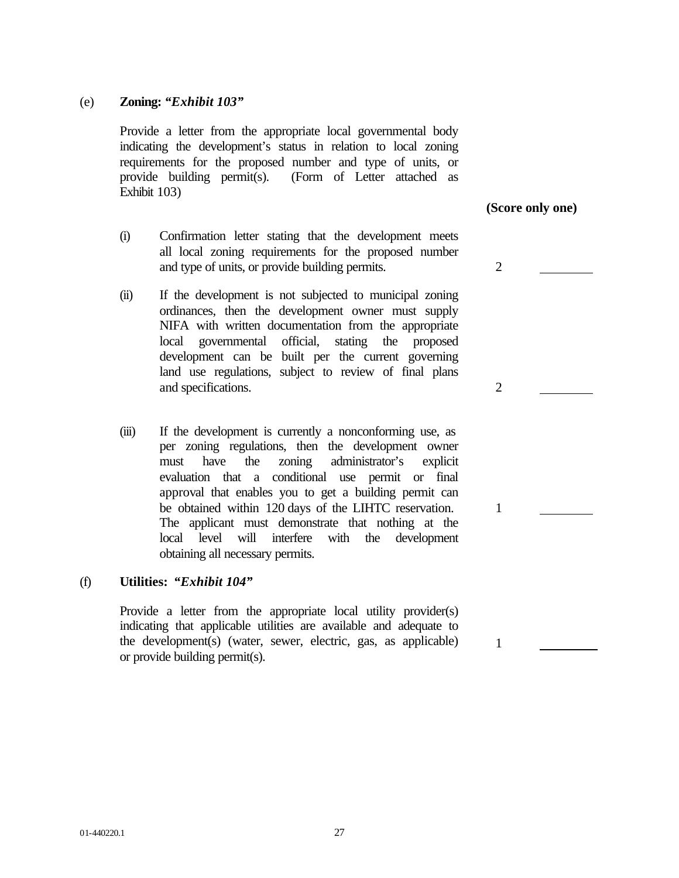(e) **Zoning: *"Exhibit 103"***

Provide a letter from the appropriate local governmental body indicating the development's status in relation to local zoning requirements for the proposed number and type of units, or provide building permit(s). (Form of Letter attached as Exhibit 103)

**(Score only one)**

| | | | |
|---|---|---|---|
| (i) | Confirmation letter stating that the development meets all local zoning requirements for the proposed number and type of units, or provide building permits. | 2 | \_\_\_\_\_\_\_\_ |
| (ii) | If the development is not subjected to municipal zoning ordinances, then the development owner must supply NIFA with written documentation from the appropriate local governmental official, stating the proposed development can be built per the current governing land use regulations, subject to review of final plans and specifications. | 2 | \_\_\_\_\_\_\_\_ |
| (iii) | If the development is currently a nonconforming use, as per zoning regulations, then the development owner must have the zoning administrator's explicit evaluation that a conditional use permit or final approval that enables you to get a building permit can be obtained within 120 days of the LIHTC reservation. The applicant must demonstrate that nothing at the local level will interfere with the development obtaining all necessary permits. | 1 | \_\_\_\_\_\_\_\_ |

(f) **Utilities: *"Exhibit 104"***

| | | |
|---|---|---|
| Provide a letter from the appropriate local utility provider(s) indicating that applicable utilities are available and adequate to the development(s) (water, sewer, electric, gas, as applicable) or provide building permit(s). | 1 | \_\_\_\_\_\_\_\_ |

01-440220.1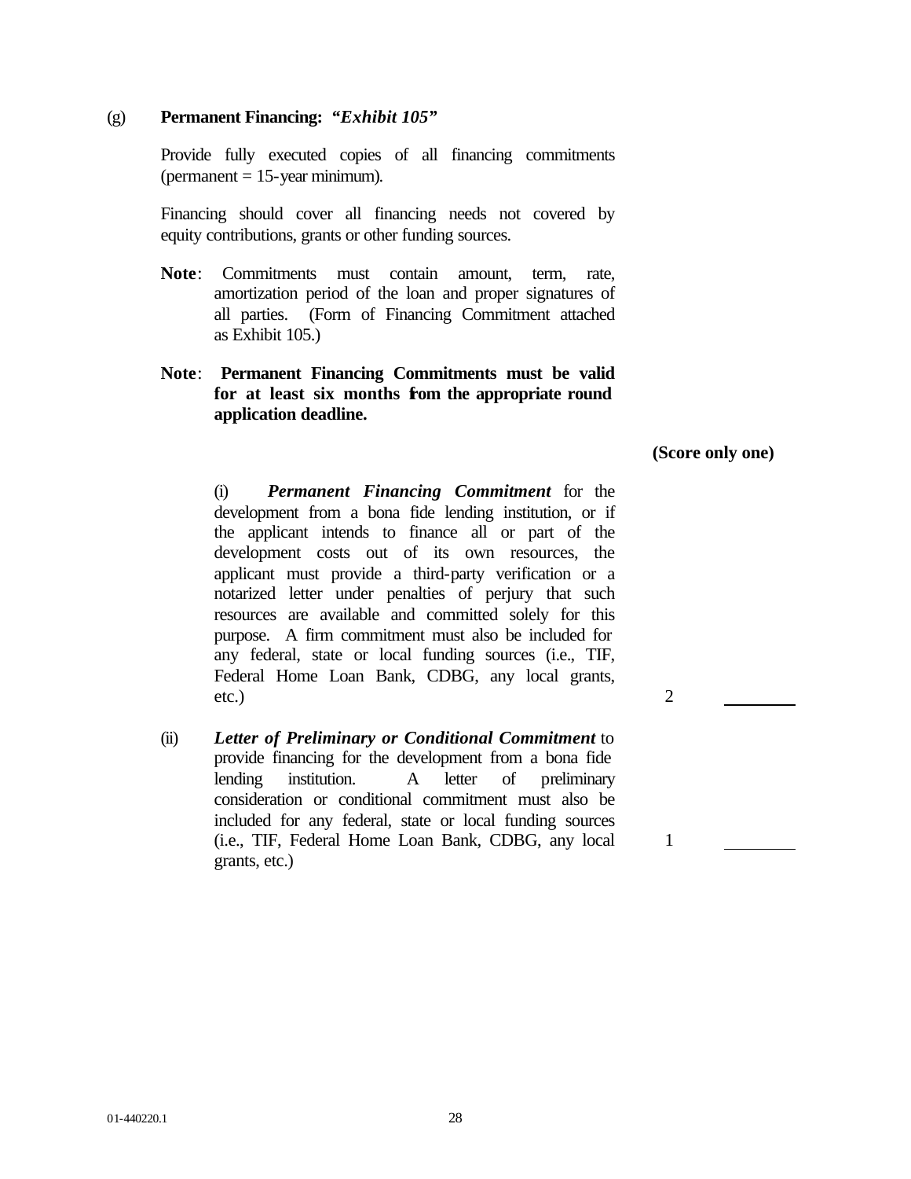(g) **Permanent Financing: *"Exhibit 105"***

Provide fully executed copies of all financing commitments (permanent = 15-year minimum).

Financing should cover all financing needs not covered by equity contributions, grants or other funding sources.

**Note**: Commitments must contain amount, term, rate, amortization period of the loan and proper signatures of all parties. (Form of Financing Commitment attached as Exhibit 105.)

**Note**: **Permanent Financing Commitments must be valid for at least six months from the appropriate round application deadline.**

**(Score only one)**

(i) ***Permanent Financing Commitment*** for the development from a bona fide lending institution, or if the applicant intends to finance all or part of the development costs out of its own resources, the applicant must provide a third-party verification or a notarized letter under penalties of perjury that such resources are available and committed solely for this purpose. A firm commitment must also be included for any federal, state or local funding sources (i.e., TIF, Federal Home Loan Bank, CDBG, any local grants, etc.) 2 ________

(ii) ***Letter of Preliminary or Conditional Commitment*** to provide financing for the development from a bona fide lending institution. A letter of preliminary consideration or conditional commitment must also be included for any federal, state or local funding sources (i.e., TIF, Federal Home Loan Bank, CDBG, any local grants, etc.) 1 ________

01-440220.1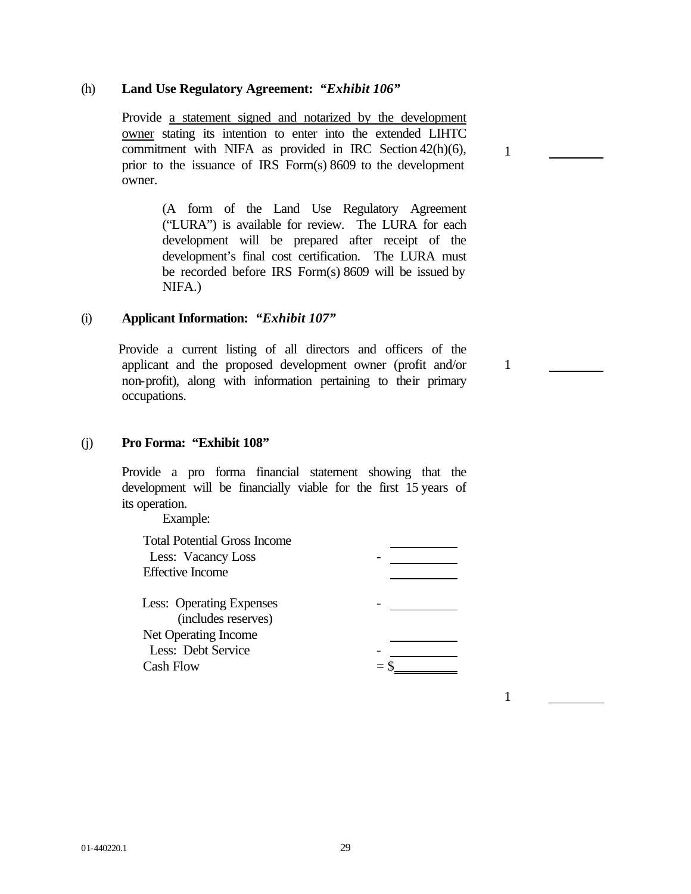(h) **Land Use Regulatory Agreement: *"Exhibit 106"***

Provide <u>a statement signed and notarized by the development owner</u> stating its intention to enter into the extended LIHTC commitment with NIFA as provided in IRC Section 42(h)(6), prior to the issuance of IRS Form(s) 8609 to the development owner. 1 \_\_\_\_\_\_\_\_

> (A form of the Land Use Regulatory Agreement ("LURA") is available for review. The LURA for each development will be prepared after receipt of the development's final cost certification. The LURA must be recorded before IRS Form(s) 8609 will be issued by NIFA.)

(i) **Applicant Information: *"Exhibit 107"***

Provide a current listing of all directors and officers of the applicant and the proposed development owner (profit and/or non-profit), along with information pertaining to their primary occupations. 1 \_\_\_\_\_\_\_\_

(j) **Pro Forma: "Exhibit 108"**

Provide a pro forma financial statement showing that the development will be financially viable for the first 15 years of its operation.

Example:

| | | |
|---|---|---|
| Total Potential Gross Income | | \_\_\_\_\_\_\_\_ |
| Less: Vacancy Loss | - | \_\_\_\_\_\_\_\_ |
| Effective Income | | \_\_\_\_\_\_\_\_ |
| Less: Operating Expenses (includes reserves) | - | \_\_\_\_\_\_\_\_ |
| Net Operating Income | | \_\_\_\_\_\_\_\_ |
| Less: Debt Service | - | \_\_\_\_\_\_\_\_ |
| Cash Flow | = | $\_\_\_\_\_\_\_\_ |

1 \_\_\_\_\_\_\_\_

01-440220.1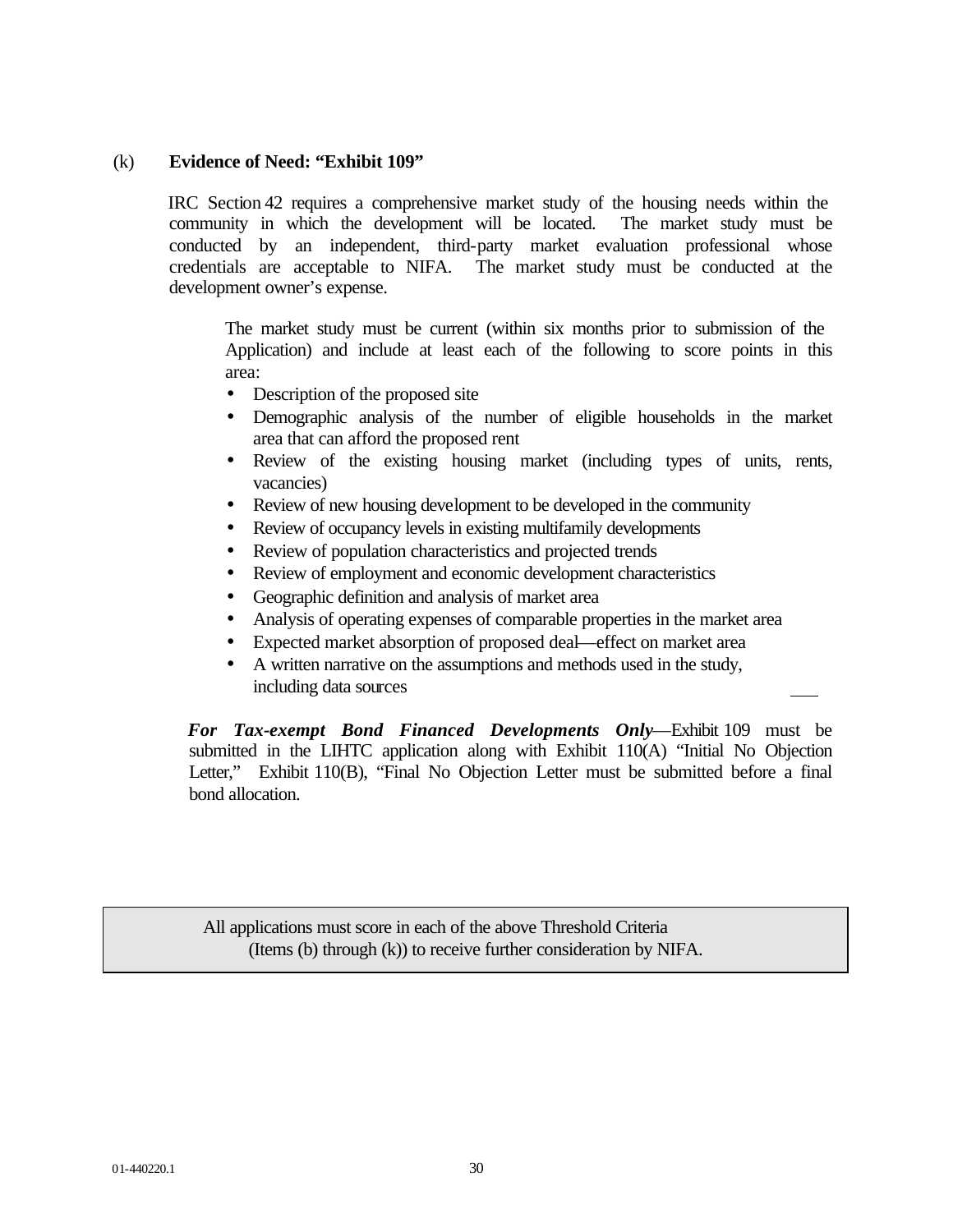(k) **Evidence of Need: "Exhibit 109"**

IRC Section 42 requires a comprehensive market study of the housing needs within the community in which the development will be located. The market study must be conducted by an independent, third-party market evaluation professional whose credentials are acceptable to NIFA. The market study must be conducted at the development owner's expense.

The market study must be current (within six months prior to submission of the Application) and include at least each of the following to score points in this area:

- Description of the proposed site
- Demographic analysis of the number of eligible households in the market area that can afford the proposed rent
- Review of the existing housing market (including types of units, rents, vacancies)
- Review of new housing development to be developed in the community
- Review of occupancy levels in existing multifamily developments
- Review of population characteristics and projected trends
- Review of employment and economic development characteristics
- Geographic definition and analysis of market area
- Analysis of operating expenses of comparable properties in the market area
- Expected market absorption of proposed deal—effect on market area
- A written narrative on the assumptions and methods used in the study, including data sources

___

***For Tax-exempt Bond Financed Developments Only***—Exhibit 109 must be submitted in the LIHTC application along with Exhibit 110(A) "Initial No Objection Letter," Exhibit 110(B), "Final No Objection Letter must be submitted before a final bond allocation.

All applications must score in each of the above Threshold Criteria (Items (b) through (k)) to receive further consideration by NIFA.

01-440220.1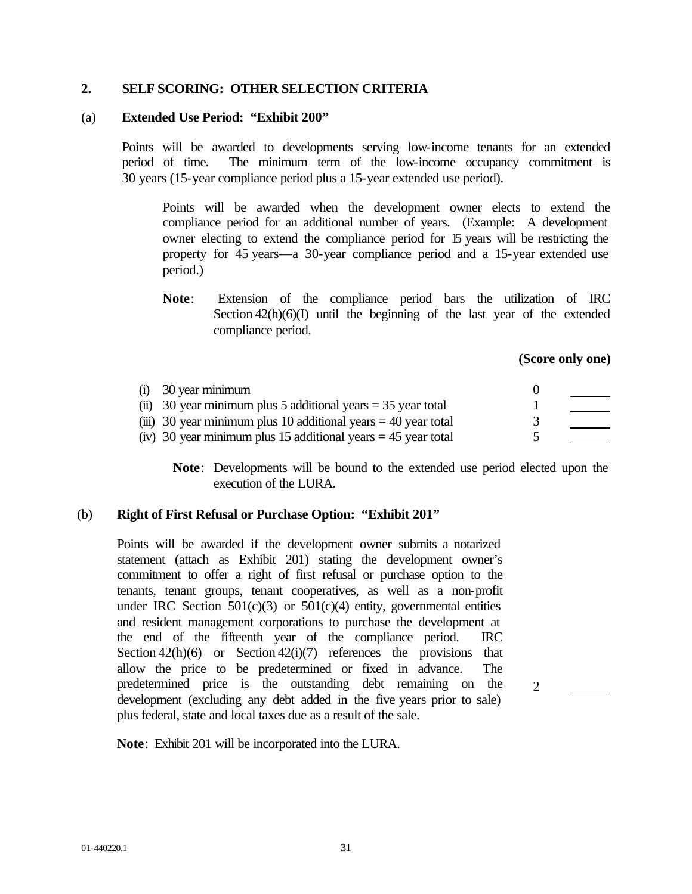## 2. SELF SCORING: OTHER SELECTION CRITERIA

### (a) Extended Use Period: "Exhibit 200"

Points will be awarded to developments serving low-income tenants for an extended period of time. The minimum term of the low-income occupancy commitment is 30 years (15-year compliance period plus a 15-year extended use period).

Points will be awarded when the development owner elects to extend the compliance period for an additional number of years. (Example: A development owner electing to extend the compliance period for 15 years will be restricting the property for 45 years—a 30-year compliance period and a 15-year extended use period.)

**Note**: Extension of the compliance period bars the utilization of IRC Section 42(h)(6)(I) until the beginning of the last year of the extended compliance period.

**(Score only one)**

| | Points | |
|---|---|---|
| (i) 30 year minimum | 0 | ______ |
| (ii) 30 year minimum plus 5 additional years = 35 year total | 1 | ______ |
| (iii) 30 year minimum plus 10 additional years = 40 year total | 3 | ______ |
| (iv) 30 year minimum plus 15 additional years = 45 year total | 5 | ______ |

**Note**: Developments will be bound to the extended use period elected upon the execution of the LURA.

### (b) Right of First Refusal or Purchase Option: "Exhibit 201"

Points will be awarded if the development owner submits a notarized statement (attach as Exhibit 201) stating the development owner's commitment to offer a right of first refusal or purchase option to the tenants, tenant groups, tenant cooperatives, as well as a non-profit under IRC Section 501(c)(3) or 501(c)(4) entity, governmental entities and resident management corporations to purchase the development at the end of the fifteenth year of the compliance period. IRC Section 42(h)(6) or Section 42(i)(7) references the provisions that allow the price to be predetermined or fixed in advance. The predetermined price is the outstanding debt remaining on the development (excluding any debt added in the five years prior to sale) plus federal, state and local taxes due as a result of the sale. 2 ______

**Note**: Exhibit 201 will be incorporated into the LURA.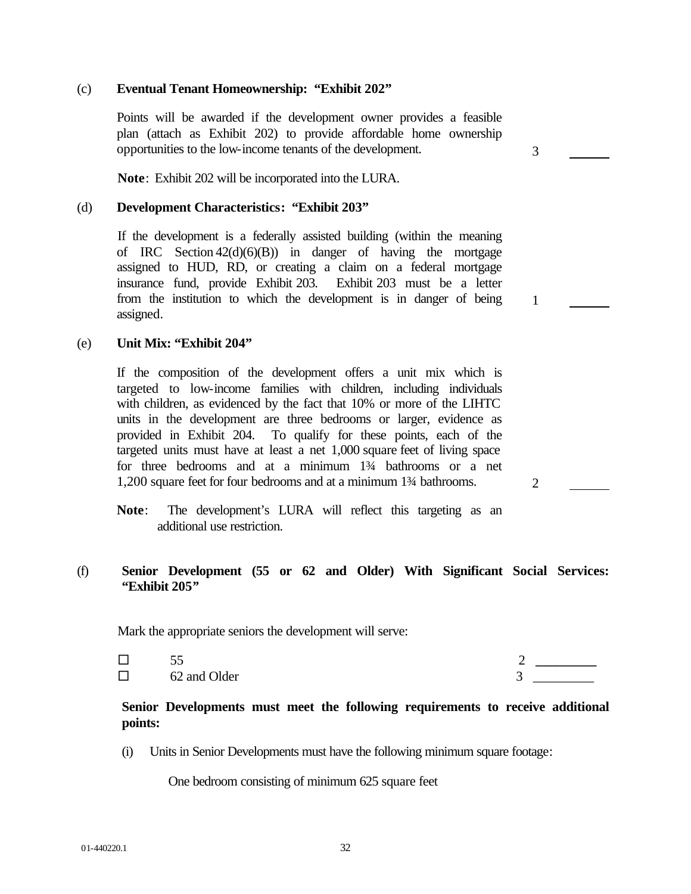(c) **Eventual Tenant Homeownership: "Exhibit 202"**

Points will be awarded if the development owner provides a feasible plan (attach as Exhibit 202) to provide affordable home ownership opportunities to the low-income tenants of the development. 3 ______

**Note**: Exhibit 202 will be incorporated into the LURA.

(d) **Development Characteristics: "Exhibit 203"**

If the development is a federally assisted building (within the meaning of IRC Section 42(d)(6)(B)) in danger of having the mortgage assigned to HUD, RD, or creating a claim on a federal mortgage insurance fund, provide Exhibit 203. Exhibit 203 must be a letter from the institution to which the development is in danger of being assigned. 1 ______

(e) **Unit Mix: "Exhibit 204"**

If the composition of the development offers a unit mix which is targeted to low-income families with children, including individuals with children, as evidenced by the fact that 10% or more of the LIHTC units in the development are three bedrooms or larger, evidence as provided in Exhibit 204. To qualify for these points, each of the targeted units must have at least a net 1,000 square feet of living space for three bedrooms and at a minimum 1¾ bathrooms or a net 1,200 square feet for four bedrooms and at a minimum 1¾ bathrooms. 2 ______

**Note**: The development's LURA will reflect this targeting as an additional use restriction.

(f) **Senior Development (55 or 62 and Older) With Significant Social Services: "Exhibit 205"**

Mark the appropriate seniors the development will serve:

☐ 55 2 _________
☐ 62 and Older 3 _________

**Senior Developments must meet the following requirements to receive additional points:**

(i) Units in Senior Developments must have the following minimum square footage:

One bedroom consisting of minimum 625 square feet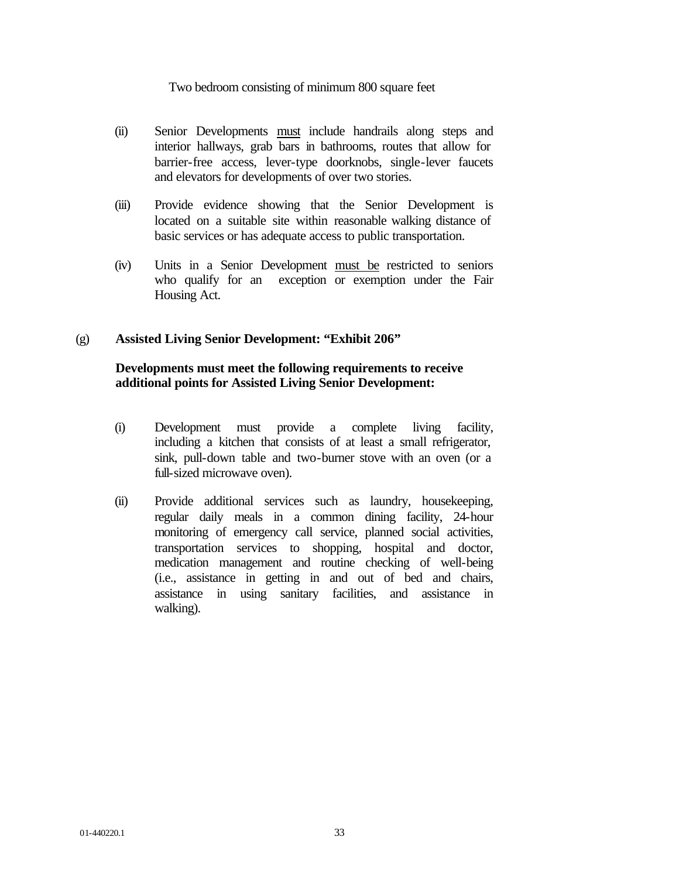Two bedroom consisting of minimum 800 square feet

(ii) Senior Developments <u>must</u> include handrails along steps and interior hallways, grab bars in bathrooms, routes that allow for barrier-free access, lever-type doorknobs, single-lever faucets and elevators for developments of over two stories.

(iii) Provide evidence showing that the Senior Development is located on a suitable site within reasonable walking distance of basic services or has adequate access to public transportation.

(iv) Units in a Senior Development <u>must be</u> restricted to seniors who qualify for an exception or exemption under the Fair Housing Act.

(g) **Assisted Living Senior Development: "Exhibit 206"**

**Developments must meet the following requirements to receive additional points for Assisted Living Senior Development:**

(i) Development must provide a complete living facility, including a kitchen that consists of at least a small refrigerator, sink, pull-down table and two-burner stove with an oven (or a full-sized microwave oven).

(ii) Provide additional services such as laundry, housekeeping, regular daily meals in a common dining facility, 24-hour monitoring of emergency call service, planned social activities, transportation services to shopping, hospital and doctor, medication management and routine checking of well-being (i.e., assistance in getting in and out of bed and chairs, assistance in using sanitary facilities, and assistance in walking).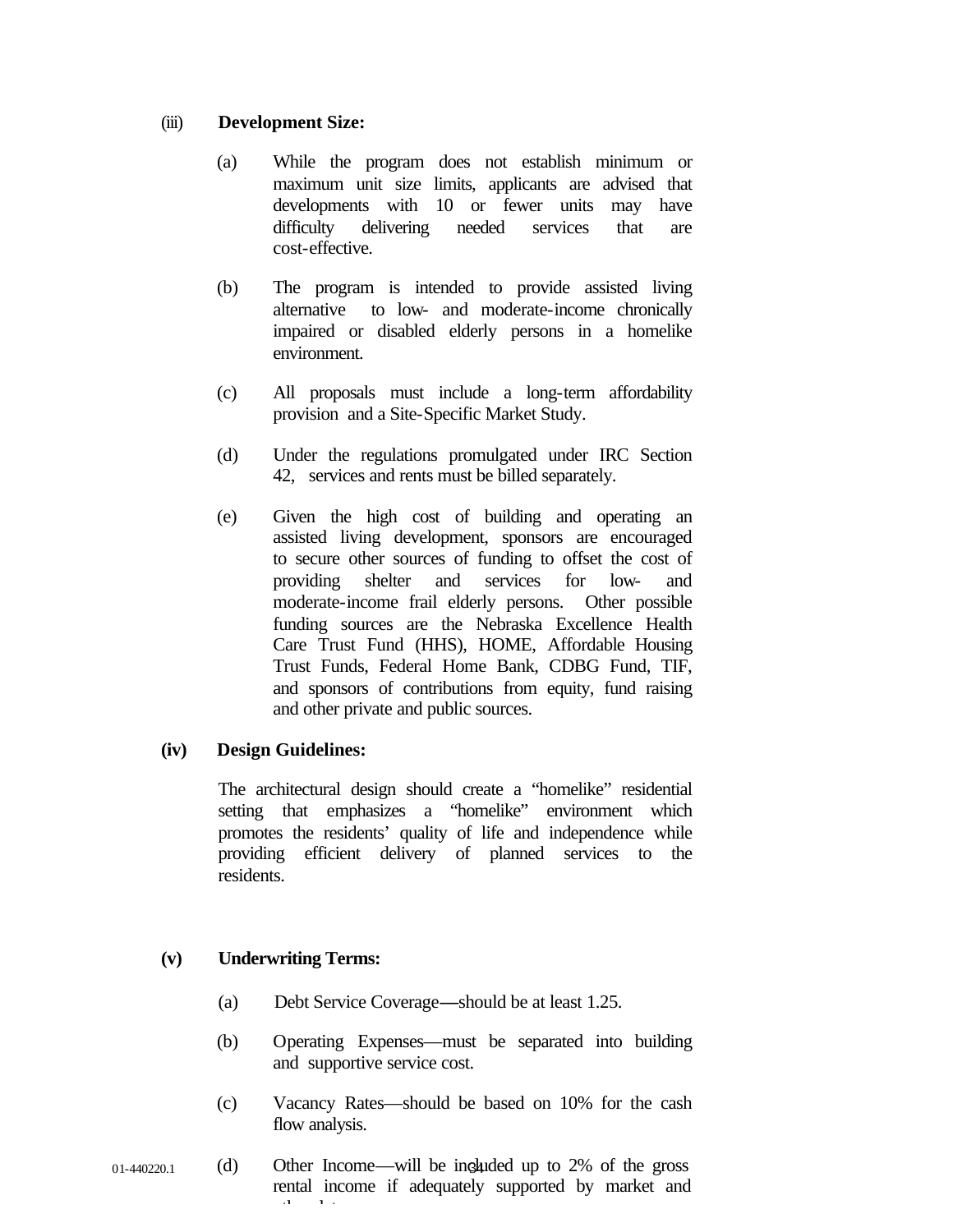(iii) **Development Size:**

(a) While the program does not establish minimum or maximum unit size limits, applicants are advised that developments with 10 or fewer units may have difficulty delivering needed services that are cost-effective.

(b) The program is intended to provide assisted living alternative to low- and moderate-income chronically impaired or disabled elderly persons in a homelike environment.

(c) All proposals must include a long-term affordability provision and a Site-Specific Market Study.

(d) Under the regulations promulgated under IRC Section 42, services and rents must be billed separately.

(e) Given the high cost of building and operating an assisted living development, sponsors are encouraged to secure other sources of funding to offset the cost of providing shelter and services for low- and moderate-income frail elderly persons. Other possible funding sources are the Nebraska Excellence Health Care Trust Fund (HHS), HOME, Affordable Housing Trust Funds, Federal Home Bank, CDBG Fund, TIF, and sponsors of contributions from equity, fund raising and other private and public sources.

**(iv) Design Guidelines:**

The architectural design should create a "homelike" residential setting that emphasizes a "homelike" environment which promotes the residents' quality of life and independence while providing efficient delivery of planned services to the residents.

**(v) Underwriting Terms:**

(a) Debt Service Coverage—should be at least 1.25.

(b) Operating Expenses—must be separated into building and supportive service cost.

(c) Vacancy Rates—should be based on 10% for the cash flow analysis.

(d) Other Income—will be included up to 2% of the gross rental income if adequately supported by market and other data.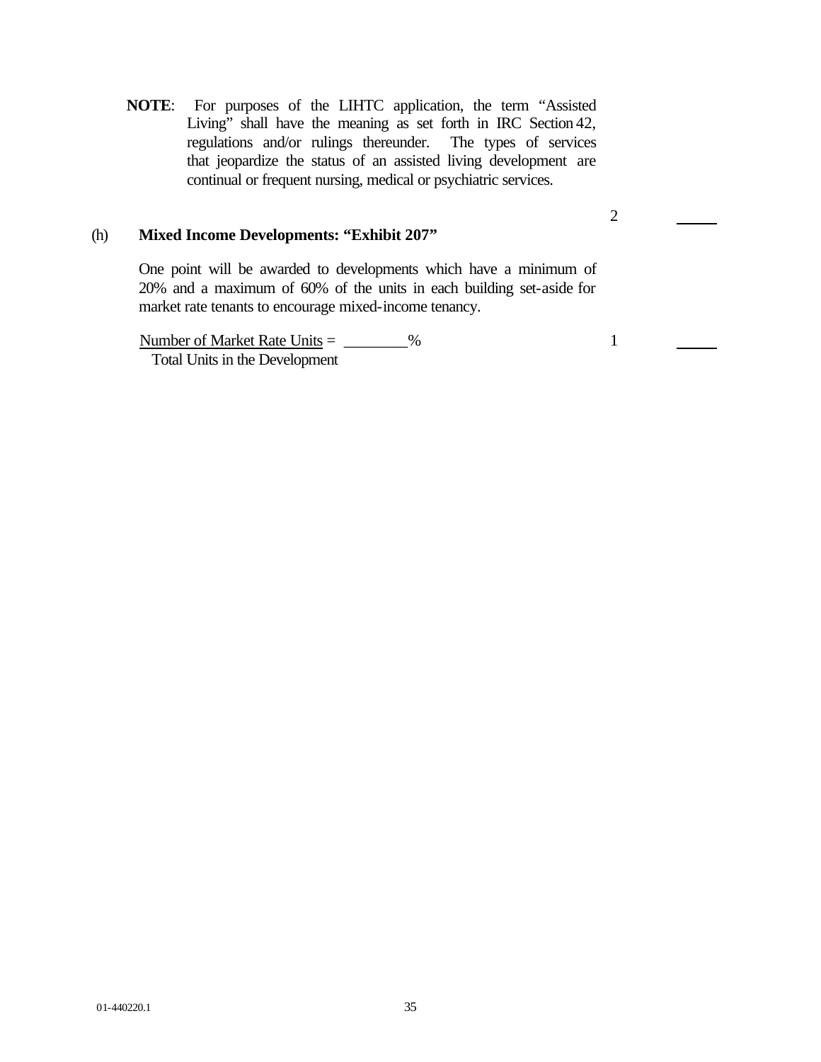**NOTE**: For purposes of the LIHTC application, the term "Assisted Living" shall have the meaning as set forth in IRC Section 42, regulations and/or rulings thereunder. The types of services that jeopardize the status of an assisted living development are continual or frequent nursing, medical or psychiatric services.

2 _____

(h) **Mixed Income Developments: "Exhibit 207"**

One point will be awarded to developments which have a minimum of 20% and a maximum of 60% of the units in each building set-aside for market rate tenants to encourage mixed-income tenancy.

$$\frac{\text{Number of Market Rate Units}}{\text{Total Units in the Development}} = \_\_\_\_\_\_\_\_\%$$

1 _____

01-440220.1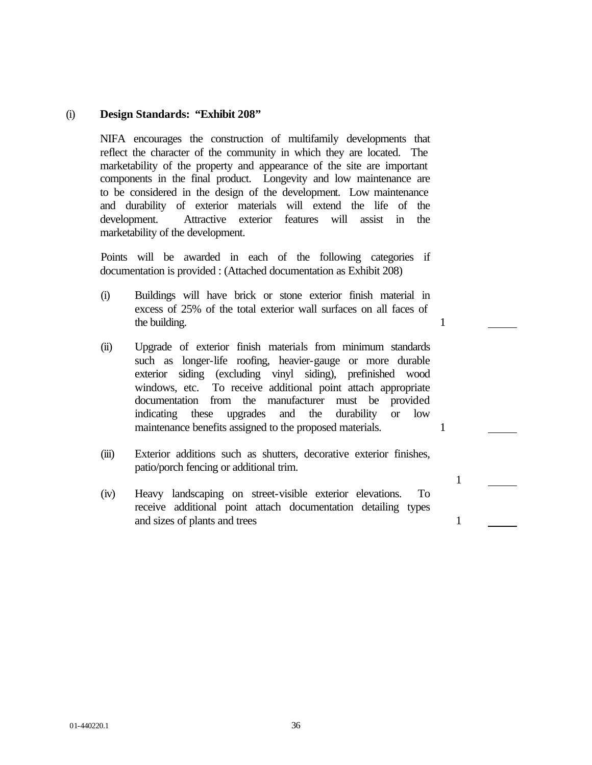(i) **Design Standards: "Exhibit 208"**

NIFA encourages the construction of multifamily developments that reflect the character of the community in which they are located. The marketability of the property and appearance of the site are important components in the final product. Longevity and low maintenance are to be considered in the design of the development. Low maintenance and durability of exterior materials will extend the life of the development. Attractive exterior features will assist in the marketability of the development.

Points will be awarded in each of the following categories if documentation is provided : (Attached documentation as Exhibit 208)

| | | Points | |
|---|---|---|---|
| (i) | Buildings will have brick or stone exterior finish material in excess of 25% of the total exterior wall surfaces on all faces of the building. | 1 | _____ |
| (ii) | Upgrade of exterior finish materials from minimum standards such as longer-life roofing, heavier-gauge or more durable exterior siding (excluding vinyl siding), prefinished wood windows, etc. To receive additional point attach appropriate documentation from the manufacturer must be provided indicating these upgrades and the durability or low maintenance benefits assigned to the proposed materials. | 1 | _____ |
| (iii) | Exterior additions such as shutters, decorative exterior finishes, patio/porch fencing or additional trim. | 1 | _____ |
| (iv) | Heavy landscaping on street-visible exterior elevations. To receive additional point attach documentation detailing types and sizes of plants and trees | 1 | _____ |

01-440220.1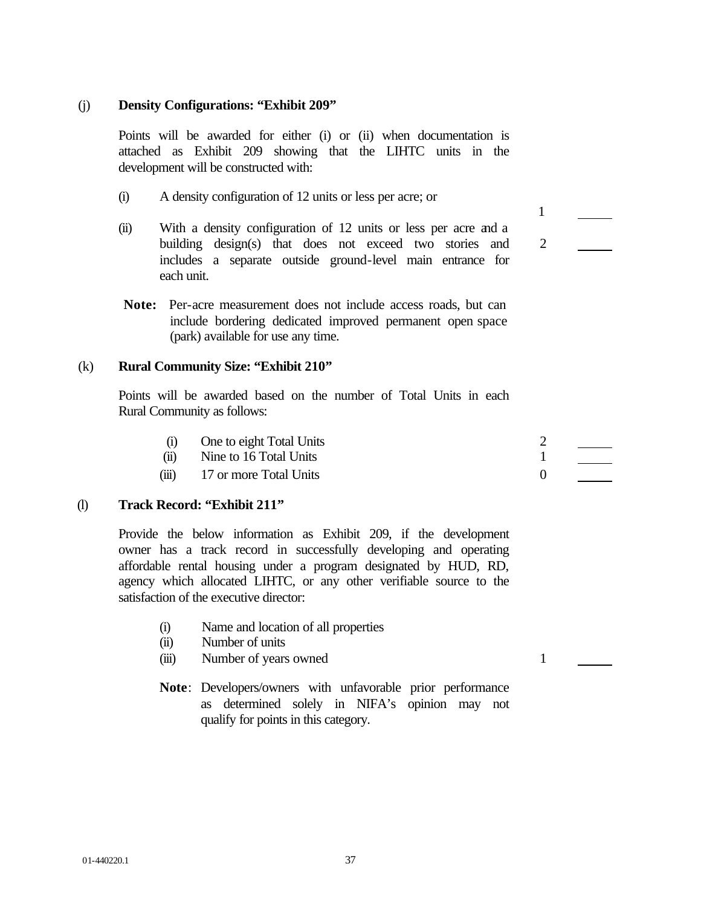(j) **Density Configurations: "Exhibit 209"**

Points will be awarded for either (i) or (ii) when documentation is attached as Exhibit 209 showing that the LIHTC units in the development will be constructed with:

(i) A density configuration of 12 units or less per acre; or — 1 ____

(ii) With a density configuration of 12 units or less per acre and a building design(s) that does not exceed two stories and includes a separate outside ground-level main entrance for each unit. — 2 ____

**Note:** Per-acre measurement does not include access roads, but can include bordering dedicated improved permanent open space (park) available for use any time.

(k) **Rural Community Size: "Exhibit 210"**

Points will be awarded based on the number of Total Units in each Rural Community as follows:

| | | Points | |
|---|---|---|---|
| (i) | One to eight Total Units | 2 | ____ |
| (ii) | Nine to 16 Total Units | 1 | ____ |
| (iii) | 17 or more Total Units | 0 | ____ |

(l) **Track Record: "Exhibit 211"**

Provide the below information as Exhibit 209, if the development owner has a track record in successfully developing and operating affordable rental housing under a program designated by HUD, RD, agency which allocated LIHTC, or any other verifiable source to the satisfaction of the executive director:

(i) Name and location of all properties
(ii) Number of units
(iii) Number of years owned — 1 ____

**Note**: Developers/owners with unfavorable prior performance as determined solely in NIFA's opinion may not qualify for points in this category.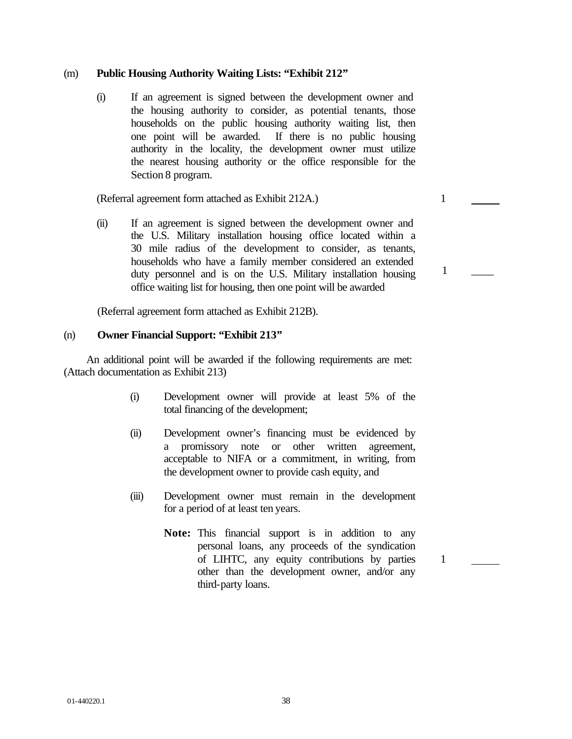(m) **Public Housing Authority Waiting Lists: "Exhibit 212"**

(i) If an agreement is signed between the development owner and the housing authority to consider, as potential tenants, those households on the public housing authority waiting list, then one point will be awarded. If there is no public housing authority in the locality, the development owner must utilize the nearest housing authority or the office responsible for the Section 8 program.

(Referral agreement form attached as Exhibit 212A.) 1 _____

(ii) If an agreement is signed between the development owner and the U.S. Military installation housing office located within a 30 mile radius of the development to consider, as tenants, households who have a family member considered an extended duty personnel and is on the U.S. Military installation housing office waiting list for housing, then one point will be awarded 1 _____

(Referral agreement form attached as Exhibit 212B).

(n) **Owner Financial Support: "Exhibit 213"**

An additional point will be awarded if the following requirements are met: (Attach documentation as Exhibit 213)

(i) Development owner will provide at least 5% of the total financing of the development;

(ii) Development owner's financing must be evidenced by a promissory note or other written agreement, acceptable to NIFA or a commitment, in writing, from the development owner to provide cash equity, and

(iii) Development owner must remain in the development for a period of at least ten years.

**Note:** This financial support is in addition to any personal loans, any proceeds of the syndication of LIHTC, any equity contributions by parties other than the development owner, and/or any third-party loans. 1 _____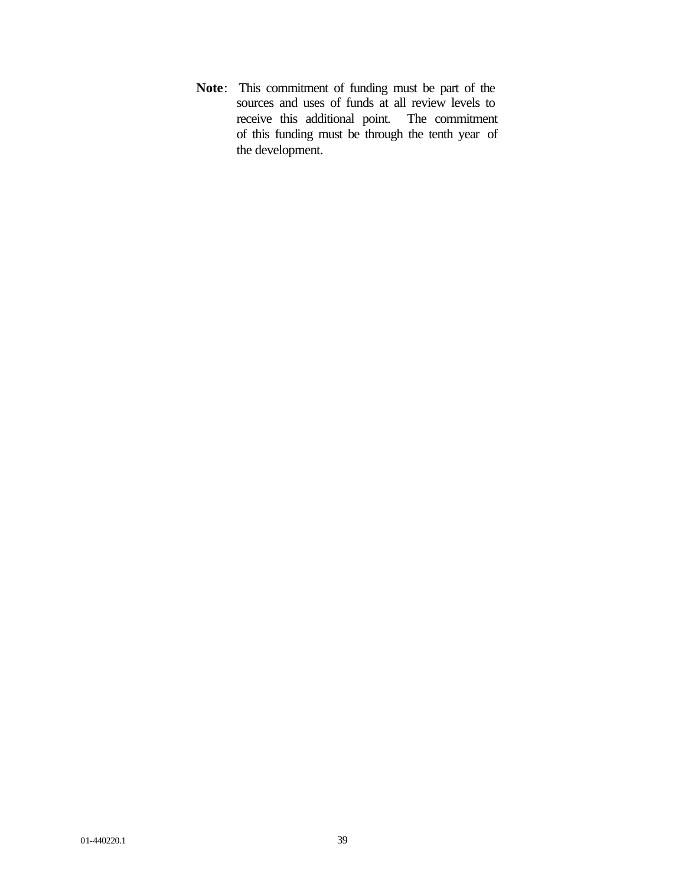**Note**: This commitment of funding must be part of the sources and uses of funds at all review levels to receive this additional point. The commitment of this funding must be through the tenth year of the development.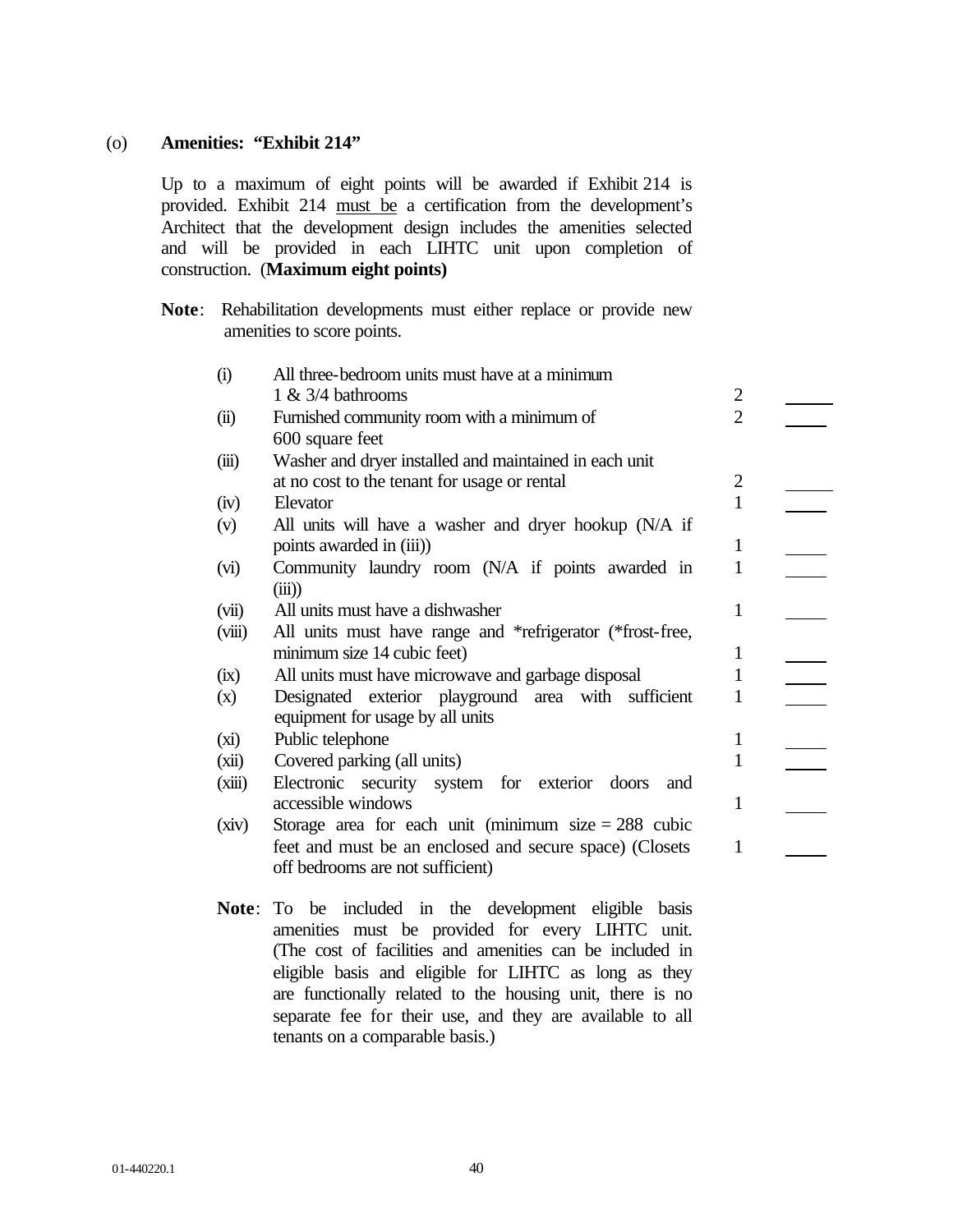(o) **Amenities: "Exhibit 214"**

Up to a maximum of eight points will be awarded if Exhibit 214 is provided. Exhibit 214 <u>must be</u> a certification from the development's Architect that the development design includes the amenities selected and will be provided in each LIHTC unit upon completion of construction. (**Maximum eight points)**

**Note**: Rehabilitation developments must either replace or provide new amenities to score points.

| | | | |
|---|---|---|---|
| (i) | All three-bedroom units must have at a minimum 1 & 3/4 bathrooms | 2 | _____ |
| (ii) | Furnished community room with a minimum of 600 square feet | 2 | _____ |
| (iii) | Washer and dryer installed and maintained in each unit at no cost to the tenant for usage or rental | 2 | _____ |
| (iv) | Elevator | 1 | _____ |
| (v) | All units will have a washer and dryer hookup (N/A if points awarded in (iii)) | 1 | _____ |
| (vi) | Community laundry room (N/A if points awarded in (iii)) | 1 | _____ |
| (vii) | All units must have a dishwasher | 1 | _____ |
| (viii) | All units must have range and *refrigerator (*frost-free, minimum size 14 cubic feet) | 1 | _____ |
| (ix) | All units must have microwave and garbage disposal | 1 | _____ |
| (x) | Designated exterior playground area with sufficient equipment for usage by all units | 1 | _____ |
| (xi) | Public telephone | 1 | _____ |
| (xii) | Covered parking (all units) | 1 | _____ |
| (xiii) | Electronic security system for exterior doors and accessible windows | 1 | _____ |
| (xiv) | Storage area for each unit (minimum size = 288 cubic feet and must be an enclosed and secure space) (Closets off bedrooms are not sufficient) | 1 | _____ |

**Note**: To be included in the development eligible basis amenities must be provided for every LIHTC unit. (The cost of facilities and amenities can be included in eligible basis and eligible for LIHTC as long as they are functionally related to the housing unit, there is no separate fee for their use, and they are available to all tenants on a comparable basis.)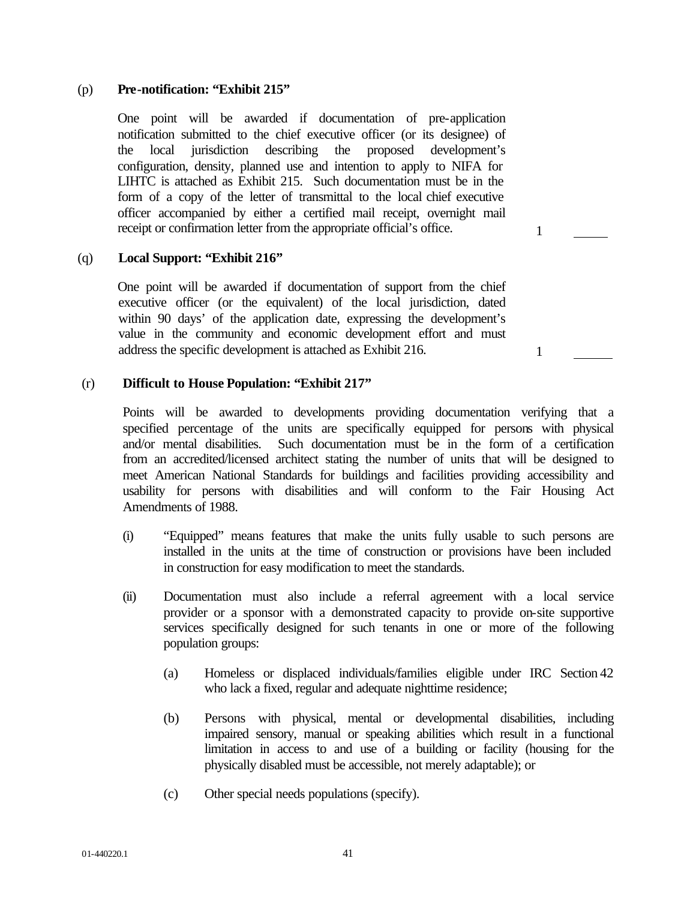(p) **Pre-notification: "Exhibit 215"**

One point will be awarded if documentation of pre-application notification submitted to the chief executive officer (or its designee) of the local jurisdiction describing the proposed development's configuration, density, planned use and intention to apply to NIFA for LIHTC is attached as Exhibit 215. Such documentation must be in the form of a copy of the letter of transmittal to the local chief executive officer accompanied by either a certified mail receipt, overnight mail receipt or confirmation letter from the appropriate official's office. 1 _____

(q) **Local Support: "Exhibit 216"**

One point will be awarded if documentation of support from the chief executive officer (or the equivalent) of the local jurisdiction, dated within 90 days' of the application date, expressing the development's value in the community and economic development effort and must address the specific development is attached as Exhibit 216. 1 _____

(r) **Difficult to House Population: "Exhibit 217"**

Points will be awarded to developments providing documentation verifying that a specified percentage of the units are specifically equipped for persons with physical and/or mental disabilities. Such documentation must be in the form of a certification from an accredited/licensed architect stating the number of units that will be designed to meet American National Standards for buildings and facilities providing accessibility and usability for persons with disabilities and will conform to the Fair Housing Act Amendments of 1988.

(i) "Equipped" means features that make the units fully usable to such persons are installed in the units at the time of construction or provisions have been included in construction for easy modification to meet the standards.

(ii) Documentation must also include a referral agreement with a local service provider or a sponsor with a demonstrated capacity to provide on-site supportive services specifically designed for such tenants in one or more of the following population groups:

(a) Homeless or displaced individuals/families eligible under IRC Section 42 who lack a fixed, regular and adequate nighttime residence;

(b) Persons with physical, mental or developmental disabilities, including impaired sensory, manual or speaking abilities which result in a functional limitation in access to and use of a building or facility (housing for the physically disabled must be accessible, not merely adaptable); or

(c) Other special needs populations (specify).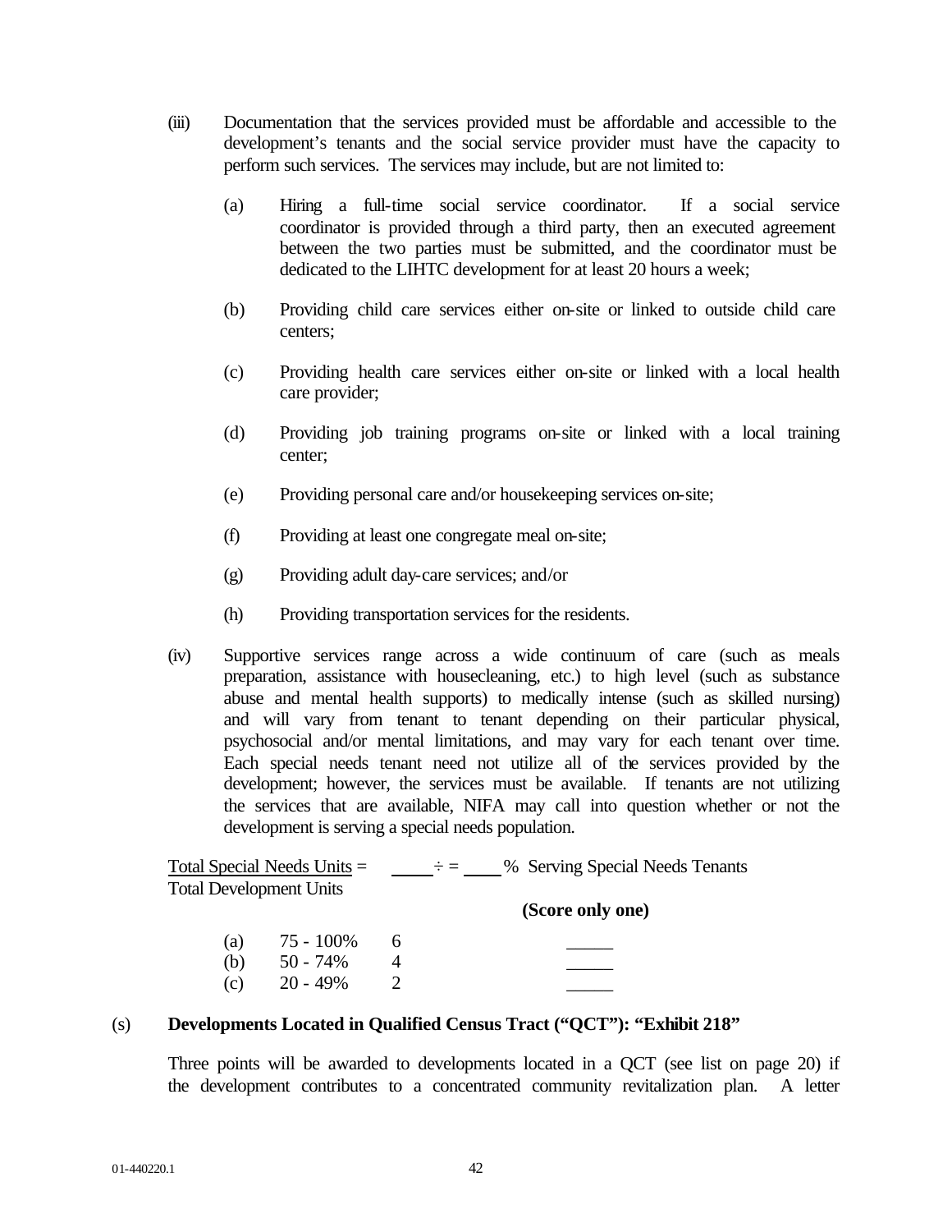(iii) Documentation that the services provided must be affordable and accessible to the development's tenants and the social service provider must have the capacity to perform such services. The services may include, but are not limited to:

(a) Hiring a full-time social service coordinator. If a social service coordinator is provided through a third party, then an executed agreement between the two parties must be submitted, and the coordinator must be dedicated to the LIHTC development for at least 20 hours a week;

(b) Providing child care services either on-site or linked to outside child care centers;

(c) Providing health care services either on-site or linked with a local health care provider;

(d) Providing job training programs on-site or linked with a local training center;

(e) Providing personal care and/or housekeeping services on-site;

(f) Providing at least one congregate meal on-site;

(g) Providing adult day-care services; and/or

(h) Providing transportation services for the residents.

(iv) Supportive services range across a wide continuum of care (such as meals preparation, assistance with housecleaning, etc.) to high level (such as substance abuse and mental health supports) to medically intense (such as skilled nursing) and will vary from tenant to tenant depending on their particular physical, psychosocial and/or mental limitations, and may vary for each tenant over time. Each special needs tenant need not utilize all of the services provided by the development; however, the services must be available. If tenants are not utilizing the services that are available, NIFA may call into question whether or not the development is serving a special needs population.

Total Special Needs Units = ____ ÷ = ____ % Serving Special Needs Tenants
Total Development Units

**(Score only one)**

| | | | |
|---|---|---|---|
| (a) | 75 - 100% | 6 | _____ |
| (b) | 50 - 74% | 4 | _____ |
| (c) | 20 - 49% | 2 | _____ |

(s) **Developments Located in Qualified Census Tract ("QCT"): "Exhibit 218"**

Three points will be awarded to developments located in a QCT (see list on page 20) if the development contributes to a concentrated community revitalization plan. A letter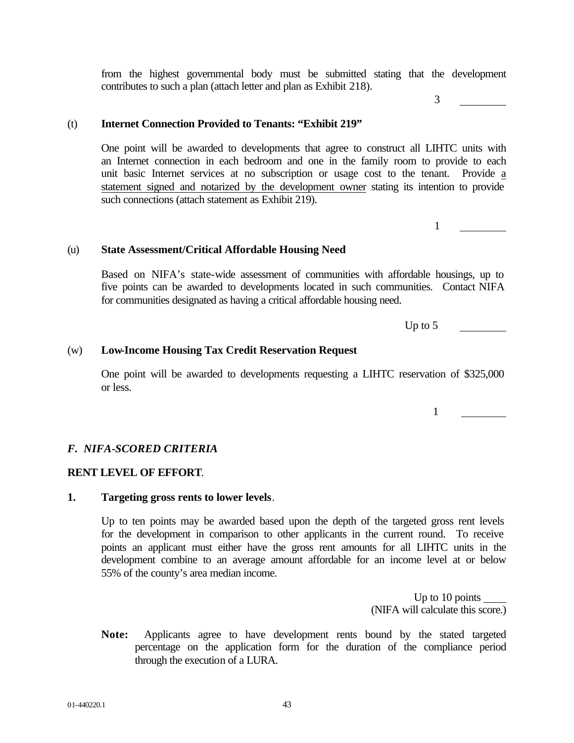from the highest governmental body must be submitted stating that the development contributes to such a plan (attach letter and plan as Exhibit 218).

3 \_\_\_\_\_\_\_\_

(t) **Internet Connection Provided to Tenants: "Exhibit 219"**

One point will be awarded to developments that agree to construct all LIHTC units with an Internet connection in each bedroom and one in the family room to provide to each unit basic Internet services at no subscription or usage cost to the tenant. Provide a statement signed and notarized by the development owner stating its intention to provide such connections (attach statement as Exhibit 219).

1 \_\_\_\_\_\_\_\_

(u) **State Assessment/Critical Affordable Housing Need**

Based on NIFA's state-wide assessment of communities with affordable housings, up to five points can be awarded to developments located in such communities. Contact NIFA for communities designated as having a critical affordable housing need.

Up to 5 \_\_\_\_\_\_\_\_

(w) **Low-Income Housing Tax Credit Reservation Request**

One point will be awarded to developments requesting a LIHTC reservation of $325,000 or less.

1 \_\_\_\_\_\_\_\_

### *F. NIFA-SCORED CRITERIA*

**RENT LEVEL OF EFFORT**.

**1. Targeting gross rents to lower levels**.

Up to ten points may be awarded based upon the depth of the targeted gross rent levels for the development in comparison to other applicants in the current round. To receive points an applicant must either have the gross rent amounts for all LIHTC units in the development combine to an average amount affordable for an income level at or below 55% of the county's area median income.

Up to 10 points \_\_\_\_
(NIFA will calculate this score.)

**Note:** Applicants agree to have development rents bound by the stated targeted percentage on the application form for the duration of the compliance period through the execution of a LURA.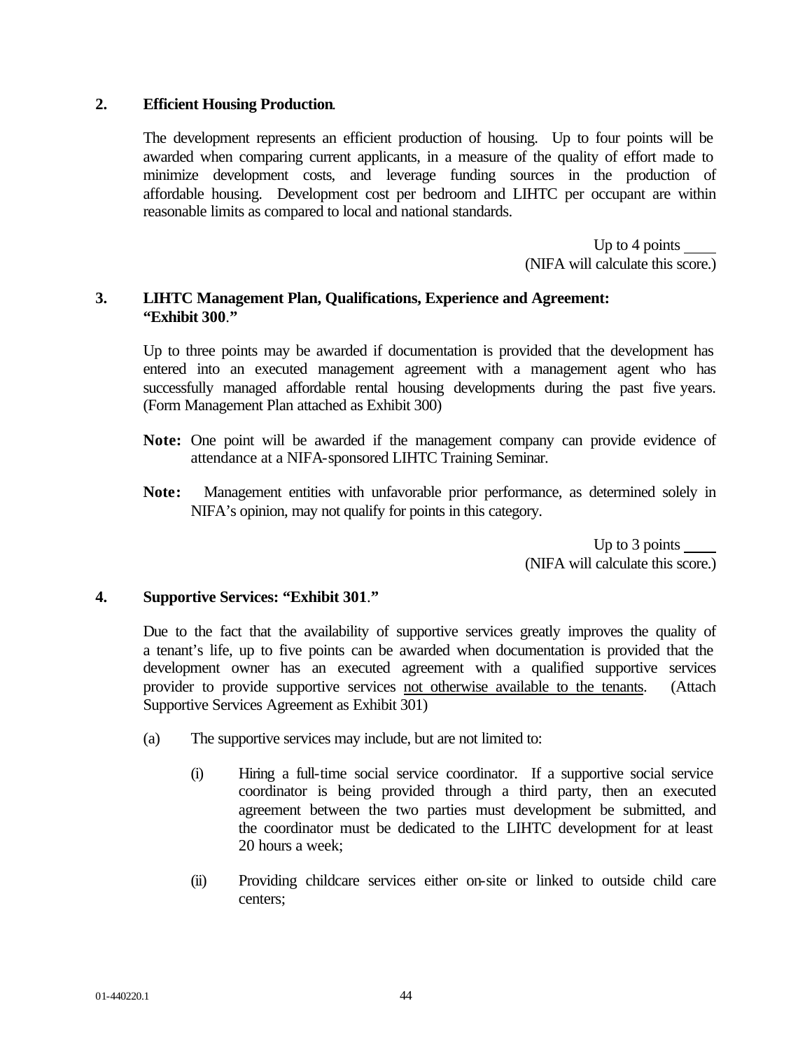**2. Efficient Housing Production.**

The development represents an efficient production of housing. Up to four points will be awarded when comparing current applicants, in a measure of the quality of effort made to minimize development costs, and leverage funding sources in the production of affordable housing. Development cost per bedroom and LIHTC per occupant are within reasonable limits as compared to local and national standards.

Up to 4 points ____
(NIFA will calculate this score.)

**3. LIHTC Management Plan, Qualifications, Experience and Agreement: "Exhibit 300."**

Up to three points may be awarded if documentation is provided that the development has entered into an executed management agreement with a management agent who has successfully managed affordable rental housing developments during the past five years. (Form Management Plan attached as Exhibit 300)

**Note:** One point will be awarded if the management company can provide evidence of attendance at a NIFA-sponsored LIHTC Training Seminar.

**Note:** Management entities with unfavorable prior performance, as determined solely in NIFA's opinion, may not qualify for points in this category.

Up to 3 points ____
(NIFA will calculate this score.)

**4. Supportive Services: "Exhibit 301."**

Due to the fact that the availability of supportive services greatly improves the quality of a tenant's life, up to five points can be awarded when documentation is provided that the development owner has an executed agreement with a qualified supportive services provider to provide supportive services <u>not otherwise available to the tenants</u>. (Attach Supportive Services Agreement as Exhibit 301)

(a) The supportive services may include, but are not limited to:

(i) Hiring a full-time social service coordinator. If a supportive social service coordinator is being provided through a third party, then an executed agreement between the two parties must development be submitted, and the coordinator must be dedicated to the LIHTC development for at least 20 hours a week;

(ii) Providing childcare services either on-site or linked to outside child care centers;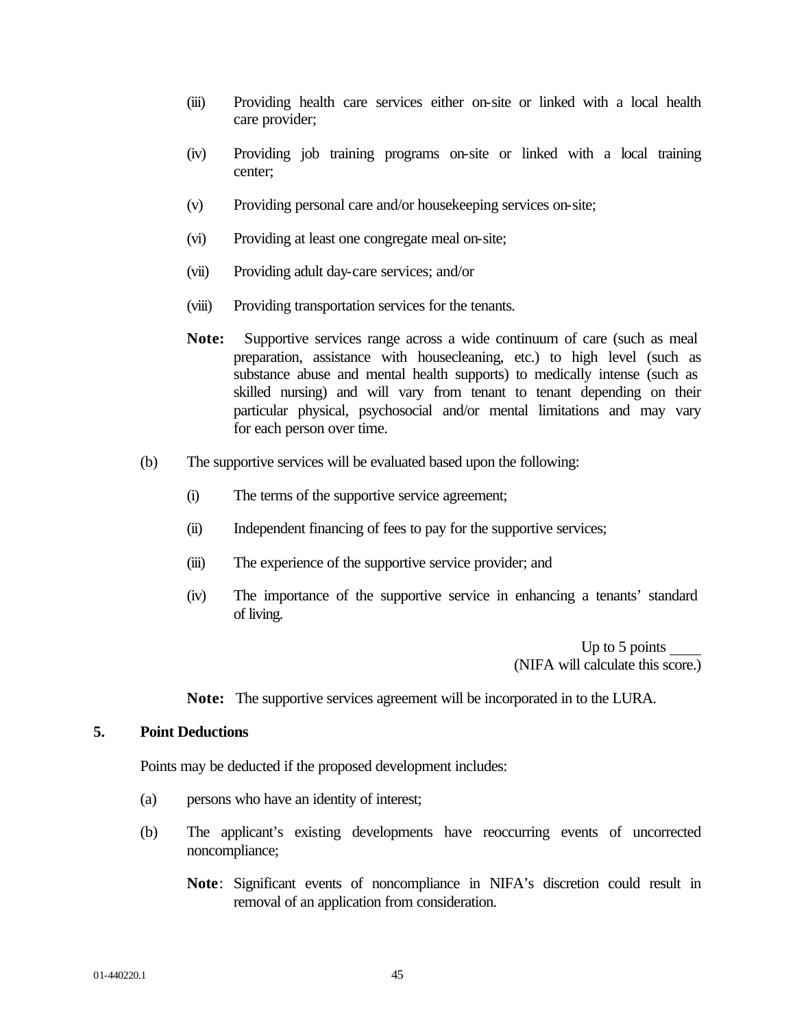(iii) Providing health care services either on-site or linked with a local health care provider;

(iv) Providing job training programs on-site or linked with a local training center;

(v) Providing personal care and/or housekeeping services on-site;

(vi) Providing at least one congregate meal on-site;

(vii) Providing adult day-care services; and/or

(viii) Providing transportation services for the tenants.

**Note:** Supportive services range across a wide continuum of care (such as meal preparation, assistance with housecleaning, etc.) to high level (such as substance abuse and mental health supports) to medically intense (such as skilled nursing) and will vary from tenant to tenant depending on their particular physical, psychosocial and/or mental limitations and may vary for each person over time.

(b) The supportive services will be evaluated based upon the following:

(i) The terms of the supportive service agreement;

(ii) Independent financing of fees to pay for the supportive services;

(iii) The experience of the supportive service provider; and

(iv) The importance of the supportive service in enhancing a tenants' standard of living.

Up to 5 points ____
(NIFA will calculate this score.)

**Note:** The supportive services agreement will be incorporated in to the LURA.

**5. Point Deductions**

Points may be deducted if the proposed development includes:

(a) persons who have an identity of interest;

(b) The applicant's existing developments have reoccurring events of uncorrected noncompliance;

**Note**: Significant events of noncompliance in NIFA's discretion could result in removal of an application from consideration.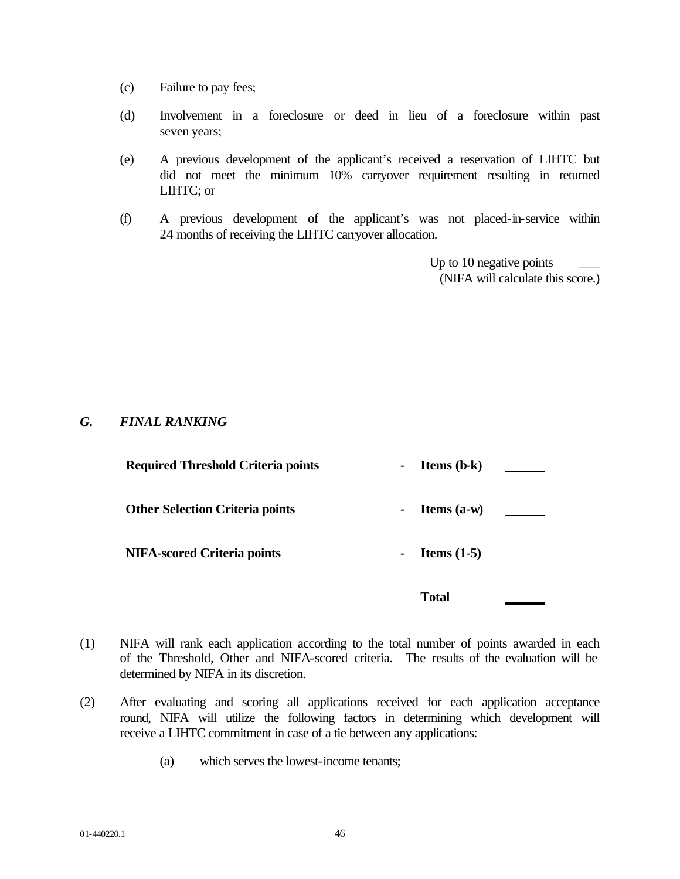(c) Failure to pay fees;

(d) Involvement in a foreclosure or deed in lieu of a foreclosure within past seven years;

(e) A previous development of the applicant's received a reservation of LIHTC but did not meet the minimum 10% carryover requirement resulting in returned LIHTC; or

(f) A previous development of the applicant's was not placed-in-service within 24 months of receiving the LIHTC carryover allocation.

Up to 10 negative points ___
(NIFA will calculate this score.)

### *G. FINAL RANKING*

| | | | |
|---|---|---|---|
| **Required Threshold Criteria points** | - | **Items (b-k)** | ______ |
| **Other Selection Criteria points** | - | **Items (a-w)** | ______ |
| **NIFA-scored Criteria points** | - | **Items (1-5)** | ______ |
| | | **Total** | ______ |

(1) NIFA will rank each application according to the total number of points awarded in each of the Threshold, Other and NIFA-scored criteria. The results of the evaluation will be determined by NIFA in its discretion.

(2) After evaluating and scoring all applications received for each application acceptance round, NIFA will utilize the following factors in determining which development will receive a LIHTC commitment in case of a tie between any applications:

(a) which serves the lowest-income tenants;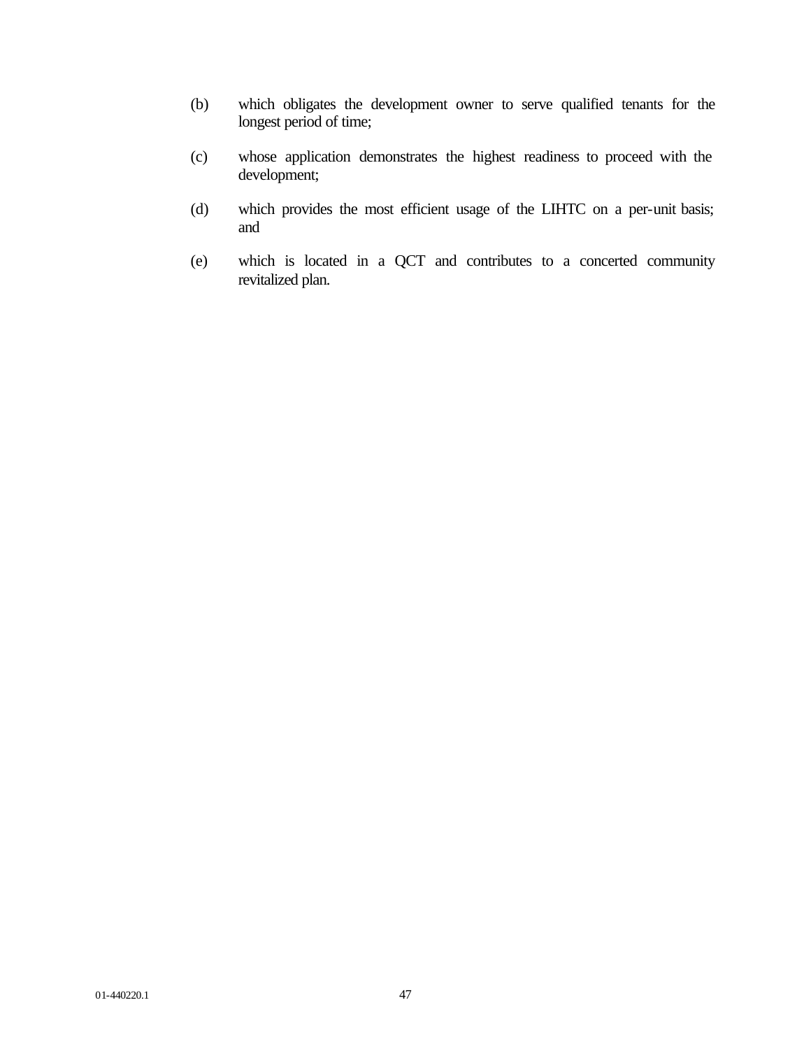(b) which obligates the development owner to serve qualified tenants for the longest period of time;

(c) whose application demonstrates the highest readiness to proceed with the development;

(d) which provides the most efficient usage of the LIHTC on a per-unit basis; and

(e) which is located in a QCT and contributes to a concerted community revitalized plan.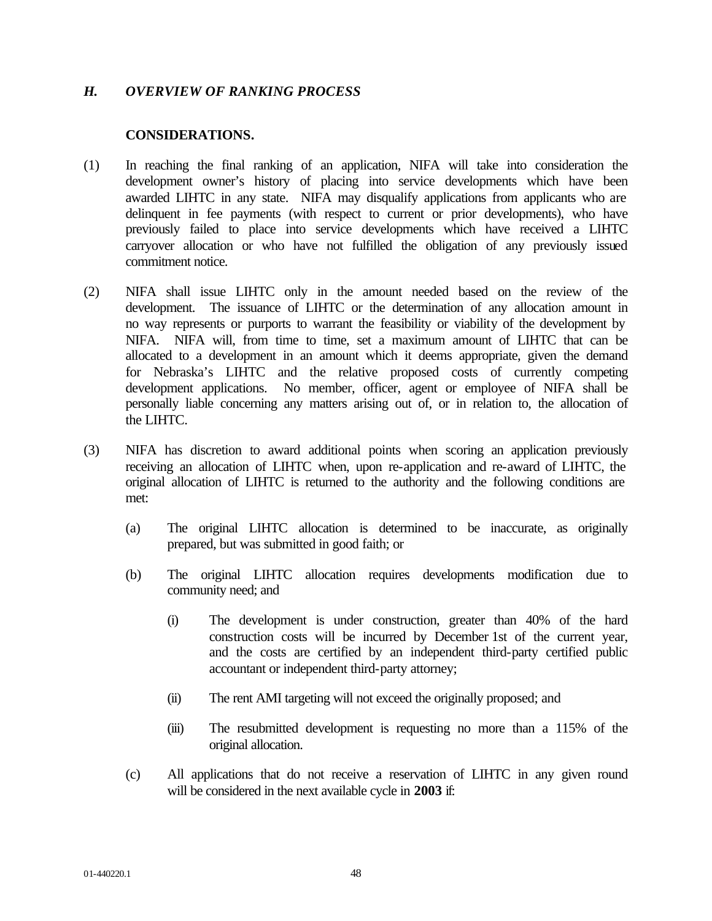## *H. OVERVIEW OF RANKING PROCESS*

**CONSIDERATIONS.**

(1) In reaching the final ranking of an application, NIFA will take into consideration the development owner's history of placing into service developments which have been awarded LIHTC in any state. NIFA may disqualify applications from applicants who are delinquent in fee payments (with respect to current or prior developments), who have previously failed to place into service developments which have received a LIHTC carryover allocation or who have not fulfilled the obligation of any previously issued commitment notice.

(2) NIFA shall issue LIHTC only in the amount needed based on the review of the development. The issuance of LIHTC or the determination of any allocation amount in no way represents or purports to warrant the feasibility or viability of the development by NIFA. NIFA will, from time to time, set a maximum amount of LIHTC that can be allocated to a development in an amount which it deems appropriate, given the demand for Nebraska's LIHTC and the relative proposed costs of currently competing development applications. No member, officer, agent or employee of NIFA shall be personally liable concerning any matters arising out of, or in relation to, the allocation of the LIHTC.

(3) NIFA has discretion to award additional points when scoring an application previously receiving an allocation of LIHTC when, upon re-application and re-award of LIHTC, the original allocation of LIHTC is returned to the authority and the following conditions are met:

   (a) The original LIHTC allocation is determined to be inaccurate, as originally prepared, but was submitted in good faith; or

   (b) The original LIHTC allocation requires developments modification due to community need; and

      (i) The development is under construction, greater than 40% of the hard construction costs will be incurred by December 1st of the current year, and the costs are certified by an independent third-party certified public accountant or independent third-party attorney;

      (ii) The rent AMI targeting will not exceed the originally proposed; and

      (iii) The resubmitted development is requesting no more than a 115% of the original allocation.

   (c) All applications that do not receive a reservation of LIHTC in any given round will be considered in the next available cycle in **2003** if: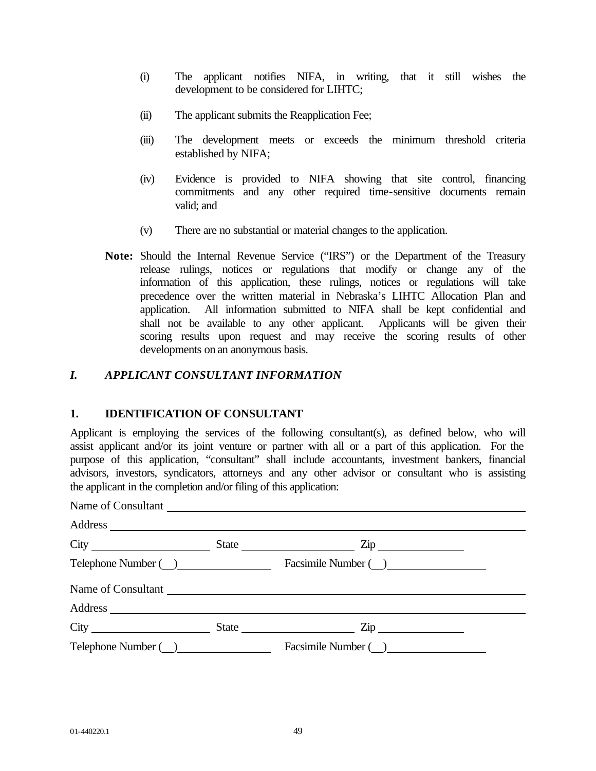(i) The applicant notifies NIFA, in writing, that it still wishes the development to be considered for LIHTC;

(ii) The applicant submits the Reapplication Fee;

(iii) The development meets or exceeds the minimum threshold criteria established by NIFA;

(iv) Evidence is provided to NIFA showing that site control, financing commitments and any other required time-sensitive documents remain valid; and

(v) There are no substantial or material changes to the application.

**Note:** Should the Internal Revenue Service ("IRS") or the Department of the Treasury release rulings, notices or regulations that modify or change any of the information of this application, these rulings, notices or regulations will take precedence over the written material in Nebraska's LIHTC Allocation Plan and application. All information submitted to NIFA shall be kept confidential and shall not be available to any other applicant. Applicants will be given their scoring results upon request and may receive the scoring results of other developments on an anonymous basis.

## *I. APPLICANT CONSULTANT INFORMATION*

### 1. IDENTIFICATION OF CONSULTANT

Applicant is employing the services of the following consultant(s), as defined below, who will assist applicant and/or its joint venture or partner with all or a part of this application. For the purpose of this application, "consultant" shall include accountants, investment bankers, financial advisors, investors, syndicators, attorneys and any other advisor or consultant who is assisting the applicant in the completion and/or filing of this application:

Name of Consultant ______________________________

Address ______________________________

City ______________ State ______________ Zip ______________

Telephone Number (\_\_)______________ Facsimile Number (\_\_)______________

Name of Consultant ______________________________

Address ______________________________

City ______________ State ______________ Zip ______________

Telephone Number (\_\_)______________ Facsimile Number (\_\_)______________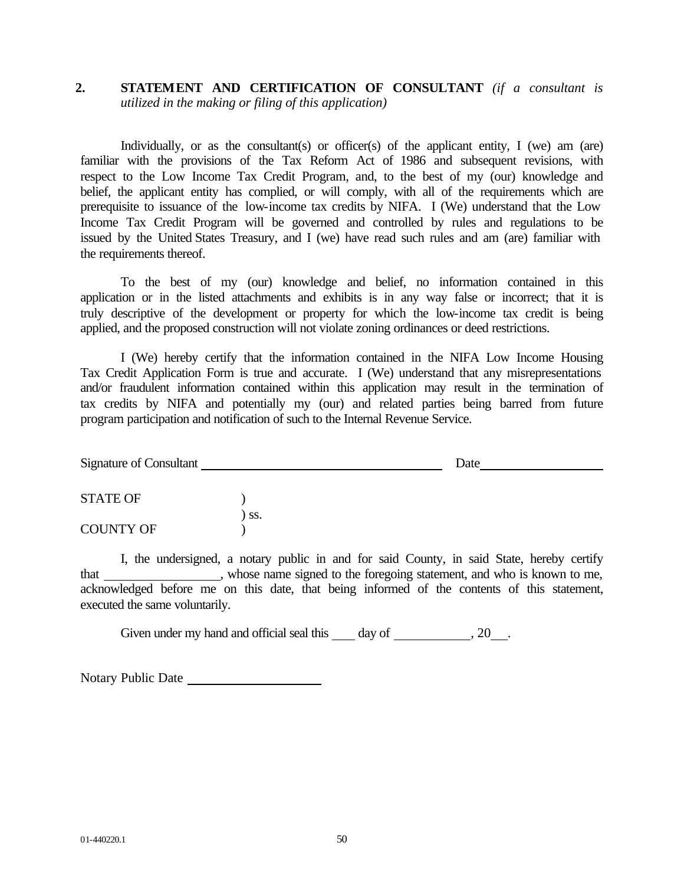## 2. STATEMENT AND CERTIFICATION OF CONSULTANT *(if a consultant is utilized in the making or filing of this application)*

Individually, or as the consultant(s) or officer(s) of the applicant entity, I (we) am (are) familiar with the provisions of the Tax Reform Act of 1986 and subsequent revisions, with respect to the Low Income Tax Credit Program, and, to the best of my (our) knowledge and belief, the applicant entity has complied, or will comply, with all of the requirements which are prerequisite to issuance of the low-income tax credits by NIFA. I (We) understand that the Low Income Tax Credit Program will be governed and controlled by rules and regulations to be issued by the United States Treasury, and I (we) have read such rules and am (are) familiar with the requirements thereof.

To the best of my (our) knowledge and belief, no information contained in this application or in the listed attachments and exhibits is in any way false or incorrect; that it is truly descriptive of the development or property for which the low-income tax credit is being applied, and the proposed construction will not violate zoning ordinances or deed restrictions.

I (We) hereby certify that the information contained in the NIFA Low Income Housing Tax Credit Application Form is true and accurate. I (We) understand that any misrepresentations and/or fraudulent information contained within this application may result in the termination of tax credits by NIFA and potentially my (our) and related parties being barred from future program participation and notification of such to the Internal Revenue Service.

Signature of Consultant ______________________________ Date ________________

STATE OF )
) ss.
COUNTY OF )

I, the undersigned, a notary public in and for said County, in said State, hereby certify that ________________, whose name signed to the foregoing statement, and who is known to me, acknowledged before me on this date, that being informed of the contents of this statement, executed the same voluntarily.

Given under my hand and official seal this ____ day of ____________, 20___.

Notary Public Date ____________________

01-440220.1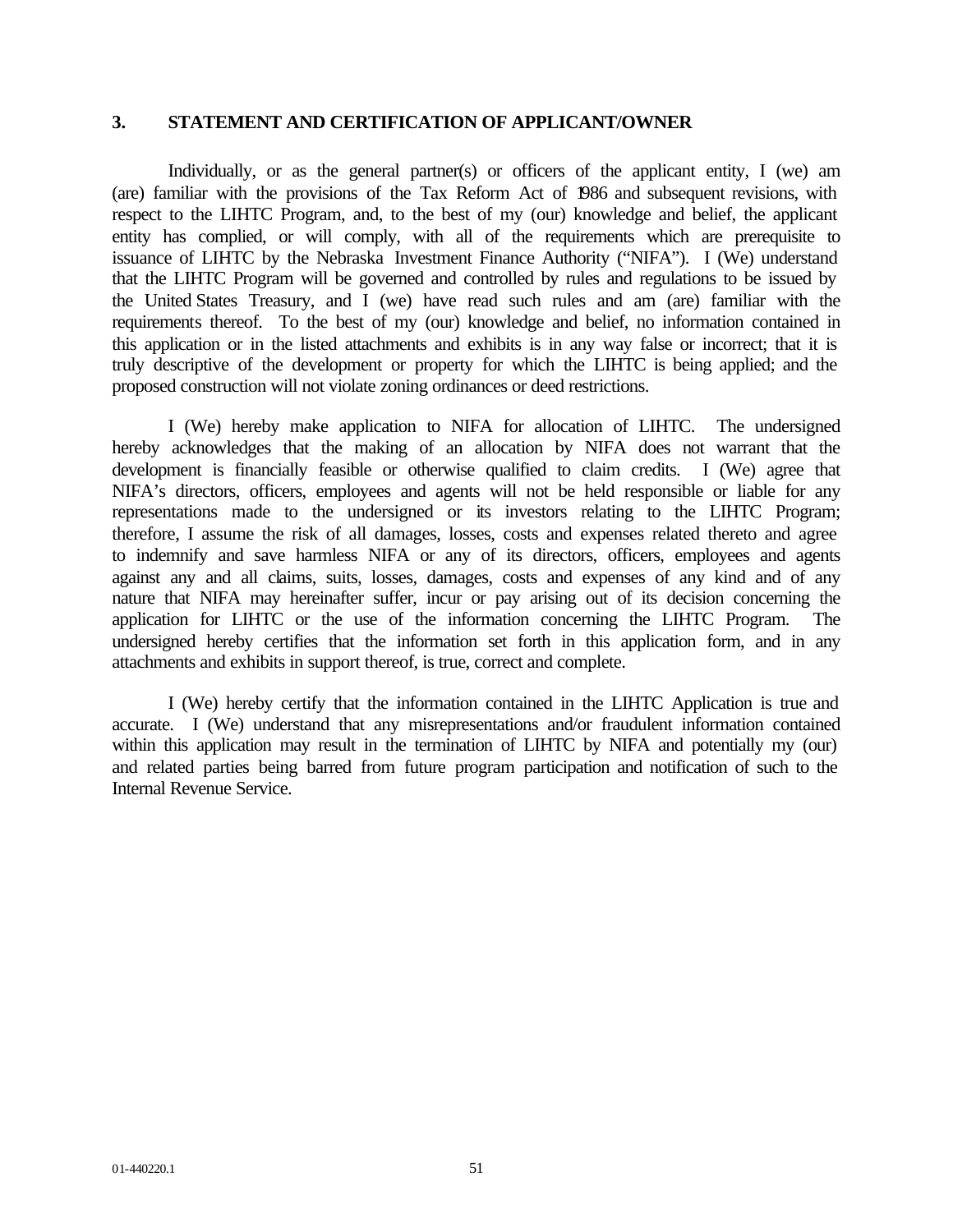## 3. STATEMENT AND CERTIFICATION OF APPLICANT/OWNER

Individually, or as the general partner(s) or officers of the applicant entity, I (we) am (are) familiar with the provisions of the Tax Reform Act of 1986 and subsequent revisions, with respect to the LIHTC Program, and, to the best of my (our) knowledge and belief, the applicant entity has complied, or will comply, with all of the requirements which are prerequisite to issuance of LIHTC by the Nebraska Investment Finance Authority ("NIFA"). I (We) understand that the LIHTC Program will be governed and controlled by rules and regulations to be issued by the United States Treasury, and I (we) have read such rules and am (are) familiar with the requirements thereof. To the best of my (our) knowledge and belief, no information contained in this application or in the listed attachments and exhibits is in any way false or incorrect; that it is truly descriptive of the development or property for which the LIHTC is being applied; and the proposed construction will not violate zoning ordinances or deed restrictions.

I (We) hereby make application to NIFA for allocation of LIHTC. The undersigned hereby acknowledges that the making of an allocation by NIFA does not warrant that the development is financially feasible or otherwise qualified to claim credits. I (We) agree that NIFA's directors, officers, employees and agents will not be held responsible or liable for any representations made to the undersigned or its investors relating to the LIHTC Program; therefore, I assume the risk of all damages, losses, costs and expenses related thereto and agree to indemnify and save harmless NIFA or any of its directors, officers, employees and agents against any and all claims, suits, losses, damages, costs and expenses of any kind and of any nature that NIFA may hereinafter suffer, incur or pay arising out of its decision concerning the application for LIHTC or the use of the information concerning the LIHTC Program. The undersigned hereby certifies that the information set forth in this application form, and in any attachments and exhibits in support thereof, is true, correct and complete.

I (We) hereby certify that the information contained in the LIHTC Application is true and accurate. I (We) understand that any misrepresentations and/or fraudulent information contained within this application may result in the termination of LIHTC by NIFA and potentially my (our) and related parties being barred from future program participation and notification of such to the Internal Revenue Service.

01-440220.1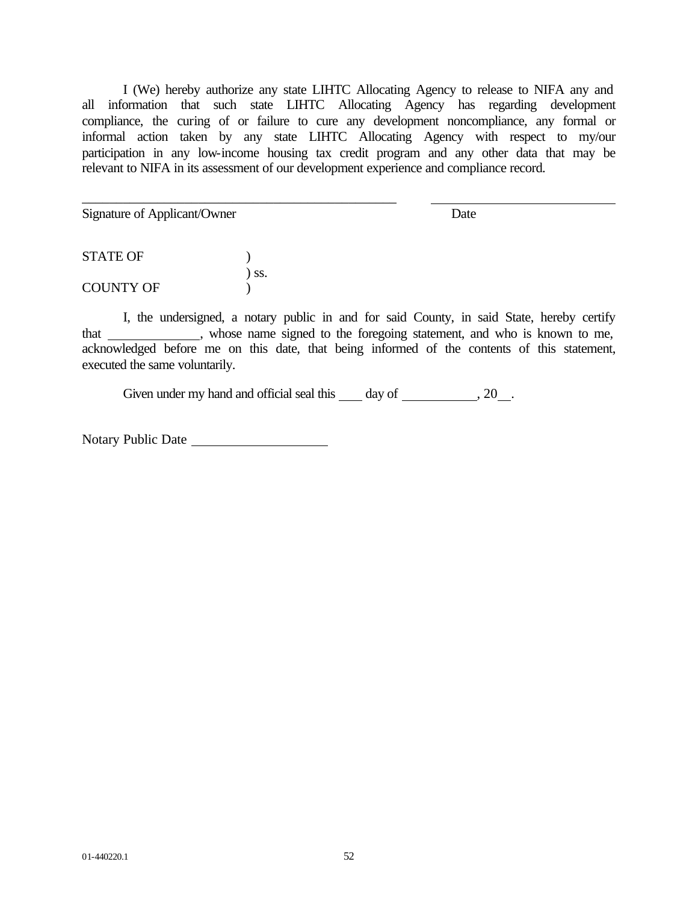I (We) hereby authorize any state LIHTC Allocating Agency to release to NIFA any and all information that such state LIHTC Allocating Agency has regarding development compliance, the curing of or failure to cure any development noncompliance, any formal or informal action taken by any state LIHTC Allocating Agency with respect to my/our participation in any low-income housing tax credit program and any other data that may be relevant to NIFA in its assessment of our development experience and compliance record.

\_\_\_\_\_\_\_\_\_\_\_\_\_\_\_\_\_\_\_\_\_\_\_\_\_\_\_\_\_\_\_\_\_\_\_\_\_\_\_\_\_\_ &nbsp;&nbsp;&nbsp;&nbsp; \_\_\_\_\_\_\_\_\_\_\_\_\_\_\_\_\_\_\_\_\_\_\_\_
Signature of Applicant/Owner &nbsp;&nbsp;&nbsp;&nbsp;&nbsp;&nbsp;&nbsp;&nbsp;&nbsp;&nbsp;&nbsp;&nbsp;&nbsp;&nbsp;&nbsp;&nbsp;&nbsp;&nbsp;&nbsp;&nbsp;&nbsp;&nbsp;&nbsp;&nbsp;&nbsp;&nbsp; Date

STATE OF &nbsp;&nbsp;&nbsp;&nbsp;&nbsp;&nbsp;&nbsp;&nbsp; )
&nbsp;&nbsp;&nbsp;&nbsp;&nbsp;&nbsp;&nbsp;&nbsp;&nbsp;&nbsp;&nbsp;&nbsp;&nbsp;&nbsp;&nbsp;&nbsp;&nbsp;&nbsp;&nbsp;&nbsp;&nbsp;&nbsp;&nbsp;&nbsp; ) ss.
COUNTY OF &nbsp;&nbsp;&nbsp;&nbsp; )

I, the undersigned, a notary public in and for said County, in said State, hereby certify that \_\_\_\_\_\_\_\_\_\_\_\_\_\_, whose name signed to the foregoing statement, and who is known to me, acknowledged before me on this date, that being informed of the contents of this statement, executed the same voluntarily.

Given under my hand and official seal this \_\_\_\_ day of \_\_\_\_\_\_\_\_\_\_\_\_, 20\_\_.

Notary Public Date \_\_\_\_\_\_\_\_\_\_\_\_\_\_\_\_\_\_\_\_\_

01-440220.1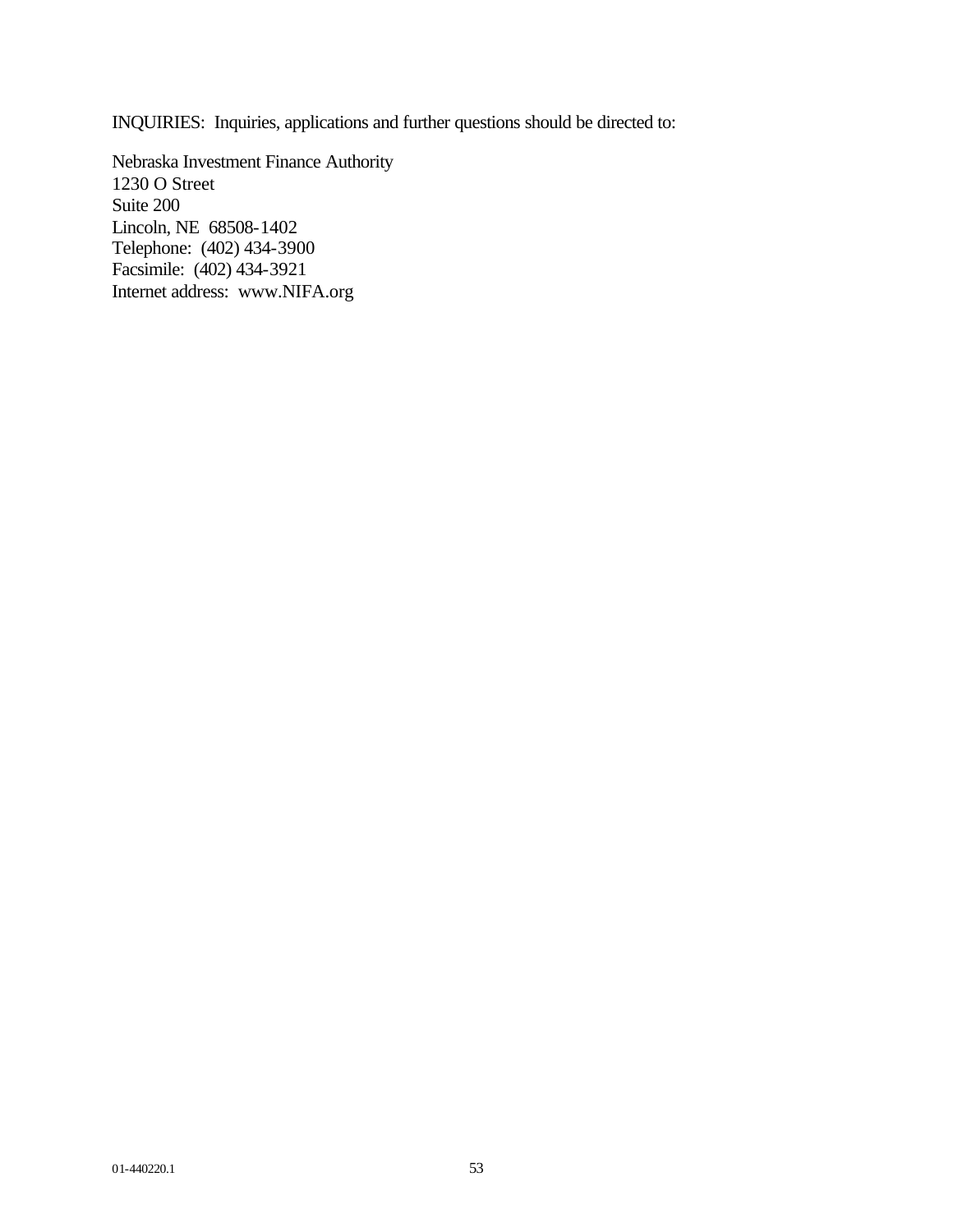INQUIRIES: Inquiries, applications and further questions should be directed to:

Nebraska Investment Finance Authority  
1230 O Street  
Suite 200  
Lincoln, NE 68508-1402  
Telephone: (402) 434-3900  
Facsimile: (402) 434-3921  
Internet address: www.NIFA.org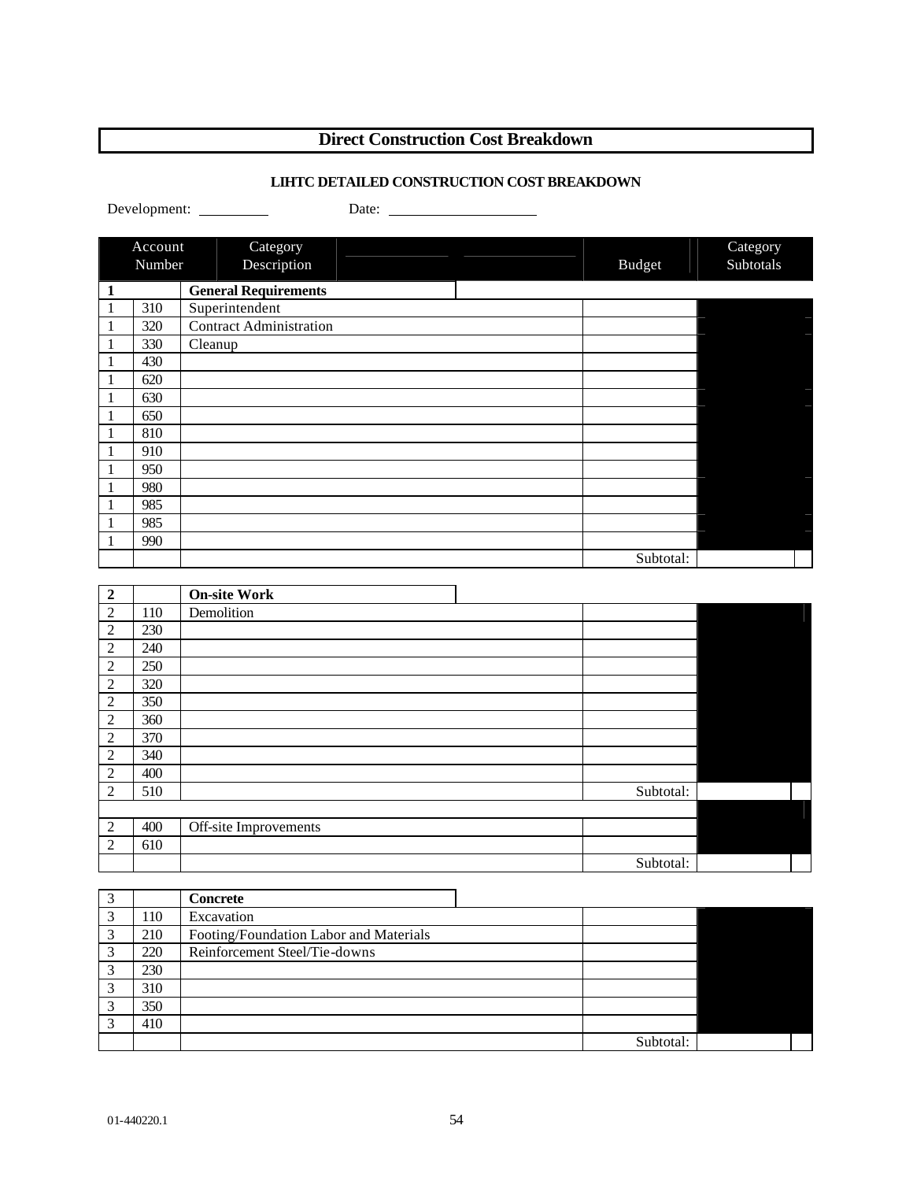## Direct Construction Cost Breakdown

**LIHTC DETAILED CONSTRUCTION COST BREAKDOWN**

Development: __________ Date: ____________________

| Account | Number | Category Description | Budget | Category Subtotals |
|---|---|---|---|---|
| **1** | | **General Requirements** | | |
| 1 | 310 | Superintendent | | |
| 1 | 320 | Contract Administration | | |
| 1 | 330 | Cleanup | | |
| 1 | 430 | | | |
| 1 | 620 | | | |
| 1 | 630 | | | |
| 1 | 650 | | | |
| 1 | 810 | | | |
| 1 | 910 | | | |
| 1 | 950 | | | |
| 1 | 980 | | | |
| 1 | 985 | | | |
| 1 | 985 | | | |
| 1 | 990 | | | |
| | | | Subtotal: | |

| Account | Number | Category Description | Budget | Category Subtotals |
|---|---|---|---|---|
| **2** | | **On-site Work** | | |
| 2 | 110 | Demolition | | |
| 2 | 230 | | | |
| 2 | 240 | | | |
| 2 | 250 | | | |
| 2 | 320 | | | |
| 2 | 350 | | | |
| 2 | 360 | | | |
| 2 | 370 | | | |
| 2 | 340 | | | |
| 2 | 400 | | | |
| 2 | 510 | | Subtotal: | |
| | | | | |
| 2 | 400 | Off-site Improvements | | |
| 2 | 610 | | | |
| | | | Subtotal: | |

| Account | Number | Category Description | Budget | Category Subtotals |
|---|---|---|---|---|
| 3 | | **Concrete** | | |
| 3 | 110 | Excavation | | |
| 3 | 210 | Footing/Foundation Labor and Materials | | |
| 3 | 220 | Reinforcement Steel/Tie-downs | | |
| 3 | 230 | | | |
| 3 | 310 | | | |
| 3 | 350 | | | |
| 3 | 410 | | | |
| | | | Subtotal: | |

01-440220.1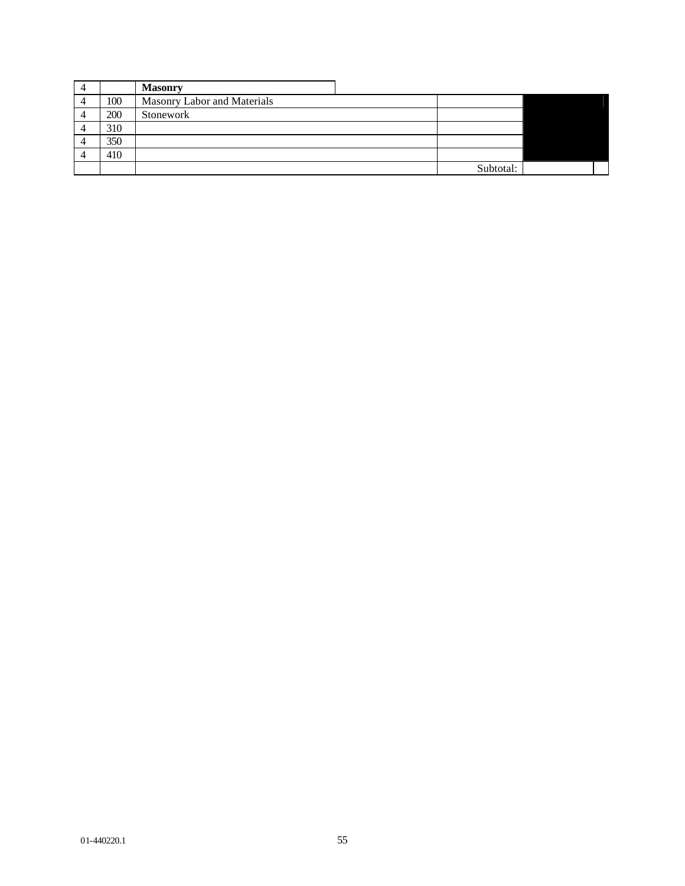| | | | | | |
|---|---|---|---|---|---|
| 4 | | **Masonry** | | | |
| 4 | 100 | Masonry Labor and Materials | | | |
| 4 | 200 | Stonework | | | |
| 4 | 310 | | | | |
| 4 | 350 | | | | |
| 4 | 410 | | | | |
| | | | Subtotal: | | |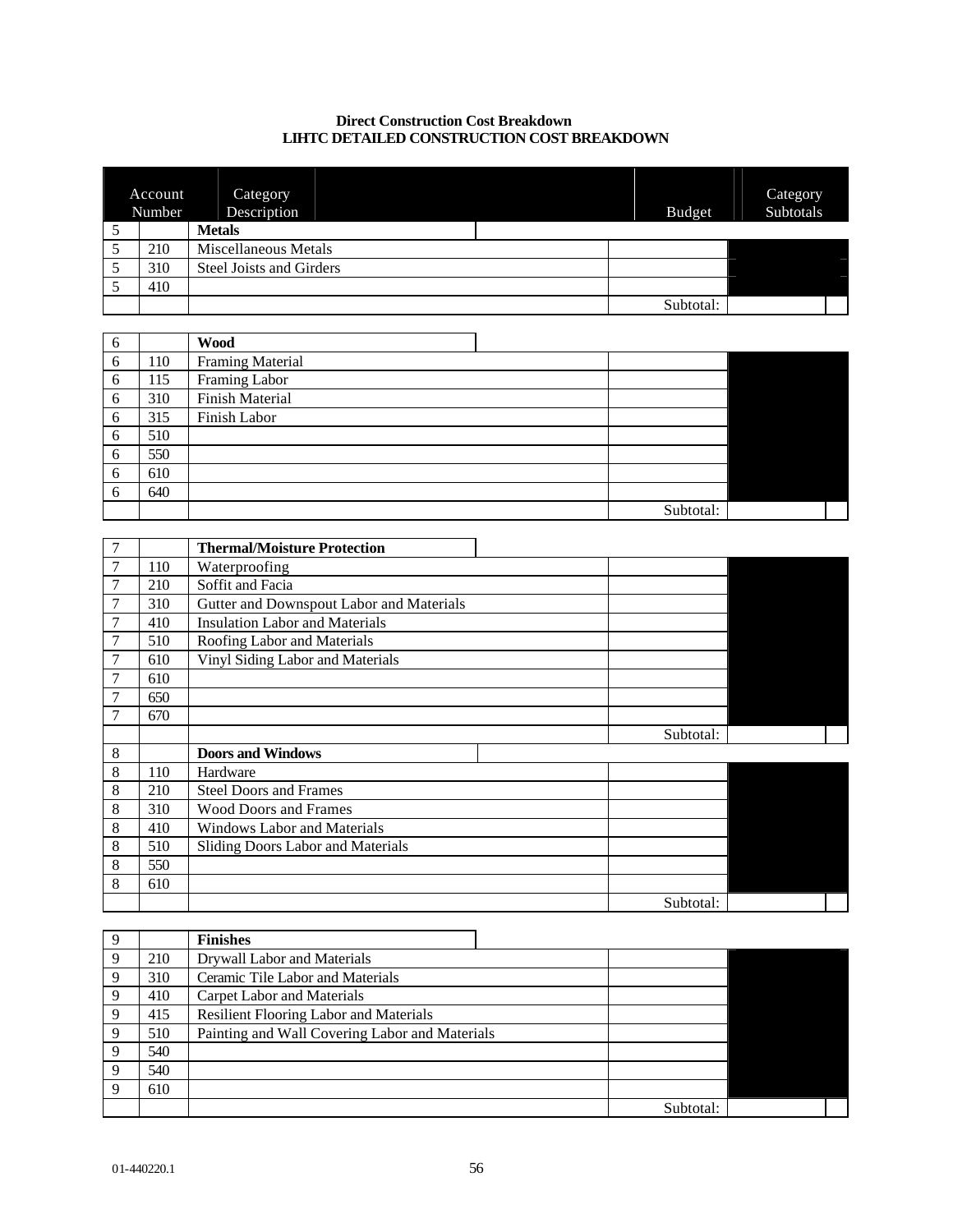**Direct Construction Cost Breakdown**
**LIHTC DETAILED CONSTRUCTION COST BREAKDOWN**

| Account Number | | Category Description | Budget | Category Subtotals |
|---|---|---|---|---|
| 5 | | **Metals** | | |
| 5 | 210 | Miscellaneous Metals | | |
| 5 | 310 | Steel Joists and Girders | | |
| 5 | 410 | | | |
| | | | Subtotal: | |
| 6 | | **Wood** | | |
| 6 | 110 | Framing Material | | |
| 6 | 115 | Framing Labor | | |
| 6 | 310 | Finish Material | | |
| 6 | 315 | Finish Labor | | |
| 6 | 510 | | | |
| 6 | 550 | | | |
| 6 | 610 | | | |
| 6 | 640 | | | |
| | | | Subtotal: | |
| 7 | | **Thermal/Moisture Protection** | | |
| 7 | 110 | Waterproofing | | |
| 7 | 210 | Soffit and Facia | | |
| 7 | 310 | Gutter and Downspout Labor and Materials | | |
| 7 | 410 | Insulation Labor and Materials | | |
| 7 | 510 | Roofing Labor and Materials | | |
| 7 | 610 | Vinyl Siding Labor and Materials | | |
| 7 | 610 | | | |
| 7 | 650 | | | |
| 7 | 670 | | | |
| | | | Subtotal: | |
| 8 | | **Doors and Windows** | | |
| 8 | 110 | Hardware | | |
| 8 | 210 | Steel Doors and Frames | | |
| 8 | 310 | Wood Doors and Frames | | |
| 8 | 410 | Windows Labor and Materials | | |
| 8 | 510 | Sliding Doors Labor and Materials | | |
| 8 | 550 | | | |
| 8 | 610 | | | |
| | | | Subtotal: | |
| 9 | | **Finishes** | | |
| 9 | 210 | Drywall Labor and Materials | | |
| 9 | 310 | Ceramic Tile Labor and Materials | | |
| 9 | 410 | Carpet Labor and Materials | | |
| 9 | 415 | Resilient Flooring Labor and Materials | | |
| 9 | 510 | Painting and Wall Covering Labor and Materials | | |
| 9 | 540 | | | |
| 9 | 540 | | | |
| 9 | 610 | | | |
| | | | Subtotal: | |

01-440220.1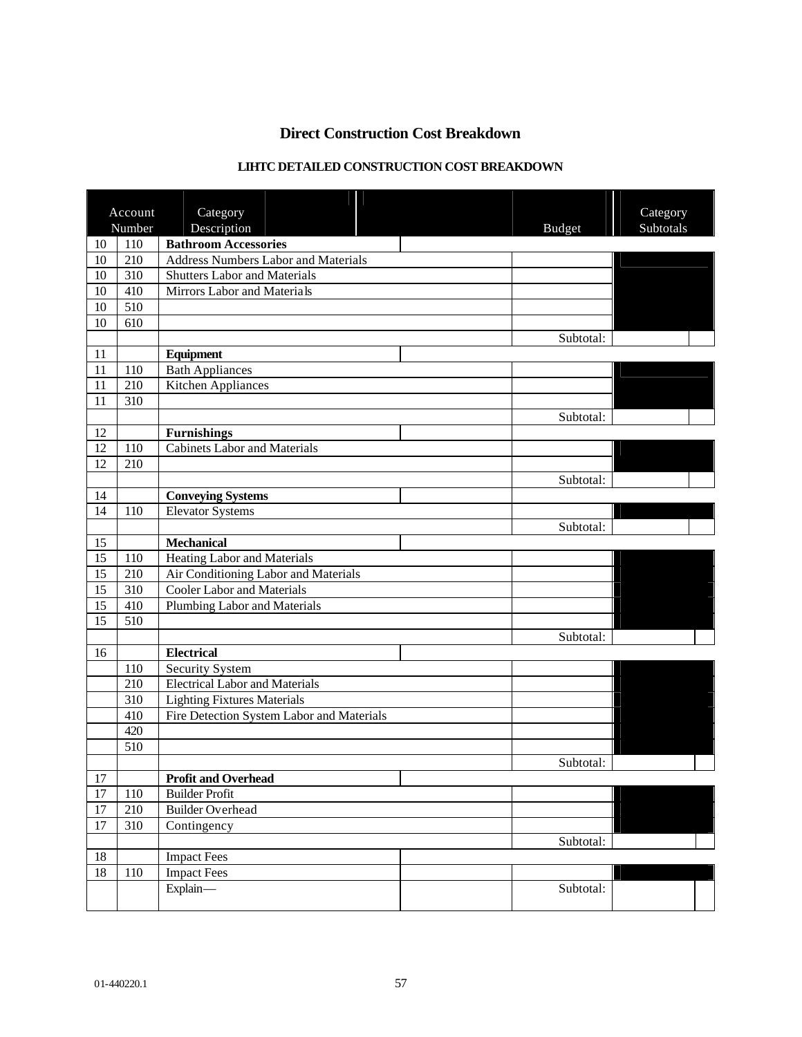# Direct Construction Cost Breakdown

## LIHTC DETAILED CONSTRUCTION COST BREAKDOWN

| Account | Number | Category Description | Budget | Category Subtotals |
|---|---|---|---|---|
| 10 | 110 | **Bathroom Accessories** | | |
| 10 | 210 | Address Numbers Labor and Materials | | |
| 10 | 310 | Shutters Labor and Materials | | |
| 10 | 410 | Mirrors Labor and Materials | | |
| 10 | 510 | | | |
| 10 | 610 | | | |
| | | | Subtotal: | |
| 11 | | **Equipment** | | |
| 11 | 110 | Bath Appliances | | |
| 11 | 210 | Kitchen Appliances | | |
| 11 | 310 | | | |
| | | | Subtotal: | |
| 12 | | **Furnishings** | | |
| 12 | 110 | Cabinets Labor and Materials | | |
| 12 | 210 | | | |
| | | | Subtotal: | |
| 14 | | **Conveying Systems** | | |
| 14 | 110 | Elevator Systems | | |
| | | | Subtotal: | |
| 15 | | **Mechanical** | | |
| 15 | 110 | Heating Labor and Materials | | |
| 15 | 210 | Air Conditioning Labor and Materials | | |
| 15 | 310 | Cooler Labor and Materials | | |
| 15 | 410 | Plumbing Labor and Materials | | |
| 15 | 510 | | | |
| | | | Subtotal: | |
| 16 | | **Electrical** | | |
| | 110 | Security System | | |
| | 210 | Electrical Labor and Materials | | |
| | 310 | Lighting Fixtures Materials | | |
| | 410 | Fire Detection System Labor and Materials | | |
| | 420 | | | |
| | 510 | | | |
| | | | Subtotal: | |
| 17 | | **Profit and Overhead** | | |
| 17 | 110 | Builder Profit | | |
| 17 | 210 | Builder Overhead | | |
| 17 | 310 | Contingency | | |
| | | | Subtotal: | |
| 18 | | Impact Fees | | |
| 18 | 110 | Impact Fees | | |
| | | Explain— | Subtotal: | |

01-440220.1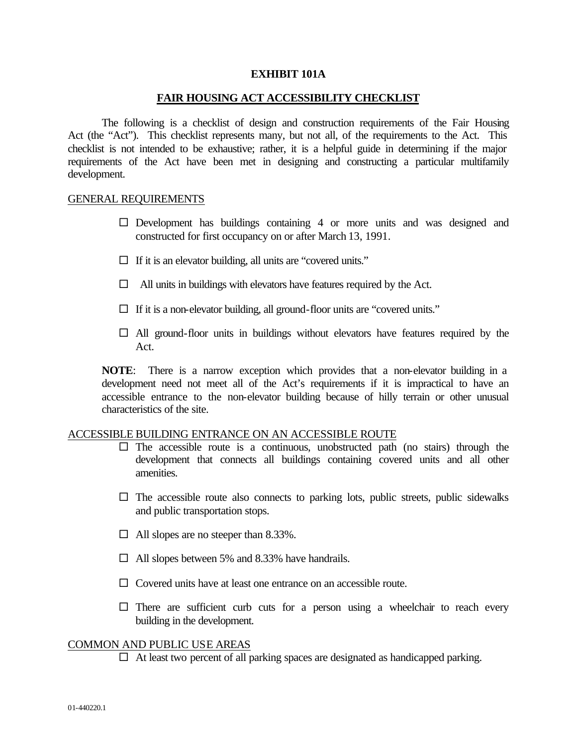**EXHIBIT 101A**

**FAIR HOUSING ACT ACCESSIBILITY CHECKLIST**

The following is a checklist of design and construction requirements of the Fair Housing Act (the "Act"). This checklist represents many, but not all, of the requirements to the Act. This checklist is not intended to be exhaustive; rather, it is a helpful guide in determining if the major requirements of the Act have been met in designing and constructing a particular multifamily development.

GENERAL REQUIREMENTS

- ☐ Development has buildings containing 4 or more units and was designed and constructed for first occupancy on or after March 13, 1991.
- ☐ If it is an elevator building, all units are "covered units."
- ☐ All units in buildings with elevators have features required by the Act.
- ☐ If it is a non-elevator building, all ground-floor units are "covered units."
- ☐ All ground-floor units in buildings without elevators have features required by the Act.

**NOTE**: There is a narrow exception which provides that a non-elevator building in a development need not meet all of the Act's requirements if it is impractical to have an accessible entrance to the non-elevator building because of hilly terrain or other unusual characteristics of the site.

ACCESSIBLE BUILDING ENTRANCE ON AN ACCESSIBLE ROUTE

- ☐ The accessible route is a continuous, unobstructed path (no stairs) through the development that connects all buildings containing covered units and all other amenities.
- ☐ The accessible route also connects to parking lots, public streets, public sidewalks and public transportation stops.
- ☐ All slopes are no steeper than 8.33%.
- ☐ All slopes between 5% and 8.33% have handrails.
- ☐ Covered units have at least one entrance on an accessible route.
- ☐ There are sufficient curb cuts for a person using a wheelchair to reach every building in the development.

COMMON AND PUBLIC USE AREAS

- ☐ At least two percent of all parking spaces are designated as handicapped parking.

01-440220.1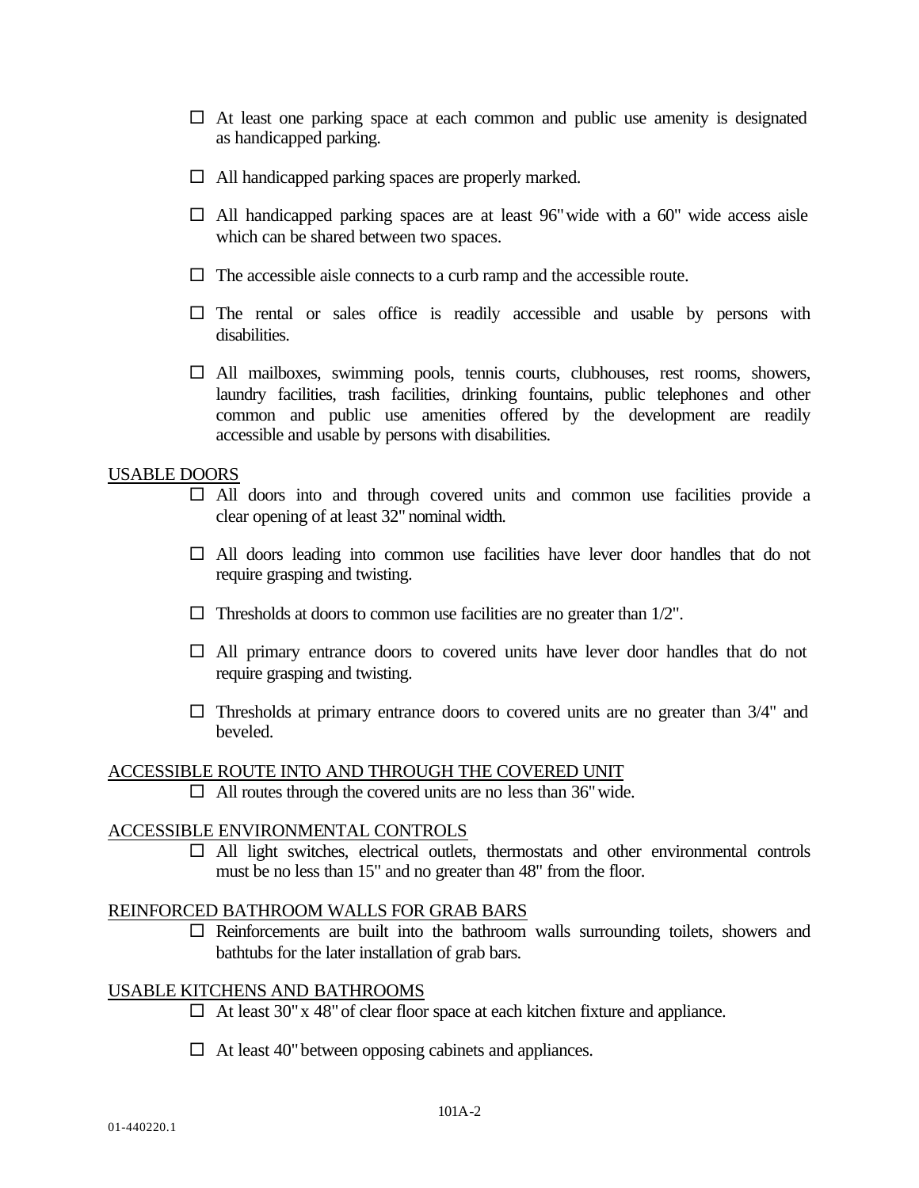- ☐ At least one parking space at each common and public use amenity is designated as handicapped parking.

- ☐ All handicapped parking spaces are properly marked.

- ☐ All handicapped parking spaces are at least 96" wide with a 60" wide access aisle which can be shared between two spaces.

- ☐ The accessible aisle connects to a curb ramp and the accessible route.

- ☐ The rental or sales office is readily accessible and usable by persons with disabilities.

- ☐ All mailboxes, swimming pools, tennis courts, clubhouses, rest rooms, showers, laundry facilities, trash facilities, drinking fountains, public telephones and other common and public use amenities offered by the development are readily accessible and usable by persons with disabilities.

USABLE DOORS

- ☐ All doors into and through covered units and common use facilities provide a clear opening of at least 32" nominal width.

- ☐ All doors leading into common use facilities have lever door handles that do not require grasping and twisting.

- ☐ Thresholds at doors to common use facilities are no greater than 1/2".

- ☐ All primary entrance doors to covered units have lever door handles that do not require grasping and twisting.

- ☐ Thresholds at primary entrance doors to covered units are no greater than 3/4" and beveled.

ACCESSIBLE ROUTE INTO AND THROUGH THE COVERED UNIT

- ☐ All routes through the covered units are no less than 36" wide.

ACCESSIBLE ENVIRONMENTAL CONTROLS

- ☐ All light switches, electrical outlets, thermostats and other environmental controls must be no less than 15" and no greater than 48" from the floor.

REINFORCED BATHROOM WALLS FOR GRAB BARS

- ☐ Reinforcements are built into the bathroom walls surrounding toilets, showers and bathtubs for the later installation of grab bars.

USABLE KITCHENS AND BATHROOMS

- ☐ At least 30" x 48" of clear floor space at each kitchen fixture and appliance.

- ☐ At least 40" between opposing cabinets and appliances.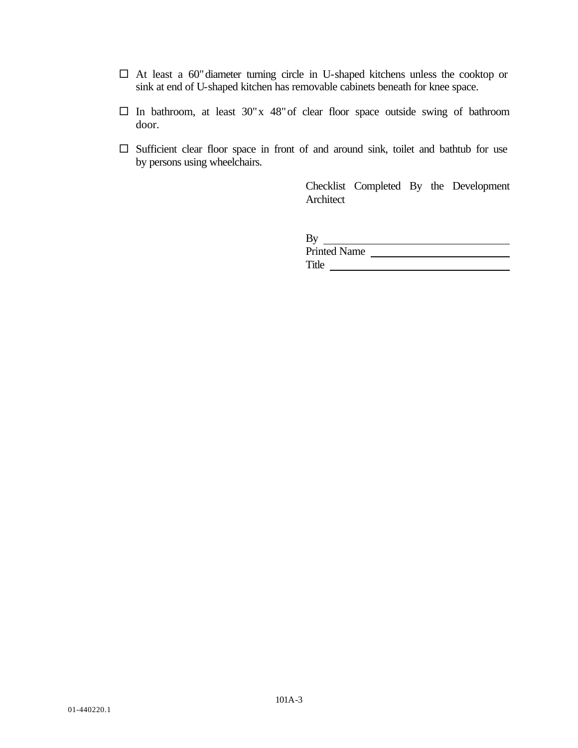- ☐ At least a 60" diameter turning circle in U-shaped kitchens unless the cooktop or sink at end of U-shaped kitchen has removable cabinets beneath for knee space.

- ☐ In bathroom, at least 30" x 48" of clear floor space outside swing of bathroom door.

- ☐ Sufficient clear floor space in front of and around sink, toilet and bathtub for use by persons using wheelchairs.

Checklist Completed By the Development Architect

By ______________________________

Printed Name ______________________

Title _____________________________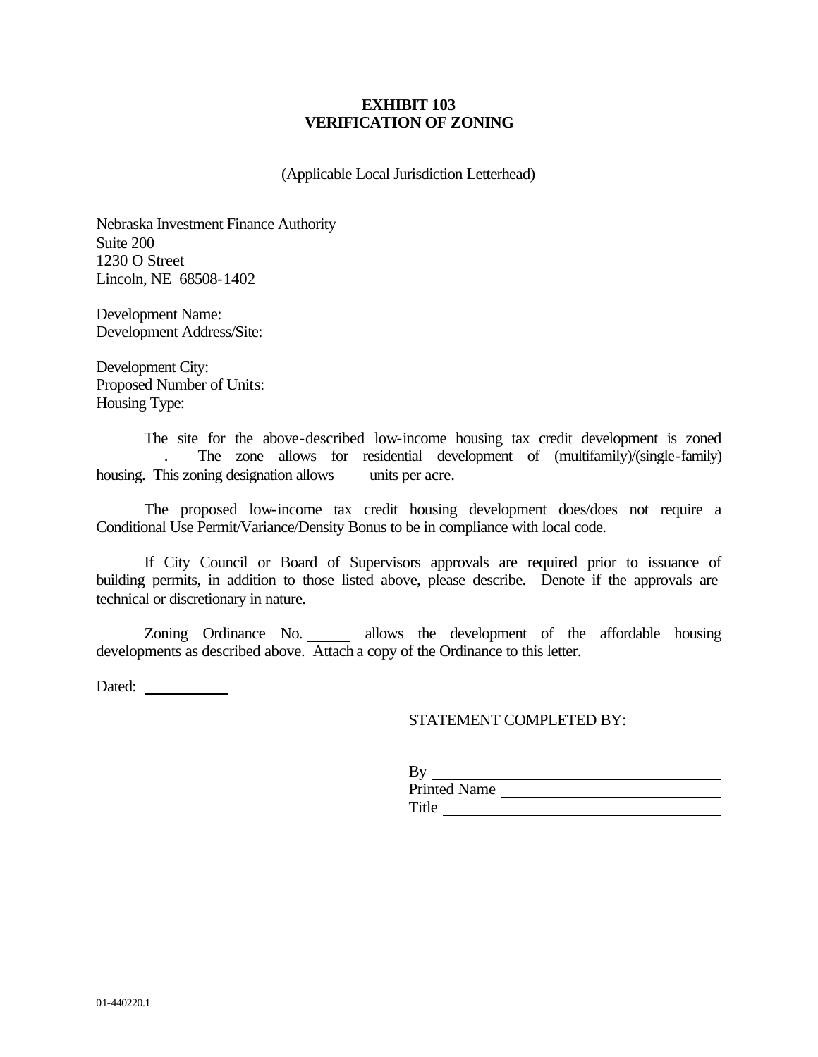**EXHIBIT 103**
**VERIFICATION OF ZONING**

(Applicable Local Jurisdiction Letterhead)

Nebraska Investment Finance Authority
Suite 200
1230 O Street
Lincoln, NE 68508-1402

Development Name:
Development Address/Site:

Development City:
Proposed Number of Units:
Housing Type:

The site for the above-described low-income housing tax credit development is zoned _________. The zone allows for residential development of (multifamily)/(single-family) housing. This zoning designation allows ____ units per acre.

The proposed low-income tax credit housing development does/does not require a Conditional Use Permit/Variance/Density Bonus to be in compliance with local code.

If City Council or Board of Supervisors approvals are required prior to issuance of building permits, in addition to those listed above, please describe. Denote if the approvals are technical or discretionary in nature.

Zoning Ordinance No. ______ allows the development of the affordable housing developments as described above. Attach a copy of the Ordinance to this letter.

Dated: ___________

STATEMENT COMPLETED BY:

By ____________________________________
Printed Name ___________________________
Title ___________________________________

01-440220.1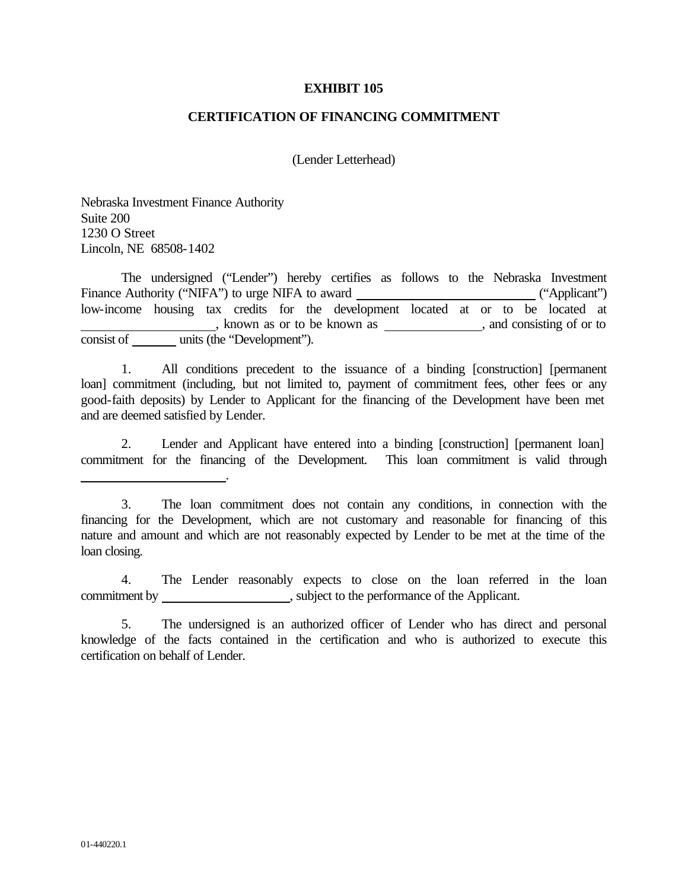**EXHIBIT 105**

**CERTIFICATION OF FINANCING COMMITMENT**

(Lender Letterhead)

Nebraska Investment Finance Authority
Suite 200
1230 O Street
Lincoln, NE 68508-1402

The undersigned ("Lender") hereby certifies as follows to the Nebraska Investment Finance Authority ("NIFA") to urge NIFA to award ______________________ ("Applicant") low-income housing tax credits for the development located at or to be located at ________________, known as or to be known as ____________, and consisting of or to consist of ______ units (the "Development").

1. All conditions precedent to the issuance of a binding [construction] [permanent loan] commitment (including, but not limited to, payment of commitment fees, other fees or any good-faith deposits) by Lender to Applicant for the financing of the Development have been met and are deemed satisfied by Lender.

2. Lender and Applicant have entered into a binding [construction] [permanent loan] commitment for the financing of the Development. This loan commitment is valid through ___________________.

3. The loan commitment does not contain any conditions, in connection with the financing for the Development, which are not customary and reasonable for financing of this nature and amount and which are not reasonably expected by Lender to be met at the time of the loan closing.

4. The Lender reasonably expects to close on the loan referred in the loan commitment by ________________, subject to the performance of the Applicant.

5. The undersigned is an authorized officer of Lender who has direct and personal knowledge of the facts contained in the certification and who is authorized to execute this certification on behalf of Lender.

01-440220.1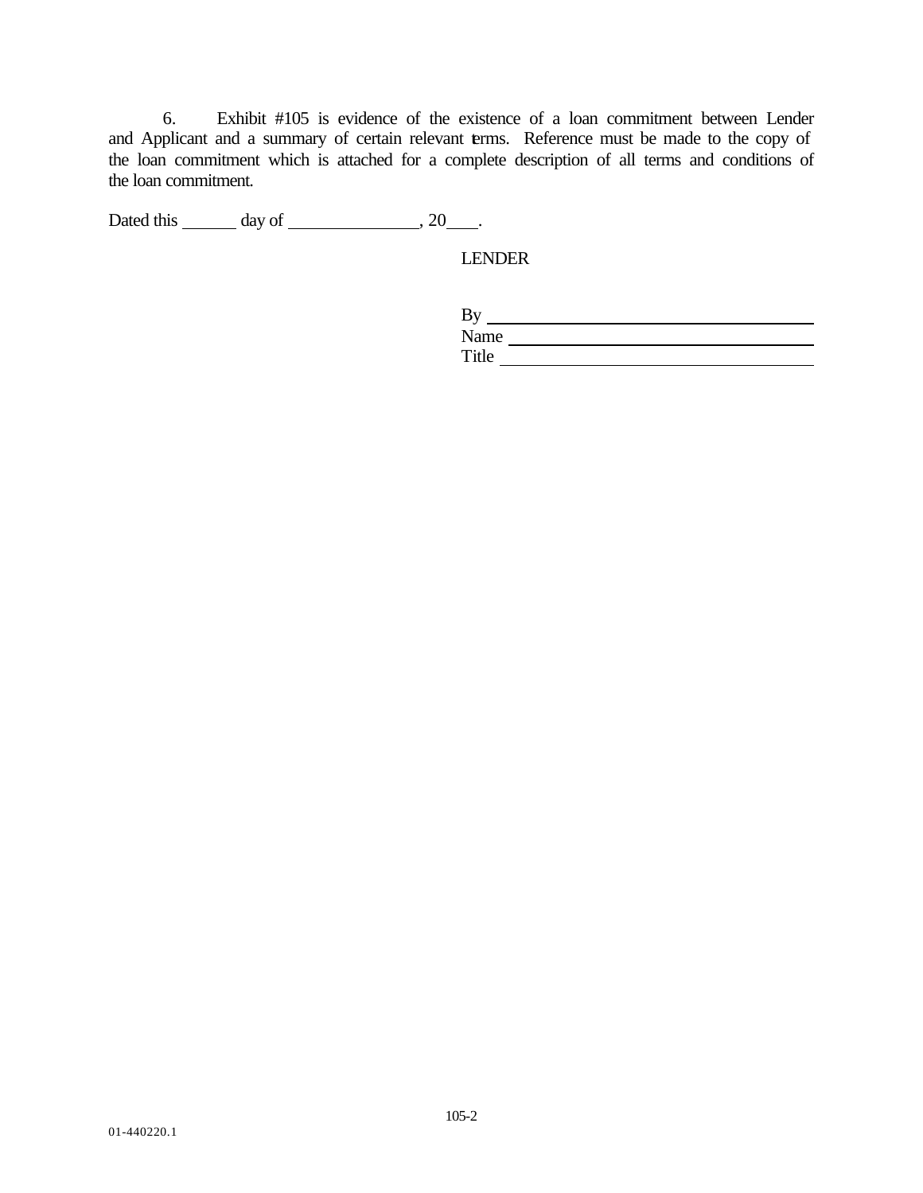6. Exhibit #105 is evidence of the existence of a loan commitment between Lender and Applicant and a summary of certain relevant terms. Reference must be made to the copy of the loan commitment which is attached for a complete description of all terms and conditions of the loan commitment.

Dated this \_\_\_\_\_\_ day of \_\_\_\_\_\_\_\_\_\_\_\_\_\_\_, 20\_\_\_.

LENDER

By \_\_\_\_\_\_\_\_\_\_\_\_\_\_\_\_\_\_\_\_\_\_\_\_\_\_\_\_\_\_\_\_\_\_\_\_\_\_
Name \_\_\_\_\_\_\_\_\_\_\_\_\_\_\_\_\_\_\_\_\_\_\_\_\_\_\_\_\_\_\_\_\_\_\_\_
Title \_\_\_\_\_\_\_\_\_\_\_\_\_\_\_\_\_\_\_\_\_\_\_\_\_\_\_\_\_\_\_\_\_\_\_\_\_

105-2

01-440220.1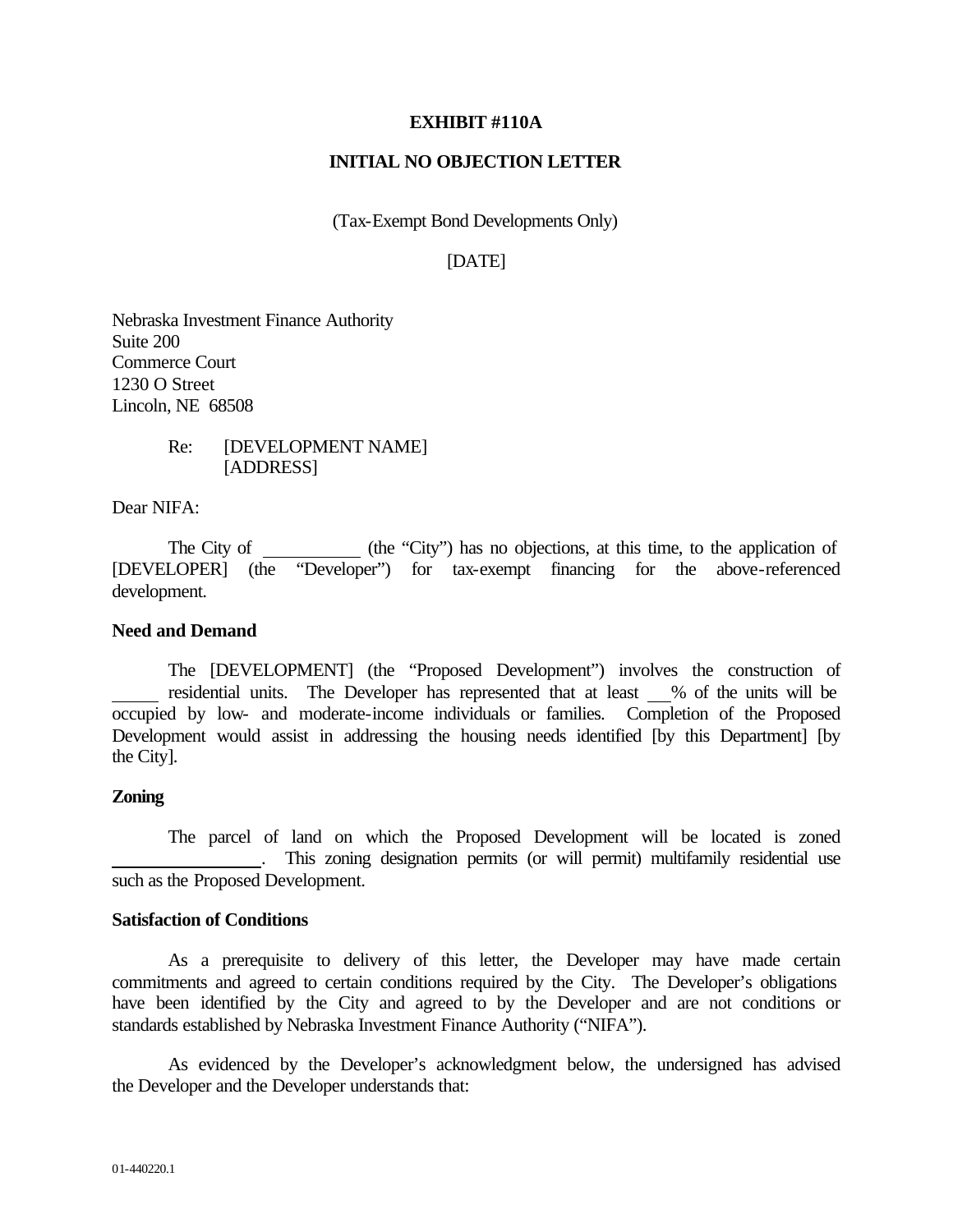**EXHIBIT #110A**

**INITIAL NO OBJECTION LETTER**

(Tax-Exempt Bond Developments Only)

[DATE]

Nebraska Investment Finance Authority
Suite 200
Commerce Court
1230 O Street
Lincoln, NE 68508

Re: [DEVELOPMENT NAME]
[ADDRESS]

Dear NIFA:

The City of \_\_\_\_\_\_\_\_\_\_ (the "City") has no objections, at this time, to the application of [DEVELOPER] (the "Developer") for tax-exempt financing for the above-referenced development.

**Need and Demand**

The [DEVELOPMENT] (the "Proposed Development") involves the construction of \_\_\_\_\_ residential units. The Developer has represented that at least \_\_% of the units will be occupied by low- and moderate-income individuals or families. Completion of the Proposed Development would assist in addressing the housing needs identified [by this Department] [by the City].

**Zoning**

The parcel of land on which the Proposed Development will be located is zoned \_\_\_\_\_\_\_\_\_\_\_\_\_\_\_\_. This zoning designation permits (or will permit) multifamily residential use such as the Proposed Development.

**Satisfaction of Conditions**

As a prerequisite to delivery of this letter, the Developer may have made certain commitments and agreed to certain conditions required by the City. The Developer's obligations have been identified by the City and agreed to by the Developer and are not conditions or standards established by Nebraska Investment Finance Authority ("NIFA").

As evidenced by the Developer's acknowledgment below, the undersigned has advised the Developer and the Developer understands that: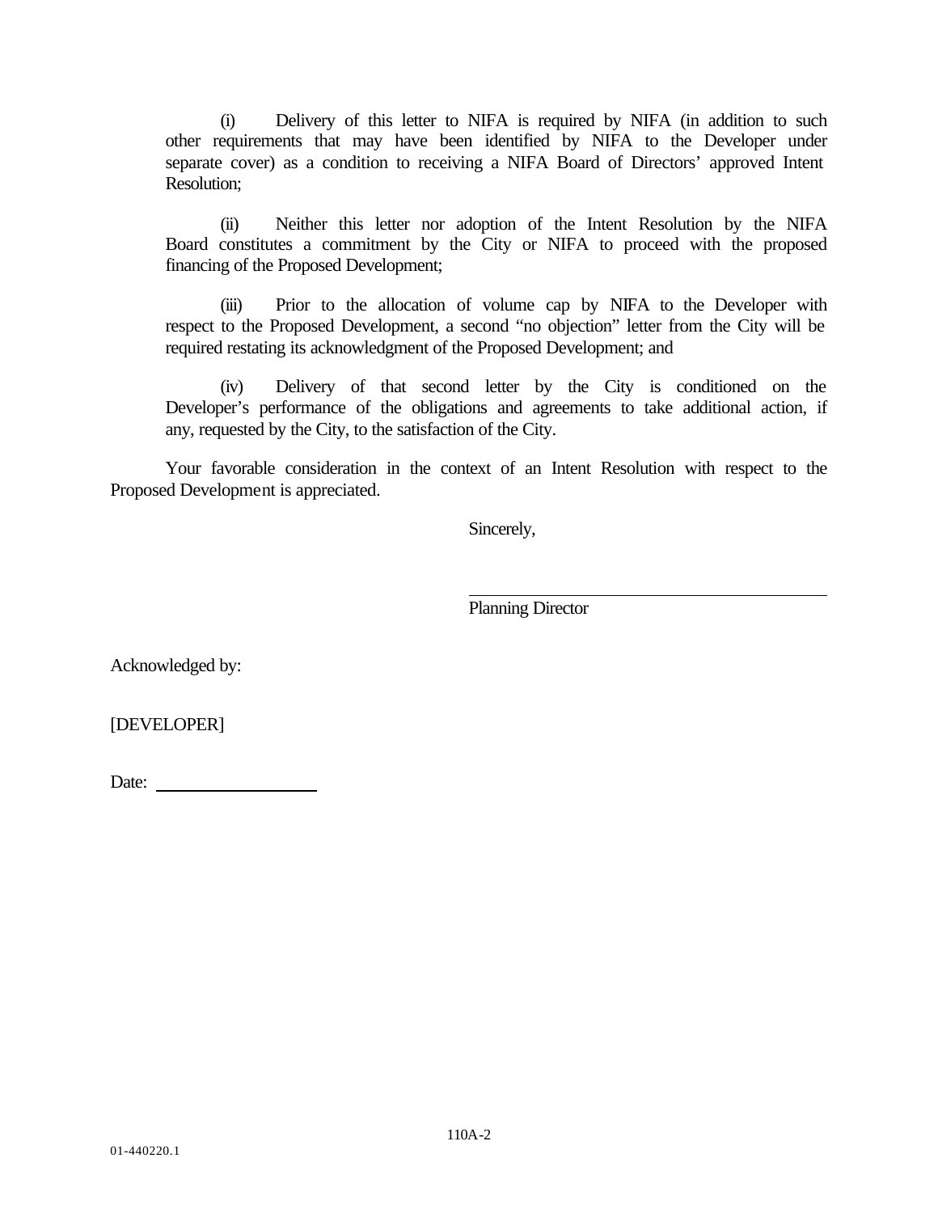(i) Delivery of this letter to NIFA is required by NIFA (in addition to such other requirements that may have been identified by NIFA to the Developer under separate cover) as a condition to receiving a NIFA Board of Directors' approved Intent Resolution;

(ii) Neither this letter nor adoption of the Intent Resolution by the NIFA Board constitutes a commitment by the City or NIFA to proceed with the proposed financing of the Proposed Development;

(iii) Prior to the allocation of volume cap by NIFA to the Developer with respect to the Proposed Development, a second "no objection" letter from the City will be required restating its acknowledgment of the Proposed Development; and

(iv) Delivery of that second letter by the City is conditioned on the Developer's performance of the obligations and agreements to take additional action, if any, requested by the City, to the satisfaction of the City.

Your favorable consideration in the context of an Intent Resolution with respect to the Proposed Development is appreciated.

Sincerely,

\_\_\_\_\_\_\_\_\_\_\_\_\_\_\_\_\_\_\_\_\_\_\_\_\_\_\_\_\_\_\_\_\_\_\_\_\_\_\_\_
Planning Director

Acknowledged by:

[DEVELOPER]

Date: \_\_\_\_\_\_\_\_\_\_\_\_\_\_\_\_\_\_

01-440220.1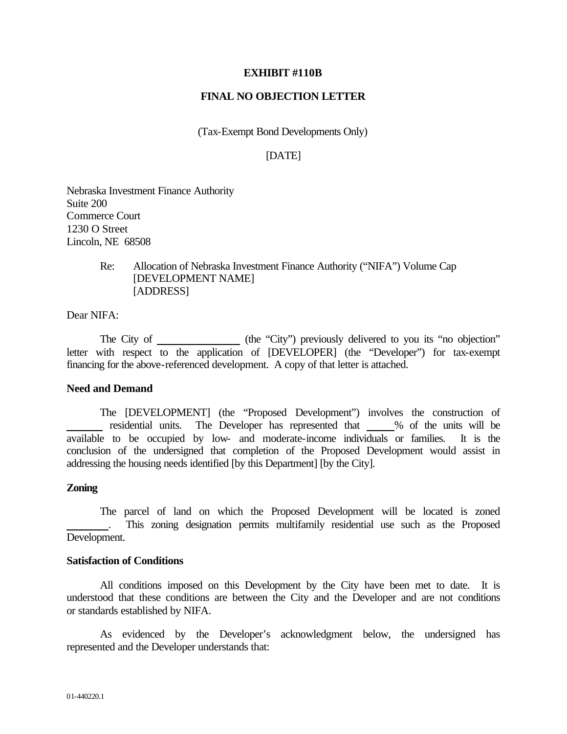**EXHIBIT #110B**

**FINAL NO OBJECTION LETTER**

(Tax-Exempt Bond Developments Only)

[DATE]

Nebraska Investment Finance Authority
Suite 200
Commerce Court
1230 O Street
Lincoln, NE 68508

Re: Allocation of Nebraska Investment Finance Authority ("NIFA") Volume Cap
[DEVELOPMENT NAME]
[ADDRESS]

Dear NIFA:

The City of _______________ (the "City") previously delivered to you its "no objection" letter with respect to the application of [DEVELOPER] (the "Developer") for tax-exempt financing for the above-referenced development. A copy of that letter is attached.

**Need and Demand**

The [DEVELOPMENT] (the "Proposed Development") involves the construction of _______ residential units. The Developer has represented that _____% of the units will be available to be occupied by low- and moderate-income individuals or families. It is the conclusion of the undersigned that completion of the Proposed Development would assist in addressing the housing needs identified [by this Department] [by the City].

**Zoning**

The parcel of land on which the Proposed Development will be located is zoned ________. This zoning designation permits multifamily residential use such as the Proposed Development.

**Satisfaction of Conditions**

All conditions imposed on this Development by the City have been met to date. It is understood that these conditions are between the City and the Developer and are not conditions or standards established by NIFA.

As evidenced by the Developer's acknowledgment below, the undersigned has represented and the Developer understands that:

01-440220.1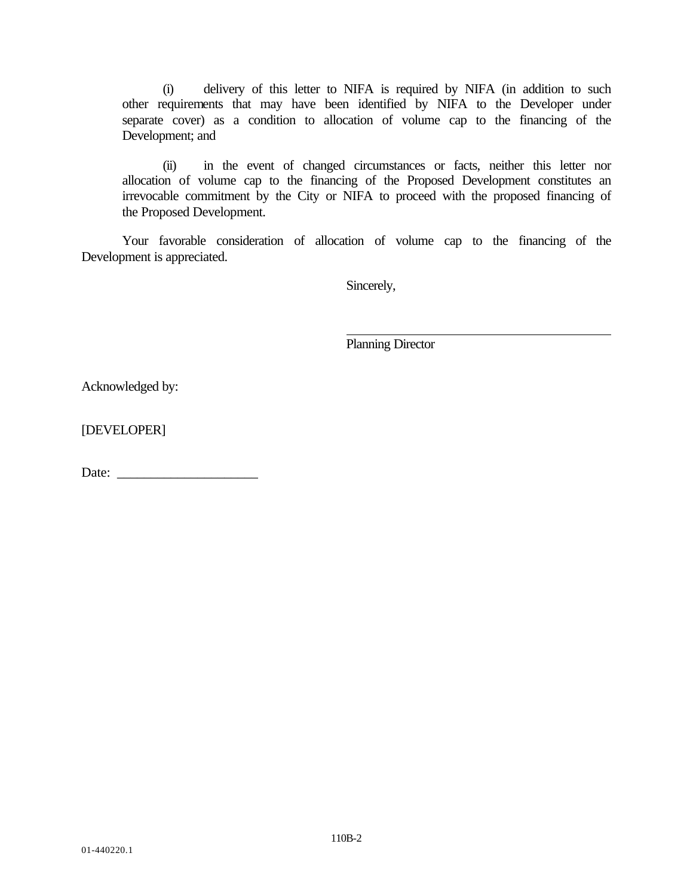(i) delivery of this letter to NIFA is required by NIFA (in addition to such other requirements that may have been identified by NIFA to the Developer under separate cover) as a condition to allocation of volume cap to the financing of the Development; and

(ii) in the event of changed circumstances or facts, neither this letter nor allocation of volume cap to the financing of the Proposed Development constitutes an irrevocable commitment by the City or NIFA to proceed with the proposed financing of the Proposed Development.

Your favorable consideration of allocation of volume cap to the financing of the Development is appreciated.

Sincerely,

\_\_\_\_\_\_\_\_\_\_\_\_\_\_\_\_\_\_\_\_\_\_\_\_\_\_\_\_\_\_\_\_\_\_\_\_\_\_\_\_
Planning Director

Acknowledged by:

[DEVELOPER]

Date: \_\_\_\_\_\_\_\_\_\_\_\_\_\_\_\_\_\_\_\_\_

01-440220.1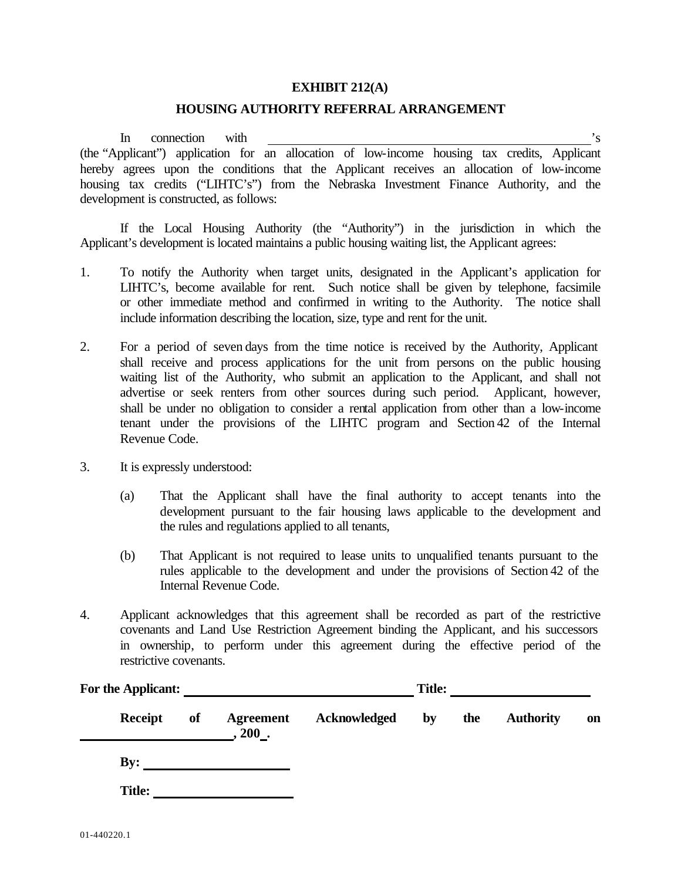**EXHIBIT 212(A)**

**HOUSING AUTHORITY REFERRAL ARRANGEMENT**

In connection with \_\_\_\_\_\_\_\_\_\_\_\_\_\_\_\_\_\_\_\_\_\_\_\_\_\_\_\_\_\_\_\_\_\_\_\_\_\_\_\_\_\_\_\_'s (the "Applicant") application for an allocation of low-income housing tax credits, Applicant hereby agrees upon the conditions that the Applicant receives an allocation of low-income housing tax credits ("LIHTC's") from the Nebraska Investment Finance Authority, and the development is constructed, as follows:

If the Local Housing Authority (the "Authority") in the jurisdiction in which the Applicant's development is located maintains a public housing waiting list, the Applicant agrees:

1. To notify the Authority when target units, designated in the Applicant's application for LIHTC's, become available for rent. Such notice shall be given by telephone, facsimile or other immediate method and confirmed in writing to the Authority. The notice shall include information describing the location, size, type and rent for the unit.

2. For a period of seven days from the time notice is received by the Authority, Applicant shall receive and process applications for the unit from persons on the public housing waiting list of the Authority, who submit an application to the Applicant, and shall not advertise or seek renters from other sources during such period. Applicant, however, shall be under no obligation to consider a rental application from other than a low-income tenant under the provisions of the LIHTC program and Section 42 of the Internal Revenue Code.

3. It is expressly understood:

   (a) That the Applicant shall have the final authority to accept tenants into the development pursuant to the fair housing laws applicable to the development and the rules and regulations applied to all tenants,

   (b) That Applicant is not required to lease units to unqualified tenants pursuant to the rules applicable to the development and under the provisions of Section 42 of the Internal Revenue Code.

4. Applicant acknowledges that this agreement shall be recorded as part of the restrictive covenants and Land Use Restriction Agreement binding the Applicant, and his successors in ownership, to perform under this agreement during the effective period of the restrictive covenants.

**For the Applicant:** \_\_\_\_\_\_\_\_\_\_\_\_\_\_\_\_\_\_\_\_\_\_\_\_\_\_\_\_\_\_ **Title:** \_\_\_\_\_\_\_\_\_\_\_\_\_\_\_\_\_\_\_\_

**Receipt of Agreement Acknowledged by the Authority on \_\_\_\_\_\_\_\_\_\_\_\_\_\_\_\_\_\_\_\_, 200\_.**

**By:** \_\_\_\_\_\_\_\_\_\_\_\_\_\_\_\_\_\_\_\_

**Title:** \_\_\_\_\_\_\_\_\_\_\_\_\_\_\_\_\_\_\_\_

01-440220.1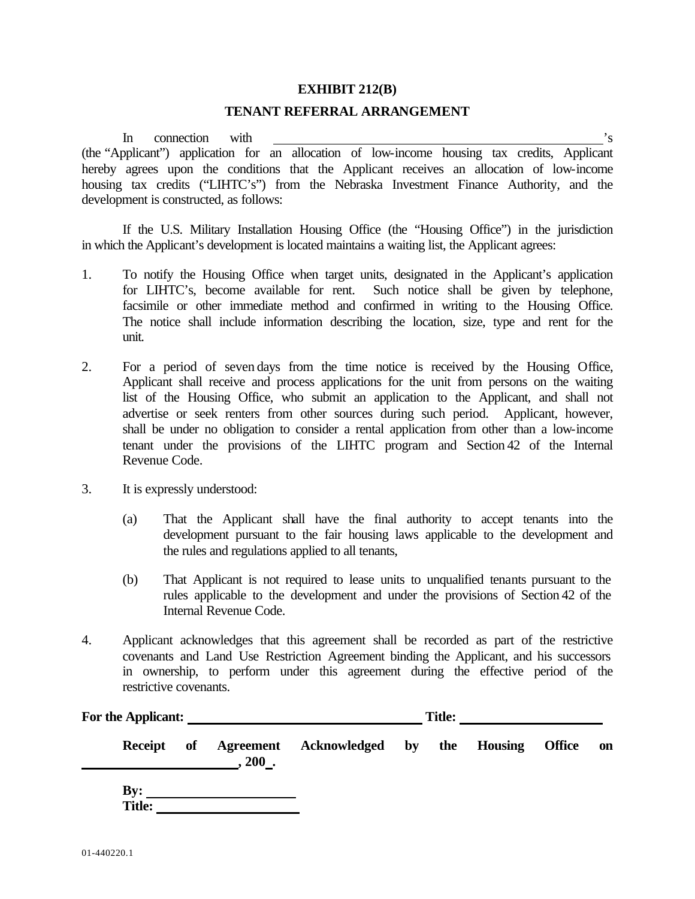**EXHIBIT 212(B)**

**TENANT REFERRAL ARRANGEMENT**

In connection with ______________________________________________'s (the "Applicant") application for an allocation of low-income housing tax credits, Applicant hereby agrees upon the conditions that the Applicant receives an allocation of low-income housing tax credits ("LIHTC's") from the Nebraska Investment Finance Authority, and the development is constructed, as follows:

If the U.S. Military Installation Housing Office (the "Housing Office") in the jurisdiction in which the Applicant's development is located maintains a waiting list, the Applicant agrees:

1. To notify the Housing Office when target units, designated in the Applicant's application for LIHTC's, become available for rent. Such notice shall be given by telephone, facsimile or other immediate method and confirmed in writing to the Housing Office. The notice shall include information describing the location, size, type and rent for the unit.

2. For a period of seven days from the time notice is received by the Housing Office, Applicant shall receive and process applications for the unit from persons on the waiting list of the Housing Office, who submit an application to the Applicant, and shall not advertise or seek renters from other sources during such period. Applicant, however, shall be under no obligation to consider a rental application from other than a low-income tenant under the provisions of the LIHTC program and Section 42 of the Internal Revenue Code.

3. It is expressly understood:

   (a) That the Applicant shall have the final authority to accept tenants into the development pursuant to the fair housing laws applicable to the development and the rules and regulations applied to all tenants,

   (b) That Applicant is not required to lease units to unqualified tenants pursuant to the rules applicable to the development and under the provisions of Section 42 of the Internal Revenue Code.

4. Applicant acknowledges that this agreement shall be recorded as part of the restrictive covenants and Land Use Restriction Agreement binding the Applicant, and his successors in ownership, to perform under this agreement during the effective period of the restrictive covenants.

**For the Applicant:** ________________________________ **Title:** ____________________

**Receipt of Agreement Acknowledged by the Housing Office on ______________________, 200_.**

**By:** ____________________

**Title:** ____________________

01-440220.1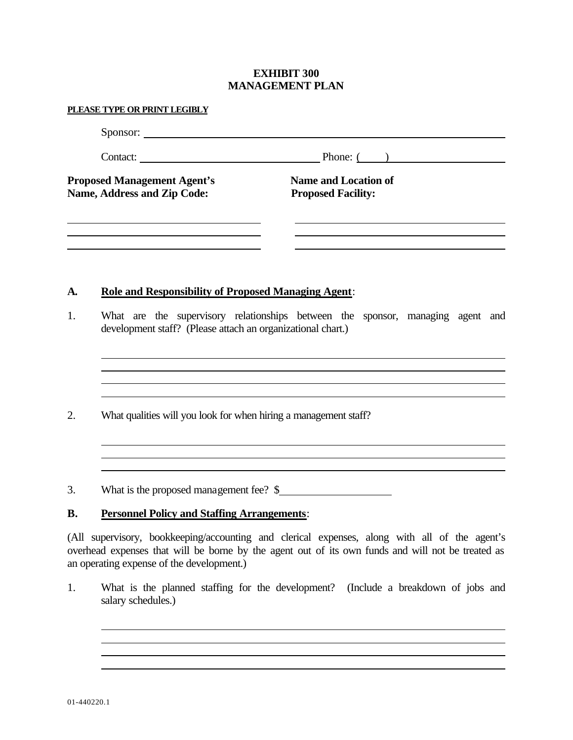# EXHIBIT 300
# MANAGEMENT PLAN

**PLEASE TYPE OR PRINT LEGIBLY**

Sponsor: ______________________________________________

Contact: ______________________________ Phone: (____) ____________________

**Proposed Management Agent's Name, Address and Zip Code:**

______________________________

______________________________

______________________________

**Name and Location of Proposed Facility:**

______________________________

______________________________

______________________________

## A. Role and Responsibility of Proposed Managing Agent:

1. What are the supervisory relationships between the sponsor, managing agent and development staff? (Please attach an organizational chart.)

______________________________________________

______________________________________________

______________________________________________

______________________________________________

2. What qualities will you look for when hiring a management staff?

______________________________________________

______________________________________________

______________________________________________

3. What is the proposed management fee? $____________________

## B. Personnel Policy and Staffing Arrangements:

(All supervisory, bookkeeping/accounting and clerical expenses, along with all of the agent's overhead expenses that will be borne by the agent out of its own funds and will not be treated as an operating expense of the development.)

1. What is the planned staffing for the development? (Include a breakdown of jobs and salary schedules.)

______________________________________________

______________________________________________

______________________________________________

______________________________________________

01-440220.1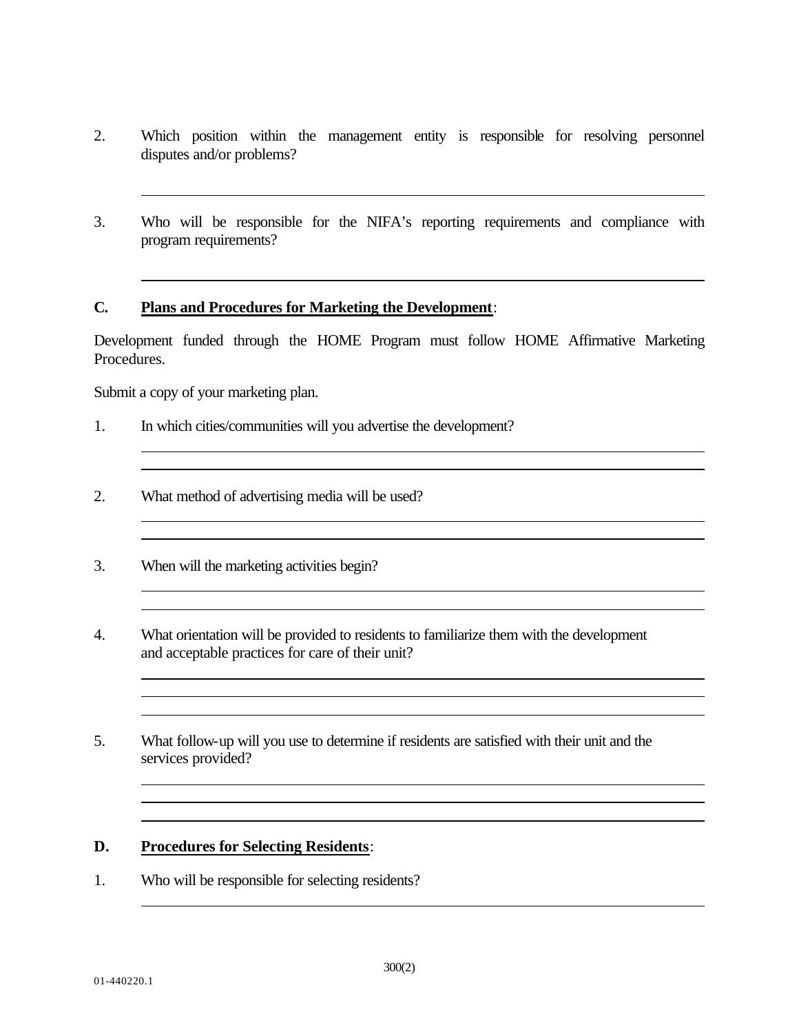2. Which position within the management entity is responsible for resolving personnel disputes and/or problems?

3. Who will be responsible for the NIFA's reporting requirements and compliance with program requirements?

**C. Plans and Procedures for Marketing the Development**:

Development funded through the HOME Program must follow HOME Affirmative Marketing Procedures.

Submit a copy of your marketing plan.

1. In which cities/communities will you advertise the development?

2. What method of advertising media will be used?

3. When will the marketing activities begin?

4. What orientation will be provided to residents to familiarize them with the development and acceptable practices for care of their unit?

5. What follow-up will you use to determine if residents are satisfied with their unit and the services provided?

**D. Procedures for Selecting Residents**:

1. Who will be responsible for selecting residents?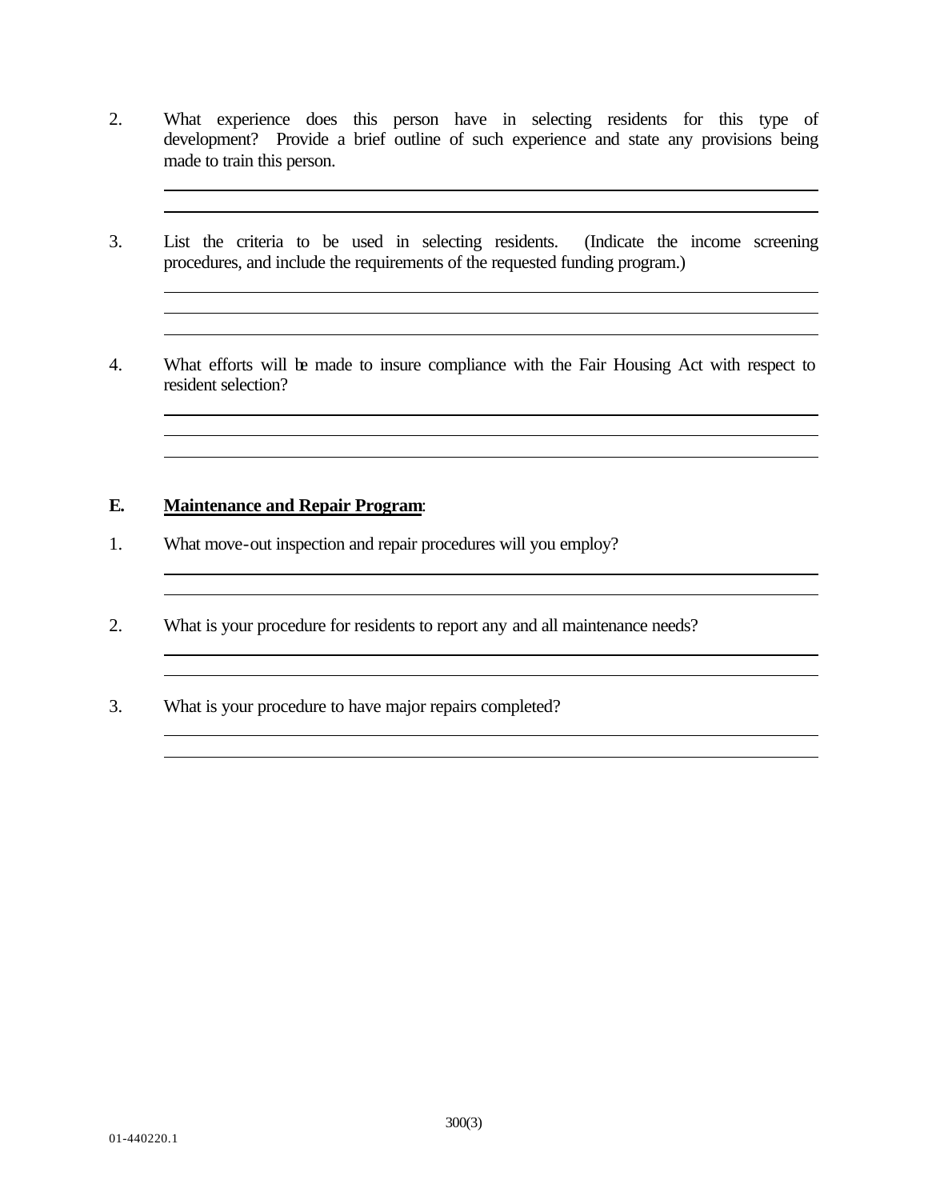2. What experience does this person have in selecting residents for this type of development? Provide a brief outline of such experience and state any provisions being made to train this person.

3. List the criteria to be used in selecting residents. (Indicate the income screening procedures, and include the requirements of the requested funding program.)

4. What efforts will be made to insure compliance with the Fair Housing Act with respect to resident selection?

**E. <u>Maintenance and Repair Program</u>:**

1. What move-out inspection and repair procedures will you employ?

2. What is your procedure for residents to report any and all maintenance needs?

3. What is your procedure to have major repairs completed?

01-440220.1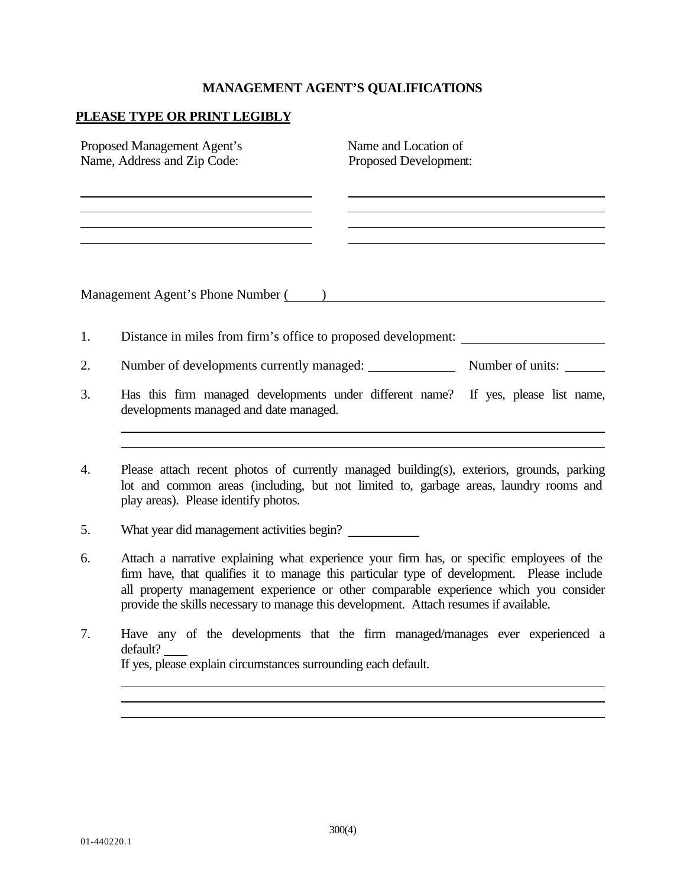# MANAGEMENT AGENT'S QUALIFICATIONS

**PLEASE TYPE OR PRINT LEGIBLY**

| Proposed Management Agent's Name, Address and Zip Code: | Name and Location of Proposed Development: |
|---|---|
| ______________________________ | ______________________________ |
| ______________________________ | ______________________________ |
| ______________________________ | ______________________________ |
| ______________________________ | ______________________________ |

Management Agent's Phone Number (     ) ______________________________

1. Distance in miles from firm's office to proposed development: ________________

2. Number of developments currently managed: __________ Number of units: _____

3. Has this firm managed developments under different name? If yes, please list name, developments managed and date managed.

   ______________________________________________________________

   ______________________________________________________________

4. Please attach recent photos of currently managed building(s), exteriors, grounds, parking lot and common areas (including, but not limited to, garbage areas, laundry rooms and play areas). Please identify photos.

5. What year did management activities begin? _________

6. Attach a narrative explaining what experience your firm has, or specific employees of the firm have, that qualifies it to manage this particular type of development. Please include all property management experience or other comparable experience which you consider provide the skills necessary to manage this development. Attach resumes if available.

7. Have any of the developments that the firm managed/manages ever experienced a default? ___
   If yes, please explain circumstances surrounding each default.

   ______________________________________________________________

   ______________________________________________________________

   ______________________________________________________________

300(4)

01-440220.1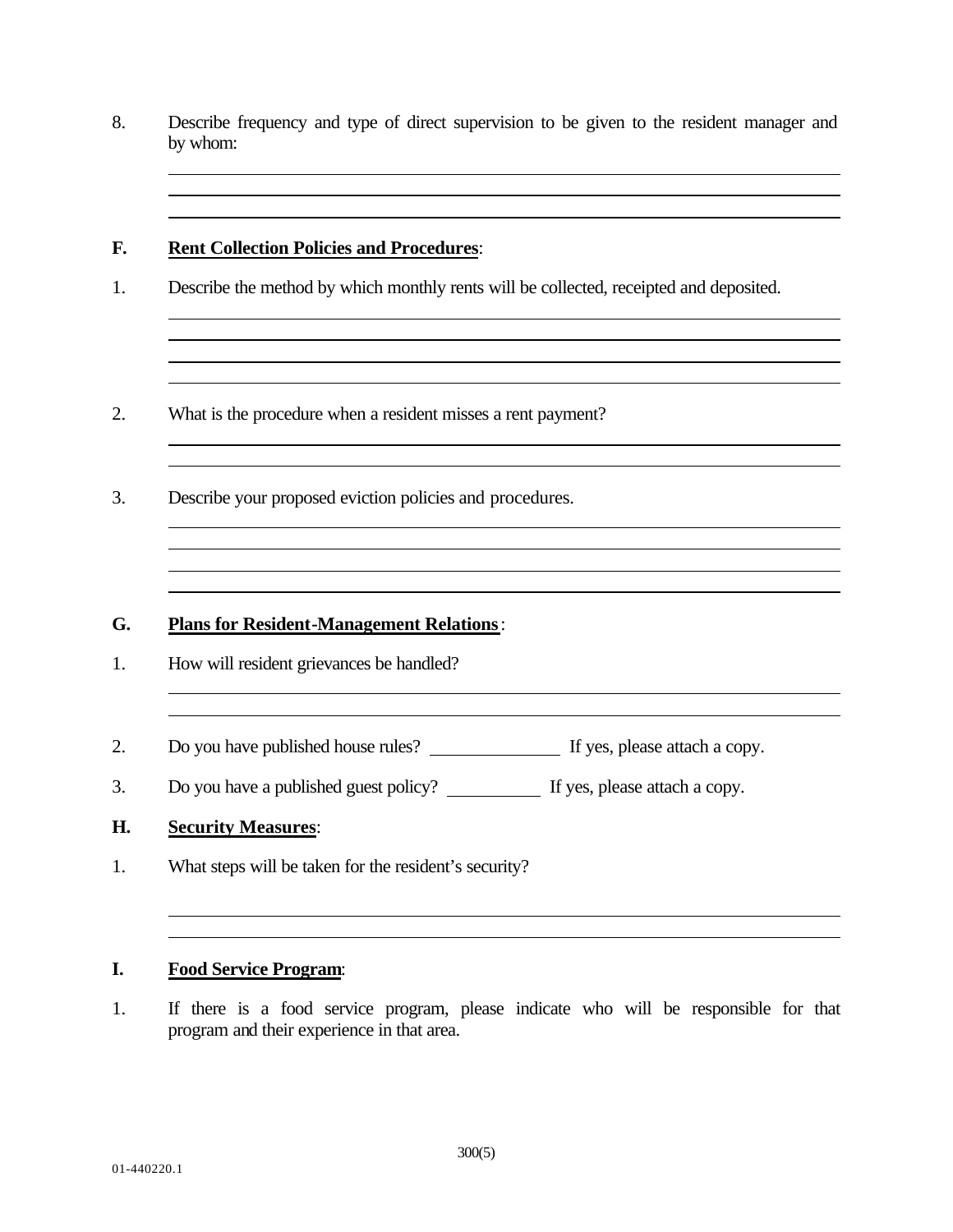8. Describe frequency and type of direct supervision to be given to the resident manager and by whom:

______________________________________________________________________________
______________________________________________________________________________
______________________________________________________________________________

**F. Rent Collection Policies and Procedures:**

1. Describe the method by which monthly rents will be collected, receipted and deposited.

______________________________________________________________________________
______________________________________________________________________________
______________________________________________________________________________
______________________________________________________________________________

2. What is the procedure when a resident misses a rent payment?

______________________________________________________________________________
______________________________________________________________________________

3. Describe your proposed eviction policies and procedures.

______________________________________________________________________________
______________________________________________________________________________
______________________________________________________________________________
______________________________________________________________________________

**G. Plans for Resident-Management Relations:**

1. How will resident grievances be handled?

______________________________________________________________________________
______________________________________________________________________________

2. Do you have published house rules? ______________ If yes, please attach a copy.

3. Do you have a published guest policy? __________ If yes, please attach a copy.

**H. Security Measures:**

1. What steps will be taken for the resident's security?

______________________________________________________________________________
______________________________________________________________________________

**I. Food Service Program:**

1. If there is a food service program, please indicate who will be responsible for that program and their experience in that area.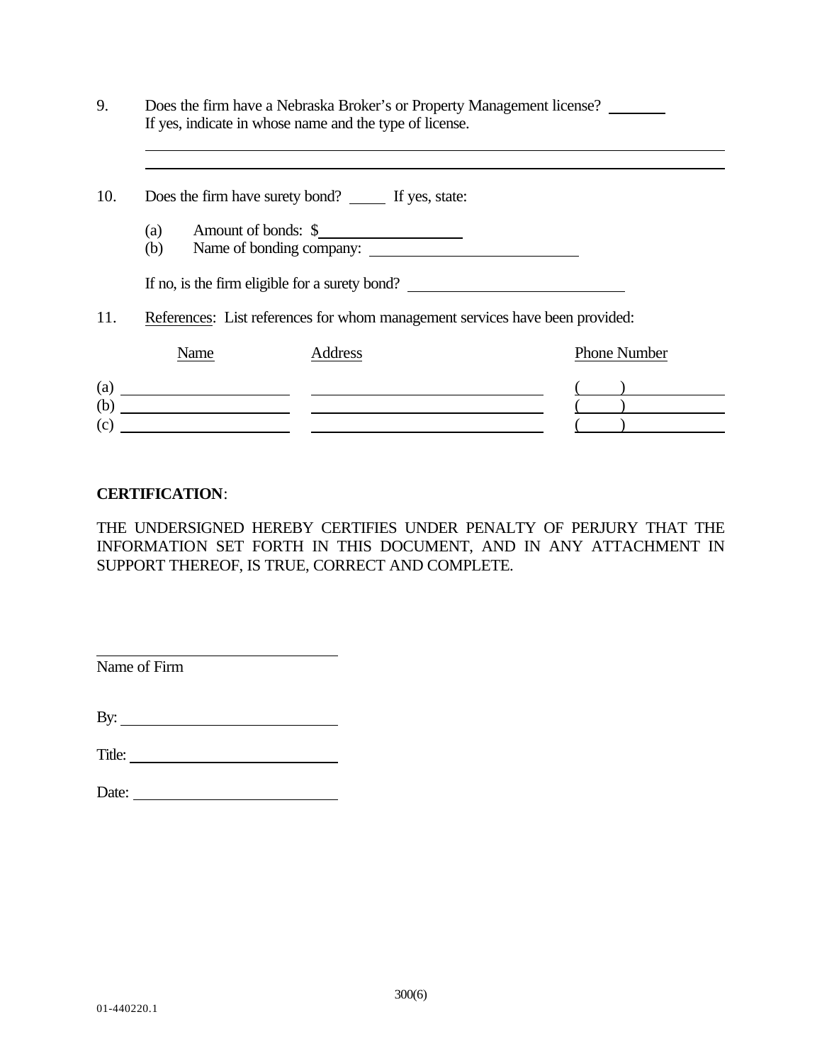9. Does the firm have a Nebraska Broker's or Property Management license? ________
   If yes, indicate in whose name and the type of license.

   ______________________________________________________________________________

   ______________________________________________________________________________

10. Does the firm have surety bond? _____ If yes, state:

    (a) Amount of bonds: $__________________
    (b) Name of bonding company: __________________________

    If no, is the firm eligible for a surety bond? __________________________

11. References: List references for whom management services have been provided:

| | Name | Address | Phone Number |
|---|---|---|---|
| (a) | | | (     ) |
| (b) | | | (     ) |
| (c) | | | (     ) |

**CERTIFICATION**:

THE UNDERSIGNED HEREBY CERTIFIES UNDER PENALTY OF PERJURY THAT THE INFORMATION SET FORTH IN THIS DOCUMENT, AND IN ANY ATTACHMENT IN SUPPORT THEREOF, IS TRUE, CORRECT AND COMPLETE.

______________________________
Name of Firm

By: ___________________________

Title: _________________________

Date: _________________________

300(6)

01-440220.1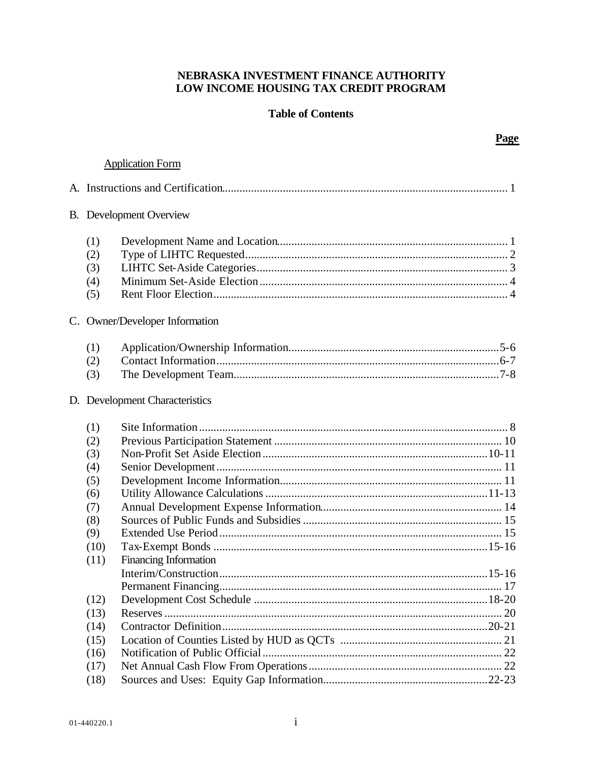**NEBRASKA INVESTMENT FINANCE AUTHORITY**
**LOW INCOME HOUSING TAX CREDIT PROGRAM**

**Table of Contents**

| | | **Page** |
|---|---|---|
| | Application Form | |
| A. | Instructions and Certification | 1 |
| B. | Development Overview | |
| (1) | Development Name and Location | 1 |
| (2) | Type of LIHTC Requested | 2 |
| (3) | LIHTC Set-Aside Categories | 3 |
| (4) | Minimum Set-Aside Election | 4 |
| (5) | Rent Floor Election | 4 |
| C. | Owner/Developer Information | |
| (1) | Application/Ownership Information | 5-6 |
| (2) | Contact Information | 6-7 |
| (3) | The Development Team | 7-8 |
| D. | Development Characteristics | |
| (1) | Site Information | 8 |
| (2) | Previous Participation Statement | 10 |
| (3) | Non-Profit Set Aside Election | 10-11 |
| (4) | Senior Development | 11 |
| (5) | Development Income Information | 11 |
| (6) | Utility Allowance Calculations | 11-13 |
| (7) | Annual Development Expense Information | 14 |
| (8) | Sources of Public Funds and Subsidies | 15 |
| (9) | Extended Use Period | 15 |
| (10) | Tax-Exempt Bonds | 15-16 |
| (11) | Financing Information | |
| | Interim/Construction | 15-16 |
| | Permanent Financing | 17 |
| (12) | Development Cost Schedule | 18-20 |
| (13) | Reserves | 20 |
| (14) | Contractor Definition | 20-21 |
| (15) | Location of Counties Listed by HUD as QCTs | 21 |
| (16) | Notification of Public Official | 22 |
| (17) | Net Annual Cash Flow From Operations | 22 |
| (18) | Sources and Uses: Equity Gap Information | 22-23 |

01-440220.1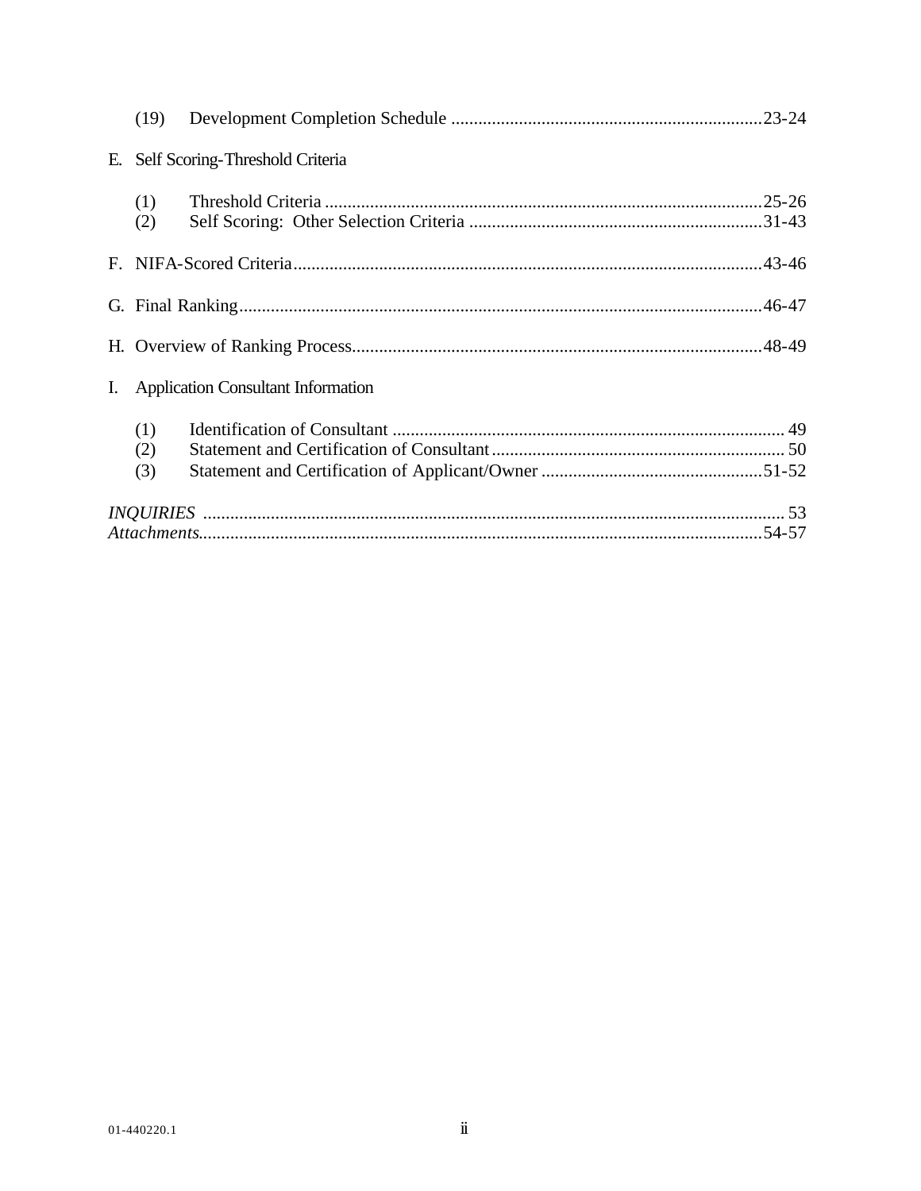(19) Development Completion Schedule ....................................................................23-24

E. Self Scoring-Threshold Criteria

(1) Threshold Criteria ...............................................................................................25-26
(2) Self Scoring: Other Selection Criteria ................................................................31-43

F. NIFA-Scored Criteria......................................................................................................43-46

G. Final Ranking..................................................................................................................46-47

H. Overview of Ranking Process.........................................................................................48-49

I. Application Consultant Information

(1) Identification of Consultant ..................................................................................... 49
(2) Statement and Certification of Consultant ................................................................ 50
(3) Statement and Certification of Applicant/Owner ................................................51-52

*INQUIRIES* ............................................................................................................................. 53
*Attachments*..........................................................................................................................54-57